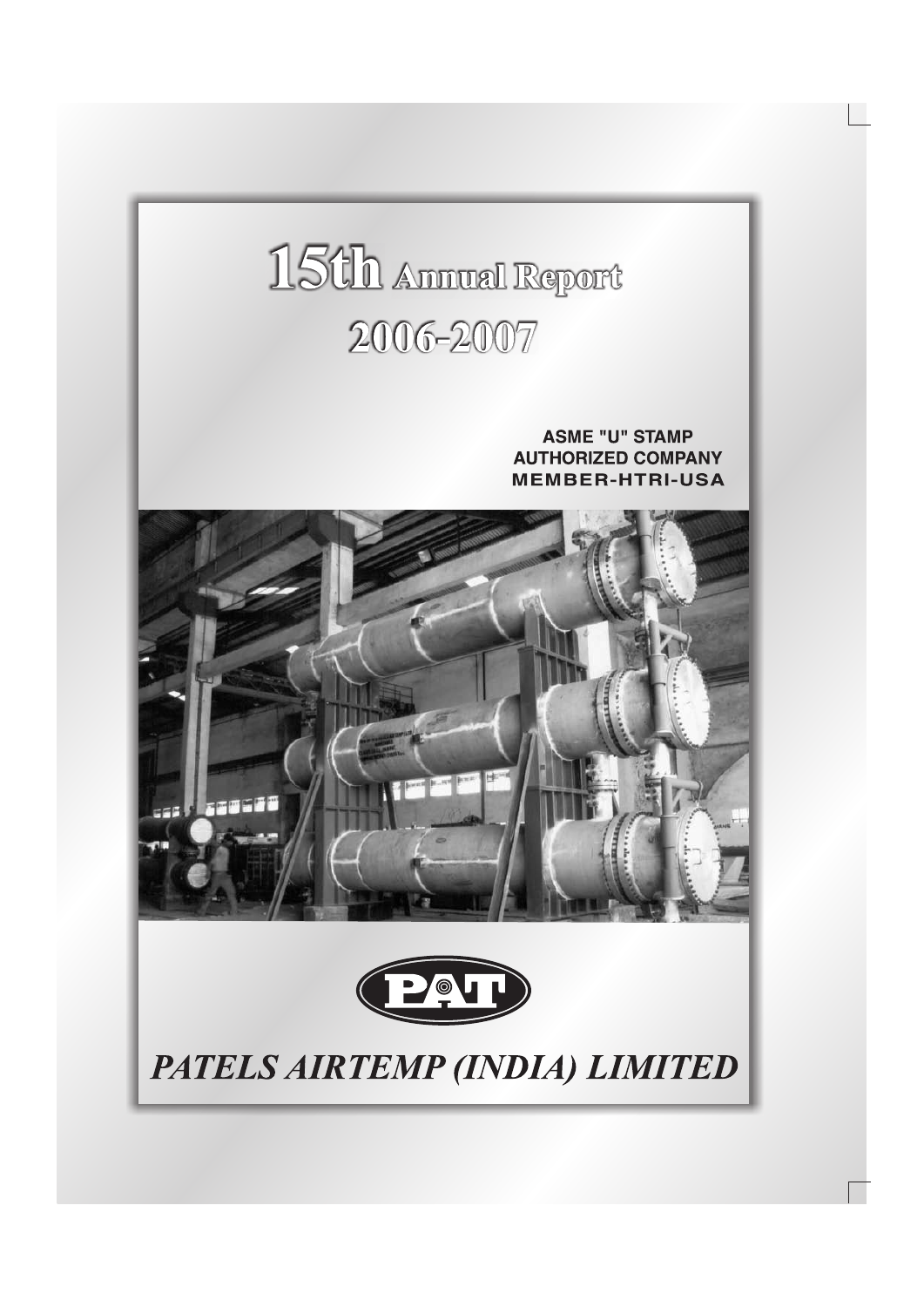# 15th Annual Report
# 2006-2007

**ASME "U" STAMP AUTHORIZED COMPANY**
**MEMBER-HTRI-USA**

PAT

***PATELS AIRTEMP (INDIA) LIMITED***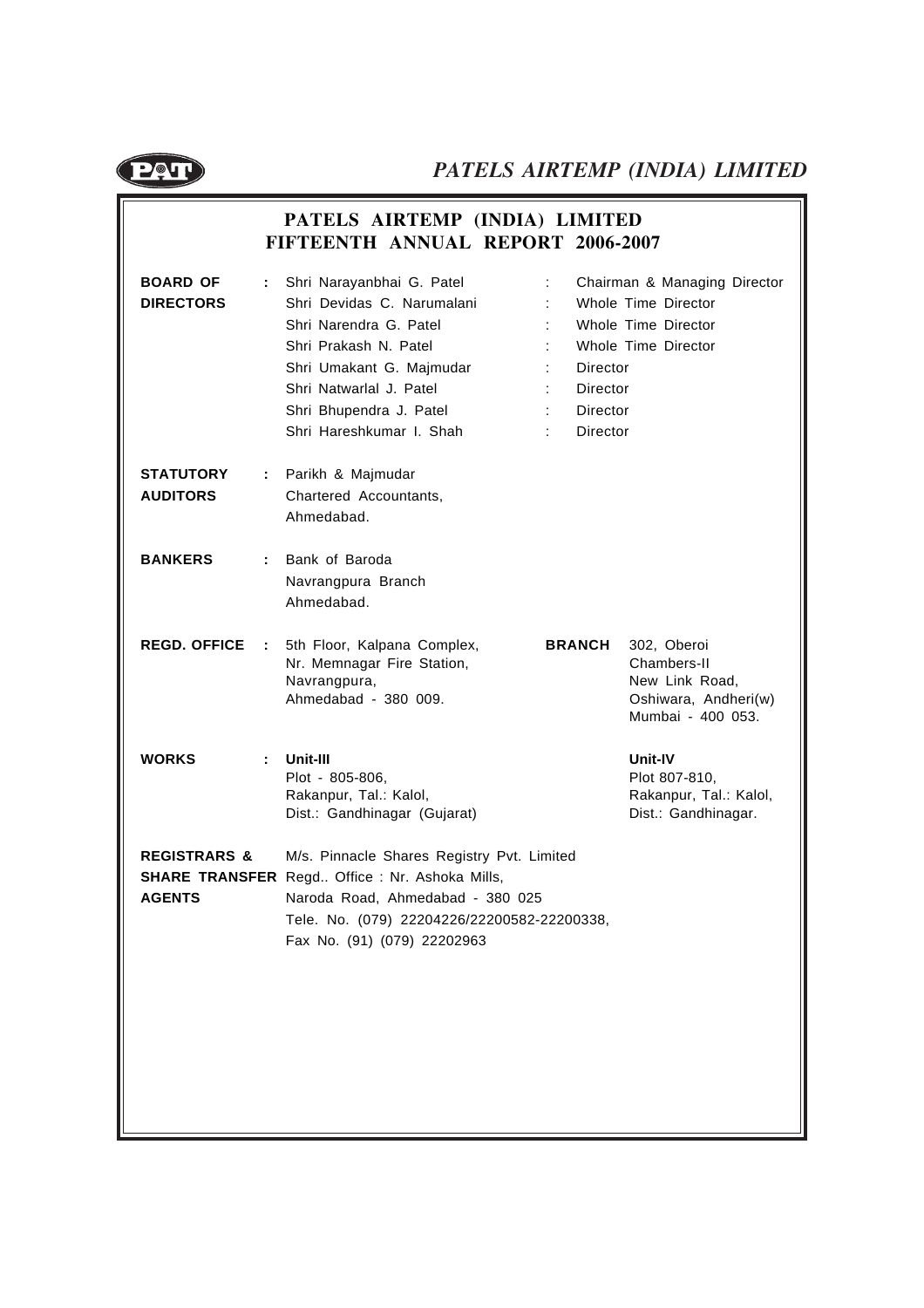# PATELS AIRTEMP (INDIA) LIMITED
## FIFTEENTH ANNUAL REPORT 2006-2007

**BOARD OF DIRECTORS** :

| | | |
|---|---|---|
| Shri Narayanbhai G. Patel | : | Chairman & Managing Director |
| Shri Devidas C. Narumalani | : | Whole Time Director |
| Shri Narendra G. Patel | : | Whole Time Director |
| Shri Prakash N. Patel | : | Whole Time Director |
| Shri Umakant G. Majmudar | : | Director |
| Shri Natwarlal J. Patel | : | Director |
| Shri Bhupendra J. Patel | : | Director |
| Shri Hareshkumar I. Shah | : | Director |

**STATUTORY AUDITORS** : Parikh & Majmudar
Chartered Accountants,
Ahmedabad.

**BANKERS** : Bank of Baroda
Navrangpura Branch
Ahmedabad.

**REGD. OFFICE** : 5th Floor, Kalpana Complex,
Nr. Memnagar Fire Station,
Navrangpura,
Ahmedabad - 380 009.

**BRANCH** 302, Oberoi
Chambers-II
New Link Road,
Oshiwara, Andheri(w)
Mumbai - 400 053.

**WORKS** :

**Unit-III**
Plot - 805-806,
Rakanpur, Tal.: Kalol,
Dist.: Gandhinagar (Gujarat)

**Unit-IV**
Plot 807-810,
Rakanpur, Tal.: Kalol,
Dist.: Gandhinagar.

**REGISTRARS & SHARE TRANSFER AGENTS** M/s. Pinnacle Shares Registry Pvt. Limited
Regd.. Office : Nr. Ashoka Mills,
Naroda Road, Ahmedabad - 380 025
Tele. No. (079) 22204226/22200582-22200338,
Fax No. (91) (079) 22202963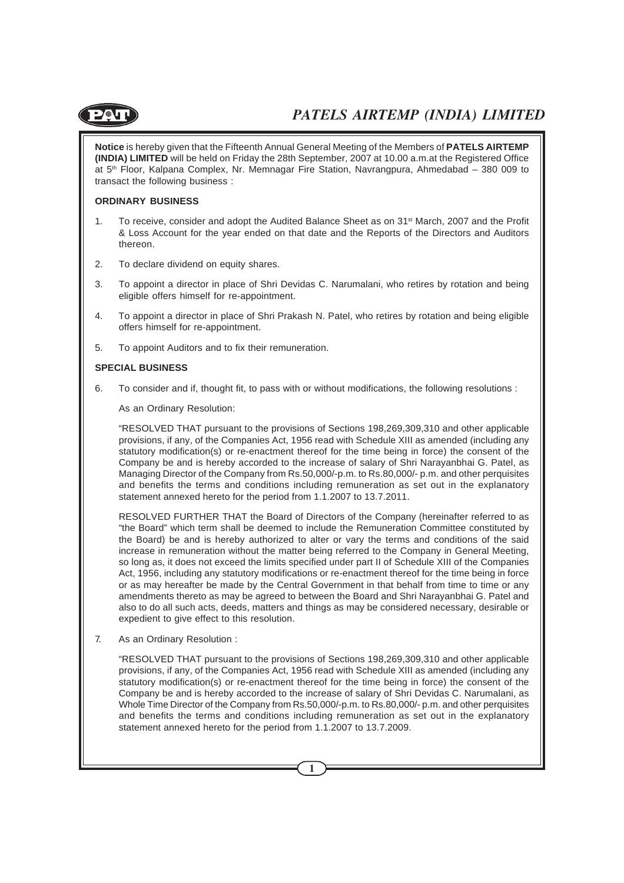**Notice** is hereby given that the Fifteenth Annual General Meeting of the Members of **PATELS AIRTEMP (INDIA) LIMITED** will be held on Friday the 28th September, 2007 at 10.00 a.m.at the Registered Office at 5th Floor, Kalpana Complex, Nr. Memnagar Fire Station, Navrangpura, Ahmedabad – 380 009 to transact the following business :

**ORDINARY BUSINESS**

1. To receive, consider and adopt the Audited Balance Sheet as on 31st March, 2007 and the Profit & Loss Account for the year ended on that date and the Reports of the Directors and Auditors thereon.

2. To declare dividend on equity shares.

3. To appoint a director in place of Shri Devidas C. Narumalani, who retires by rotation and being eligible offers himself for re-appointment.

4. To appoint a director in place of Shri Prakash N. Patel, who retires by rotation and being eligible offers himself for re-appointment.

5. To appoint Auditors and to fix their remuneration.

**SPECIAL BUSINESS**

6. To consider and if, thought fit, to pass with or without modifications, the following resolutions :

   As an Ordinary Resolution:

   "RESOLVED THAT pursuant to the provisions of Sections 198,269,309,310 and other applicable provisions, if any, of the Companies Act, 1956 read with Schedule XIII as amended (including any statutory modification(s) or re-enactment thereof for the time being in force) the consent of the Company be and is hereby accorded to the increase of salary of Shri Narayanbhai G. Patel, as Managing Director of the Company from Rs.50,000/-p.m. to Rs.80,000/- p.m. and other perquisites and benefits the terms and conditions including remuneration as set out in the explanatory statement annexed hereto for the period from 1.1.2007 to 13.7.2011.

   RESOLVED FURTHER THAT the Board of Directors of the Company (hereinafter referred to as "the Board" which term shall be deemed to include the Remuneration Committee constituted by the Board) be and is hereby authorized to alter or vary the terms and conditions of the said increase in remuneration without the matter being referred to the Company in General Meeting, so long as, it does not exceed the limits specified under part II of Schedule XIII of the Companies Act, 1956, including any statutory modifications or re-enactment thereof for the time being in force or as may hereafter be made by the Central Government in that behalf from time to time or any amendments thereto as may be agreed to between the Board and Shri Narayanbhai G. Patel and also to do all such acts, deeds, matters and things as may be considered necessary, desirable or expedient to give effect to this resolution.

7. As an Ordinary Resolution :

   "RESOLVED THAT pursuant to the provisions of Sections 198,269,309,310 and other applicable provisions, if any, of the Companies Act, 1956 read with Schedule XIII as amended (including any statutory modification(s) or re-enactment thereof for the time being in force) the consent of the Company be and is hereby accorded to the increase of salary of Shri Devidas C. Narumalani, as Whole Time Director of the Company from Rs.50,000/-p.m. to Rs.80,000/- p.m. and other perquisites and benefits the terms and conditions including remuneration as set out in the explanatory statement annexed hereto for the period from 1.1.2007 to 13.7.2009.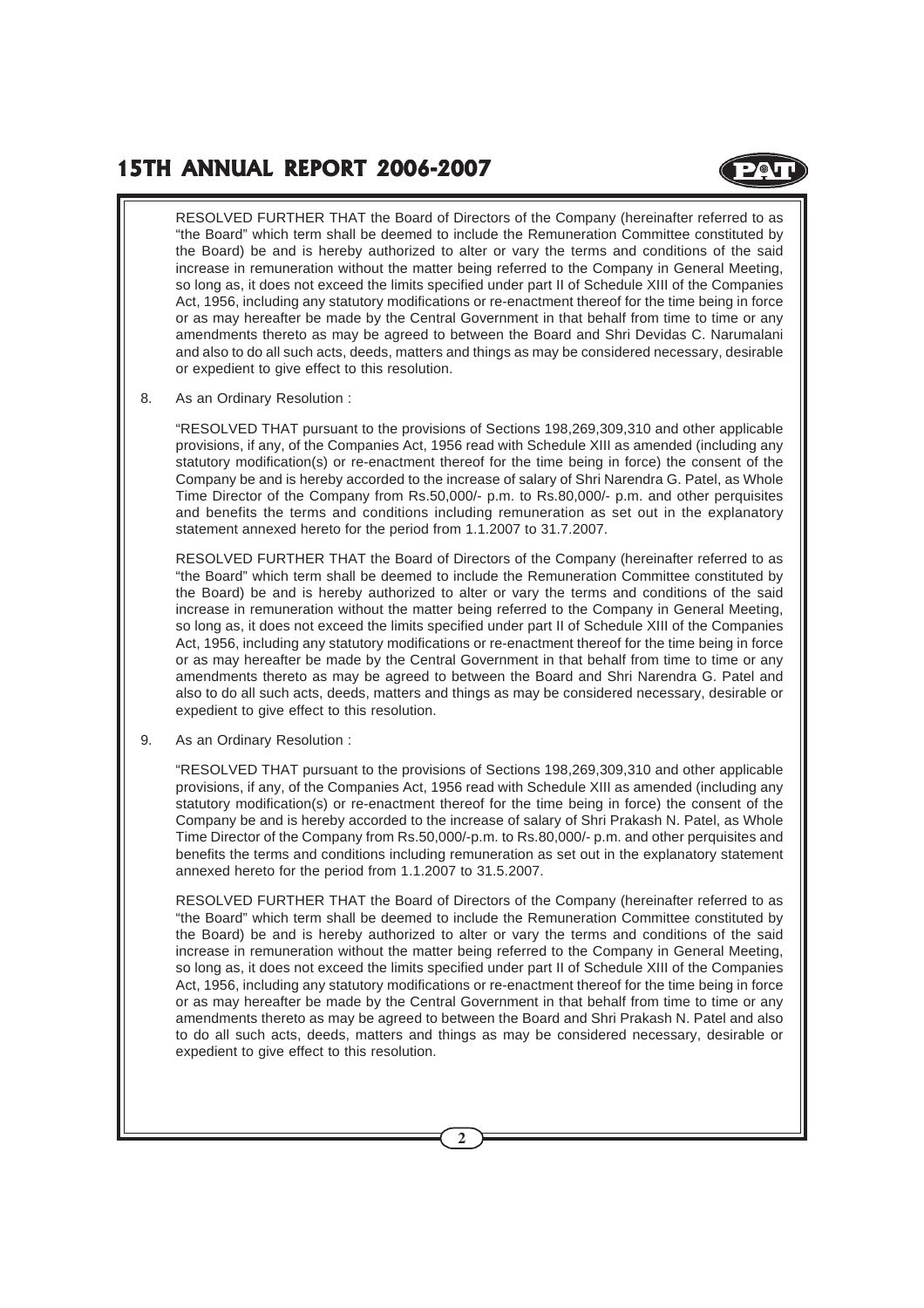RESOLVED FURTHER THAT the Board of Directors of the Company (hereinafter referred to as "the Board" which term shall be deemed to include the Remuneration Committee constituted by the Board) be and is hereby authorized to alter or vary the terms and conditions of the said increase in remuneration without the matter being referred to the Company in General Meeting, so long as, it does not exceed the limits specified under part II of Schedule XIII of the Companies Act, 1956, including any statutory modifications or re-enactment thereof for the time being in force or as may hereafter be made by the Central Government in that behalf from time to time or any amendments thereto as may be agreed to between the Board and Shri Devidas C. Narumalani and also to do all such acts, deeds, matters and things as may be considered necessary, desirable or expedient to give effect to this resolution.

8. As an Ordinary Resolution :

   "RESOLVED THAT pursuant to the provisions of Sections 198,269,309,310 and other applicable provisions, if any, of the Companies Act, 1956 read with Schedule XIII as amended (including any statutory modification(s) or re-enactment thereof for the time being in force) the consent of the Company be and is hereby accorded to the increase of salary of Shri Narendra G. Patel, as Whole Time Director of the Company from Rs.50,000/- p.m. to Rs.80,000/- p.m. and other perquisites and benefits the terms and conditions including remuneration as set out in the explanatory statement annexed hereto for the period from 1.1.2007 to 31.7.2007.

   RESOLVED FURTHER THAT the Board of Directors of the Company (hereinafter referred to as "the Board" which term shall be deemed to include the Remuneration Committee constituted by the Board) be and is hereby authorized to alter or vary the terms and conditions of the said increase in remuneration without the matter being referred to the Company in General Meeting, so long as, it does not exceed the limits specified under part II of Schedule XIII of the Companies Act, 1956, including any statutory modifications or re-enactment thereof for the time being in force or as may hereafter be made by the Central Government in that behalf from time to time or any amendments thereto as may be agreed to between the Board and Shri Narendra G. Patel and also to do all such acts, deeds, matters and things as may be considered necessary, desirable or expedient to give effect to this resolution.

9. As an Ordinary Resolution :

   "RESOLVED THAT pursuant to the provisions of Sections 198,269,309,310 and other applicable provisions, if any, of the Companies Act, 1956 read with Schedule XIII as amended (including any statutory modification(s) or re-enactment thereof for the time being in force) the consent of the Company be and is hereby accorded to the increase of salary of Shri Prakash N. Patel, as Whole Time Director of the Company from Rs.50,000/-p.m. to Rs.80,000/- p.m. and other perquisites and benefits the terms and conditions including remuneration as set out in the explanatory statement annexed hereto for the period from 1.1.2007 to 31.5.2007.

   RESOLVED FURTHER THAT the Board of Directors of the Company (hereinafter referred to as "the Board" which term shall be deemed to include the Remuneration Committee constituted by the Board) be and is hereby authorized to alter or vary the terms and conditions of the said increase in remuneration without the matter being referred to the Company in General Meeting, so long as, it does not exceed the limits specified under part II of Schedule XIII of the Companies Act, 1956, including any statutory modifications or re-enactment thereof for the time being in force or as may hereafter be made by the Central Government in that behalf from time to time or any amendments thereto as may be agreed to between the Board and Shri Prakash N. Patel and also to do all such acts, deeds, matters and things as may be considered necessary, desirable or expedient to give effect to this resolution.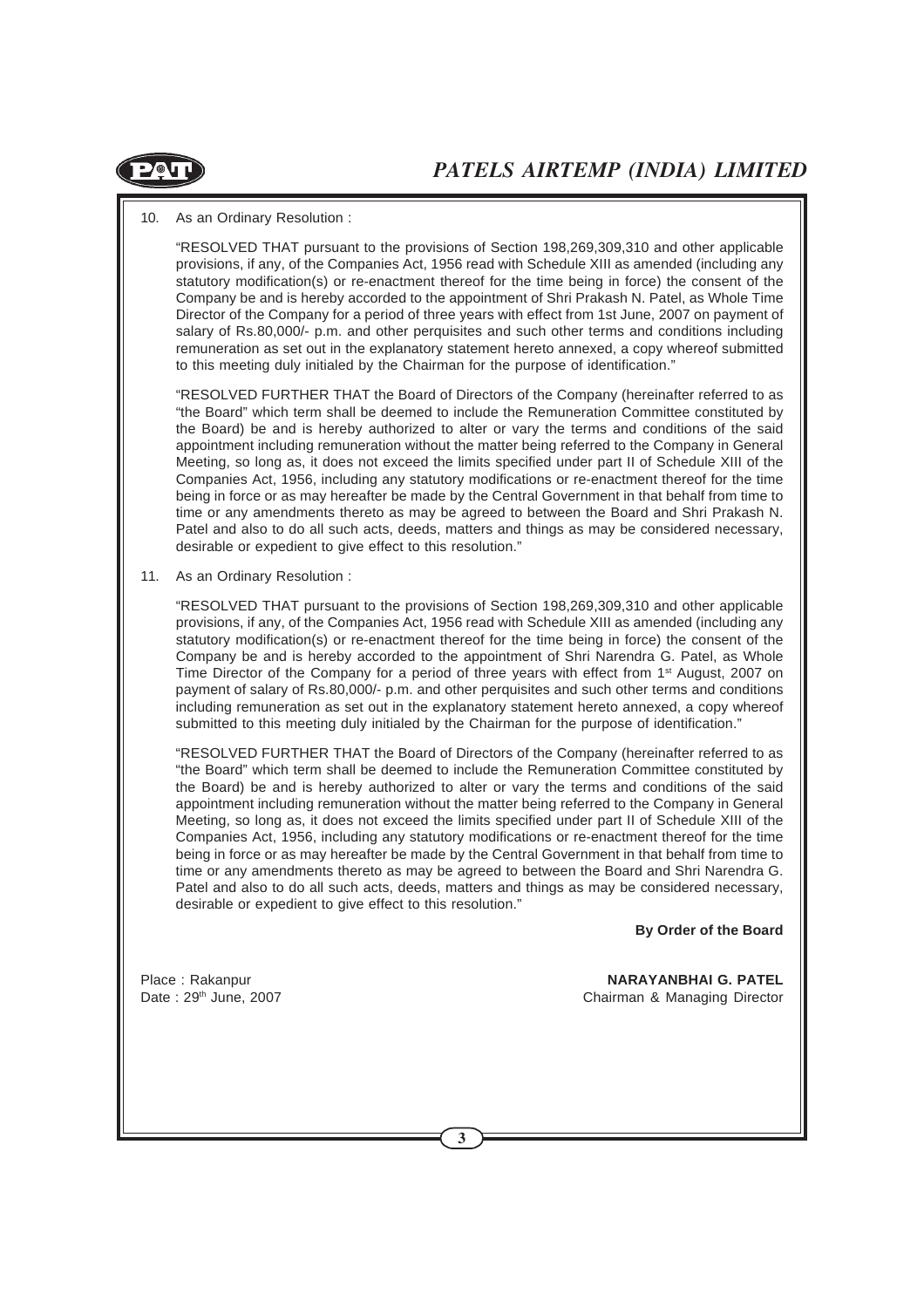10. As an Ordinary Resolution :

"RESOLVED THAT pursuant to the provisions of Section 198,269,309,310 and other applicable provisions, if any, of the Companies Act, 1956 read with Schedule XIII as amended (including any statutory modification(s) or re-enactment thereof for the time being in force) the consent of the Company be and is hereby accorded to the appointment of Shri Prakash N. Patel, as Whole Time Director of the Company for a period of three years with effect from 1st June, 2007 on payment of salary of Rs.80,000/- p.m. and other perquisites and such other terms and conditions including remuneration as set out in the explanatory statement hereto annexed, a copy whereof submitted to this meeting duly initialed by the Chairman for the purpose of identification."

"RESOLVED FURTHER THAT the Board of Directors of the Company (hereinafter referred to as "the Board" which term shall be deemed to include the Remuneration Committee constituted by the Board) be and is hereby authorized to alter or vary the terms and conditions of the said appointment including remuneration without the matter being referred to the Company in General Meeting, so long as, it does not exceed the limits specified under part II of Schedule XIII of the Companies Act, 1956, including any statutory modifications or re-enactment thereof for the time being in force or as may hereafter be made by the Central Government in that behalf from time to time or any amendments thereto as may be agreed to between the Board and Shri Prakash N. Patel and also to do all such acts, deeds, matters and things as may be considered necessary, desirable or expedient to give effect to this resolution."

11. As an Ordinary Resolution :

"RESOLVED THAT pursuant to the provisions of Section 198,269,309,310 and other applicable provisions, if any, of the Companies Act, 1956 read with Schedule XIII as amended (including any statutory modification(s) or re-enactment thereof for the time being in force) the consent of the Company be and is hereby accorded to the appointment of Shri Narendra G. Patel, as Whole Time Director of the Company for a period of three years with effect from 1st August, 2007 on payment of salary of Rs.80,000/- p.m. and other perquisites and such other terms and conditions including remuneration as set out in the explanatory statement hereto annexed, a copy whereof submitted to this meeting duly initialed by the Chairman for the purpose of identification."

"RESOLVED FURTHER THAT the Board of Directors of the Company (hereinafter referred to as "the Board" which term shall be deemed to include the Remuneration Committee constituted by the Board) be and is hereby authorized to alter or vary the terms and conditions of the said appointment including remuneration without the matter being referred to the Company in General Meeting, so long as, it does not exceed the limits specified under part II of Schedule XIII of the Companies Act, 1956, including any statutory modifications or re-enactment thereof for the time being in force or as may hereafter be made by the Central Government in that behalf from time to time or any amendments thereto as may be agreed to between the Board and Shri Narendra G. Patel and also to do all such acts, deeds, matters and things as may be considered necessary, desirable or expedient to give effect to this resolution."

**By Order of the Board**

Place : Rakanpur
Date : 29th June, 2007

**NARAYANBHAI G. PATEL**
Chairman & Managing Director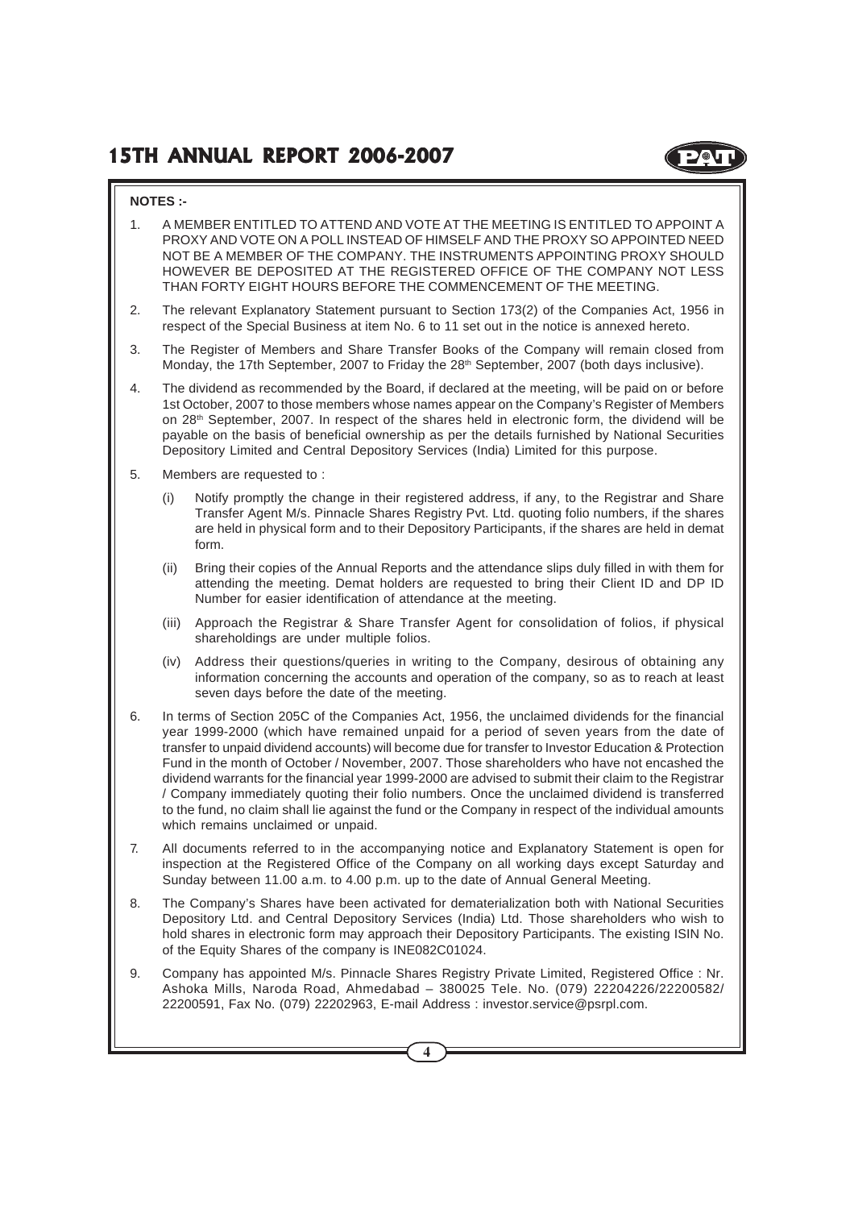**NOTES :-**

1. A MEMBER ENTITLED TO ATTEND AND VOTE AT THE MEETING IS ENTITLED TO APPOINT A PROXY AND VOTE ON A POLL INSTEAD OF HIMSELF AND THE PROXY SO APPOINTED NEED NOT BE A MEMBER OF THE COMPANY. THE INSTRUMENTS APPOINTING PROXY SHOULD HOWEVER BE DEPOSITED AT THE REGISTERED OFFICE OF THE COMPANY NOT LESS THAN FORTY EIGHT HOURS BEFORE THE COMMENCEMENT OF THE MEETING.

2. The relevant Explanatory Statement pursuant to Section 173(2) of the Companies Act, 1956 in respect of the Special Business at item No. 6 to 11 set out in the notice is annexed hereto.

3. The Register of Members and Share Transfer Books of the Company will remain closed from Monday, the 17th September, 2007 to Friday the 28th September, 2007 (both days inclusive).

4. The dividend as recommended by the Board, if declared at the meeting, will be paid on or before 1st October, 2007 to those members whose names appear on the Company's Register of Members on 28th September, 2007. In respect of the shares held in electronic form, the dividend will be payable on the basis of beneficial ownership as per the details furnished by National Securities Depository Limited and Central Depository Services (India) Limited for this purpose.

5. Members are requested to :

   (i) Notify promptly the change in their registered address, if any, to the Registrar and Share Transfer Agent M/s. Pinnacle Shares Registry Pvt. Ltd. quoting folio numbers, if the shares are held in physical form and to their Depository Participants, if the shares are held in demat form.

   (ii) Bring their copies of the Annual Reports and the attendance slips duly filled in with them for attending the meeting. Demat holders are requested to bring their Client ID and DP ID Number for easier identification of attendance at the meeting.

   (iii) Approach the Registrar & Share Transfer Agent for consolidation of folios, if physical shareholdings are under multiple folios.

   (iv) Address their questions/queries in writing to the Company, desirous of obtaining any information concerning the accounts and operation of the company, so as to reach at least seven days before the date of the meeting.

6. In terms of Section 205C of the Companies Act, 1956, the unclaimed dividends for the financial year 1999-2000 (which have remained unpaid for a period of seven years from the date of transfer to unpaid dividend accounts) will become due for transfer to Investor Education & Protection Fund in the month of October / November, 2007. Those shareholders who have not encashed the dividend warrants for the financial year 1999-2000 are advised to submit their claim to the Registrar / Company immediately quoting their folio numbers. Once the unclaimed dividend is transferred to the fund, no claim shall lie against the fund or the Company in respect of the individual amounts which remains unclaimed or unpaid.

7. All documents referred to in the accompanying notice and Explanatory Statement is open for inspection at the Registered Office of the Company on all working days except Saturday and Sunday between 11.00 a.m. to 4.00 p.m. up to the date of Annual General Meeting.

8. The Company's Shares have been activated for dematerialization both with National Securities Depository Ltd. and Central Depository Services (India) Ltd. Those shareholders who wish to hold shares in electronic form may approach their Depository Participants. The existing ISIN No. of the Equity Shares of the company is INE082C01024.

9. Company has appointed M/s. Pinnacle Shares Registry Private Limited, Registered Office : Nr. Ashoka Mills, Naroda Road, Ahmedabad – 380025 Tele. No. (079) 22204226/22200582/ 22200591, Fax No. (079) 22202963, E-mail Address : investor.service@psrpl.com.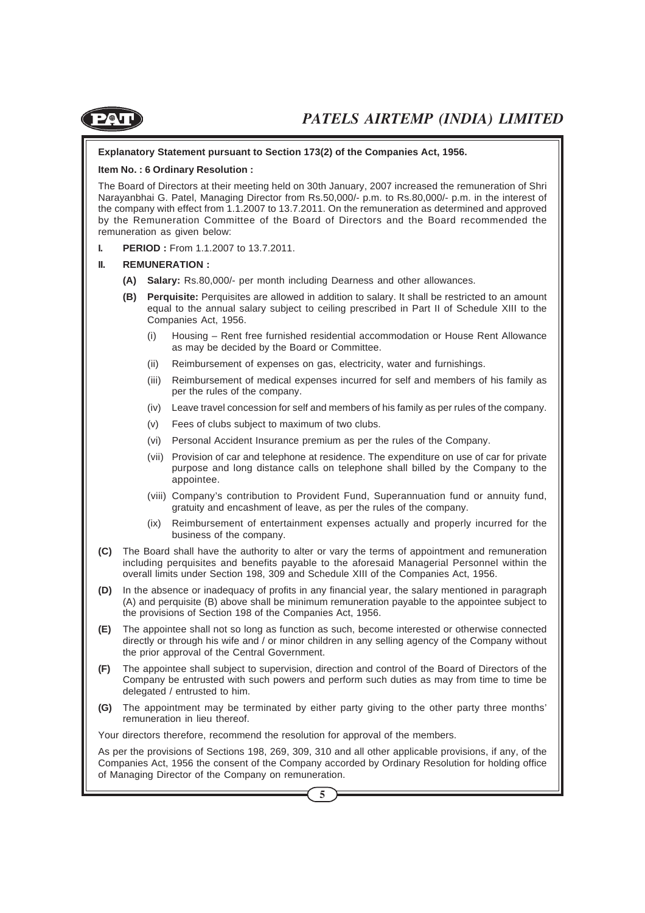**Explanatory Statement pursuant to Section 173(2) of the Companies Act, 1956.**

**Item No. : 6 Ordinary Resolution :**

The Board of Directors at their meeting held on 30th January, 2007 increased the remuneration of Shri Narayanbhai G. Patel, Managing Director from Rs.50,000/- p.m. to Rs.80,000/- p.m. in the interest of the company with effect from 1.1.2007 to 13.7.2011. On the remuneration as determined and approved by the Remuneration Committee of the Board of Directors and the Board recommended the remuneration as given below:

**I. PERIOD :** From 1.1.2007 to 13.7.2011.

**II. REMUNERATION :**

**(A) Salary:** Rs.80,000/- per month including Dearness and other allowances.

**(B) Perquisite:** Perquisites are allowed in addition to salary. It shall be restricted to an amount equal to the annual salary subject to ceiling prescribed in Part II of Schedule XIII to the Companies Act, 1956.

(i) Housing – Rent free furnished residential accommodation or House Rent Allowance as may be decided by the Board or Committee.

(ii) Reimbursement of expenses on gas, electricity, water and furnishings.

(iii) Reimbursement of medical expenses incurred for self and members of his family as per the rules of the company.

(iv) Leave travel concession for self and members of his family as per rules of the company.

(v) Fees of clubs subject to maximum of two clubs.

(vi) Personal Accident Insurance premium as per the rules of the Company.

(vii) Provision of car and telephone at residence. The expenditure on use of car for private purpose and long distance calls on telephone shall billed by the Company to the appointee.

(viii) Company's contribution to Provident Fund, Superannuation fund or annuity fund, gratuity and encashment of leave, as per the rules of the company.

(ix) Reimbursement of entertainment expenses actually and properly incurred for the business of the company.

**(C)** The Board shall have the authority to alter or vary the terms of appointment and remuneration including perquisites and benefits payable to the aforesaid Managerial Personnel within the overall limits under Section 198, 309 and Schedule XIII of the Companies Act, 1956.

**(D)** In the absence or inadequacy of profits in any financial year, the salary mentioned in paragraph (A) and perquisite (B) above shall be minimum remuneration payable to the appointee subject to the provisions of Section 198 of the Companies Act, 1956.

**(E)** The appointee shall not so long as function as such, become interested or otherwise connected directly or through his wife and / or minor children in any selling agency of the Company without the prior approval of the Central Government.

**(F)** The appointee shall subject to supervision, direction and control of the Board of Directors of the Company be entrusted with such powers and perform such duties as may from time to time be delegated / entrusted to him.

**(G)** The appointment may be terminated by either party giving to the other party three months' remuneration in lieu thereof.

Your directors therefore, recommend the resolution for approval of the members.

As per the provisions of Sections 198, 269, 309, 310 and all other applicable provisions, if any, of the Companies Act, 1956 the consent of the Company accorded by Ordinary Resolution for holding office of Managing Director of the Company on remuneration.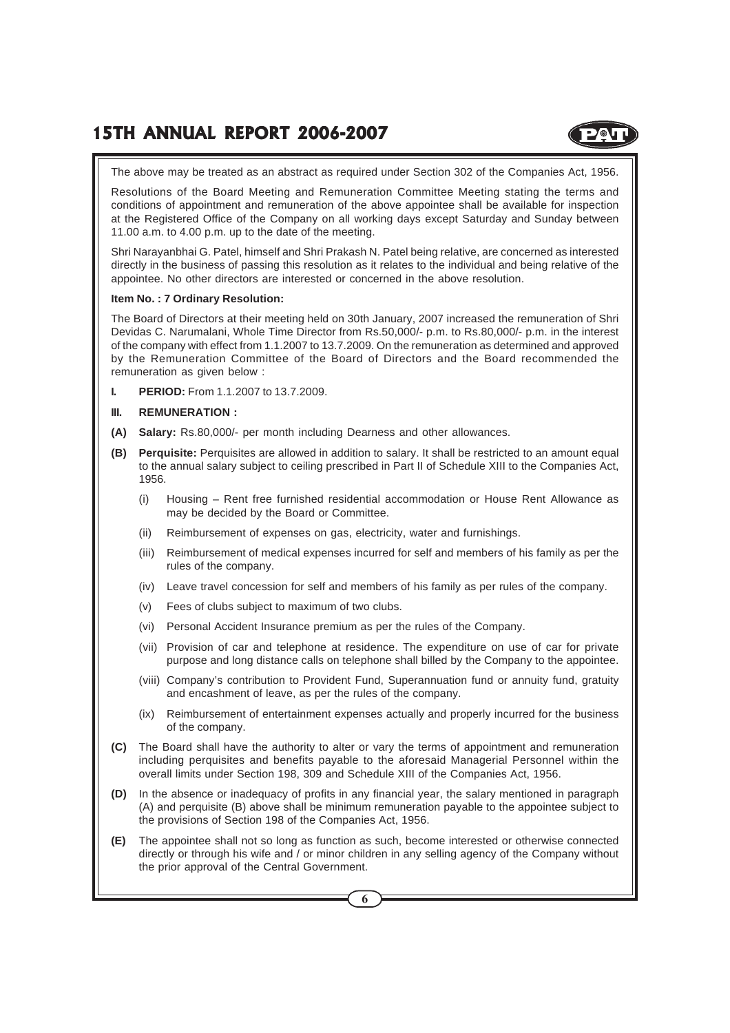The above may be treated as an abstract as required under Section 302 of the Companies Act, 1956.

Resolutions of the Board Meeting and Remuneration Committee Meeting stating the terms and conditions of appointment and remuneration of the above appointee shall be available for inspection at the Registered Office of the Company on all working days except Saturday and Sunday between 11.00 a.m. to 4.00 p.m. up to the date of the meeting.

Shri Narayanbhai G. Patel, himself and Shri Prakash N. Patel being relative, are concerned as interested directly in the business of passing this resolution as it relates to the individual and being relative of the appointee. No other directors are interested or concerned in the above resolution.

**Item No. : 7 Ordinary Resolution:**

The Board of Directors at their meeting held on 30th January, 2007 increased the remuneration of Shri Devidas C. Narumalani, Whole Time Director from Rs.50,000/- p.m. to Rs.80,000/- p.m. in the interest of the company with effect from 1.1.2007 to 13.7.2009. On the remuneration as determined and approved by the Remuneration Committee of the Board of Directors and the Board recommended the remuneration as given below :

**I. PERIOD:** From 1.1.2007 to 13.7.2009.

**III. REMUNERATION :**

**(A) Salary:** Rs.80,000/- per month including Dearness and other allowances.

**(B) Perquisite:** Perquisites are allowed in addition to salary. It shall be restricted to an amount equal to the annual salary subject to ceiling prescribed in Part II of Schedule XIII to the Companies Act, 1956.

(i) Housing – Rent free furnished residential accommodation or House Rent Allowance as may be decided by the Board or Committee.

(ii) Reimbursement of expenses on gas, electricity, water and furnishings.

(iii) Reimbursement of medical expenses incurred for self and members of his family as per the rules of the company.

(iv) Leave travel concession for self and members of his family as per rules of the company.

(v) Fees of clubs subject to maximum of two clubs.

(vi) Personal Accident Insurance premium as per the rules of the Company.

(vii) Provision of car and telephone at residence. The expenditure on use of car for private purpose and long distance calls on telephone shall billed by the Company to the appointee.

(viii) Company's contribution to Provident Fund, Superannuation fund or annuity fund, gratuity and encashment of leave, as per the rules of the company.

(ix) Reimbursement of entertainment expenses actually and properly incurred for the business of the company.

**(C)** The Board shall have the authority to alter or vary the terms of appointment and remuneration including perquisites and benefits payable to the aforesaid Managerial Personnel within the overall limits under Section 198, 309 and Schedule XIII of the Companies Act, 1956.

**(D)** In the absence or inadequacy of profits in any financial year, the salary mentioned in paragraph (A) and perquisite (B) above shall be minimum remuneration payable to the appointee subject to the provisions of Section 198 of the Companies Act, 1956.

**(E)** The appointee shall not so long as function as such, become interested or otherwise connected directly or through his wife and / or minor children in any selling agency of the Company without the prior approval of the Central Government.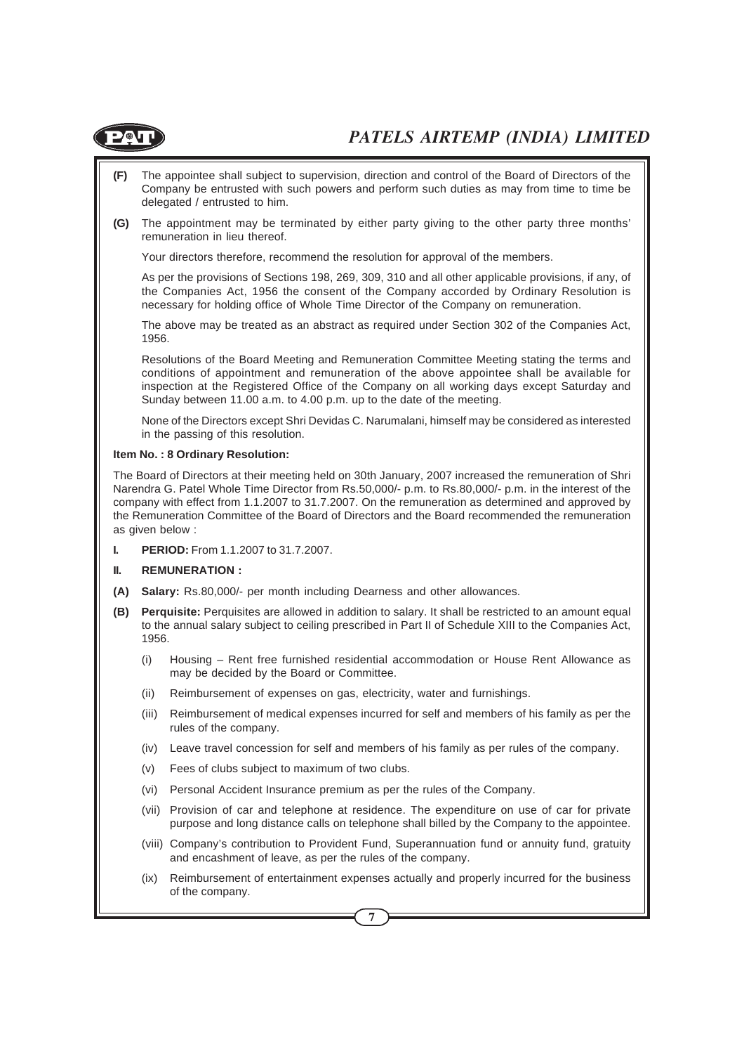**(F)** The appointee shall subject to supervision, direction and control of the Board of Directors of the Company be entrusted with such powers and perform such duties as may from time to time be delegated / entrusted to him.

**(G)** The appointment may be terminated by either party giving to the other party three months' remuneration in lieu thereof.

Your directors therefore, recommend the resolution for approval of the members.

As per the provisions of Sections 198, 269, 309, 310 and all other applicable provisions, if any, of the Companies Act, 1956 the consent of the Company accorded by Ordinary Resolution is necessary for holding office of Whole Time Director of the Company on remuneration.

The above may be treated as an abstract as required under Section 302 of the Companies Act, 1956.

Resolutions of the Board Meeting and Remuneration Committee Meeting stating the terms and conditions of appointment and remuneration of the above appointee shall be available for inspection at the Registered Office of the Company on all working days except Saturday and Sunday between 11.00 a.m. to 4.00 p.m. up to the date of the meeting.

None of the Directors except Shri Devidas C. Narumalani, himself may be considered as interested in the passing of this resolution.

**Item No. : 8 Ordinary Resolution:**

The Board of Directors at their meeting held on 30th January, 2007 increased the remuneration of Shri Narendra G. Patel Whole Time Director from Rs.50,000/- p.m. to Rs.80,000/- p.m. in the interest of the company with effect from 1.1.2007 to 31.7.2007. On the remuneration as determined and approved by the Remuneration Committee of the Board of Directors and the Board recommended the remuneration as given below :

**I. PERIOD:** From 1.1.2007 to 31.7.2007.

**II. REMUNERATION :**

**(A) Salary:** Rs.80,000/- per month including Dearness and other allowances.

**(B) Perquisite:** Perquisites are allowed in addition to salary. It shall be restricted to an amount equal to the annual salary subject to ceiling prescribed in Part II of Schedule XIII to the Companies Act, 1956.

(i) Housing – Rent free furnished residential accommodation or House Rent Allowance as may be decided by the Board or Committee.

(ii) Reimbursement of expenses on gas, electricity, water and furnishings.

(iii) Reimbursement of medical expenses incurred for self and members of his family as per the rules of the company.

(iv) Leave travel concession for self and members of his family as per rules of the company.

(v) Fees of clubs subject to maximum of two clubs.

(vi) Personal Accident Insurance premium as per the rules of the Company.

(vii) Provision of car and telephone at residence. The expenditure on use of car for private purpose and long distance calls on telephone shall billed by the Company to the appointee.

(viii) Company's contribution to Provident Fund, Superannuation fund or annuity fund, gratuity and encashment of leave, as per the rules of the company.

(ix) Reimbursement of entertainment expenses actually and properly incurred for the business of the company.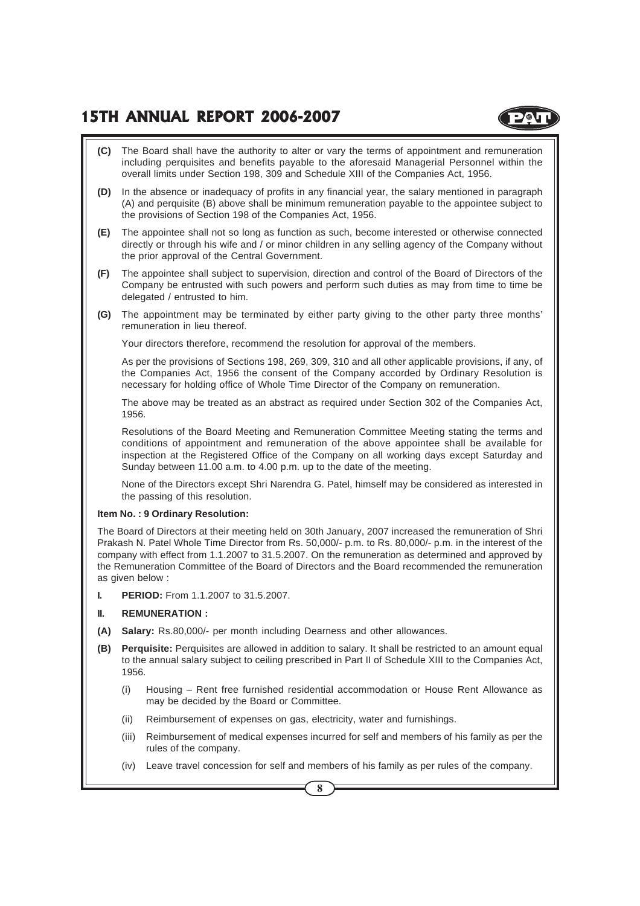**(C)** The Board shall have the authority to alter or vary the terms of appointment and remuneration including perquisites and benefits payable to the aforesaid Managerial Personnel within the overall limits under Section 198, 309 and Schedule XIII of the Companies Act, 1956.

**(D)** In the absence or inadequacy of profits in any financial year, the salary mentioned in paragraph (A) and perquisite (B) above shall be minimum remuneration payable to the appointee subject to the provisions of Section 198 of the Companies Act, 1956.

**(E)** The appointee shall not so long as function as such, become interested or otherwise connected directly or through his wife and / or minor children in any selling agency of the Company without the prior approval of the Central Government.

**(F)** The appointee shall subject to supervision, direction and control of the Board of Directors of the Company be entrusted with such powers and perform such duties as may from time to time be delegated / entrusted to him.

**(G)** The appointment may be terminated by either party giving to the other party three months' remuneration in lieu thereof.

Your directors therefore, recommend the resolution for approval of the members.

As per the provisions of Sections 198, 269, 309, 310 and all other applicable provisions, if any, of the Companies Act, 1956 the consent of the Company accorded by Ordinary Resolution is necessary for holding office of Whole Time Director of the Company on remuneration.

The above may be treated as an abstract as required under Section 302 of the Companies Act, 1956.

Resolutions of the Board Meeting and Remuneration Committee Meeting stating the terms and conditions of appointment and remuneration of the above appointee shall be available for inspection at the Registered Office of the Company on all working days except Saturday and Sunday between 11.00 a.m. to 4.00 p.m. up to the date of the meeting.

None of the Directors except Shri Narendra G. Patel, himself may be considered as interested in the passing of this resolution.

**Item No. : 9 Ordinary Resolution:**

The Board of Directors at their meeting held on 30th January, 2007 increased the remuneration of Shri Prakash N. Patel Whole Time Director from Rs. 50,000/- p.m. to Rs. 80,000/- p.m. in the interest of the company with effect from 1.1.2007 to 31.5.2007. On the remuneration as determined and approved by the Remuneration Committee of the Board of Directors and the Board recommended the remuneration as given below :

**I. PERIOD:** From 1.1.2007 to 31.5.2007.

**II. REMUNERATION :**

**(A) Salary:** Rs.80,000/- per month including Dearness and other allowances.

**(B) Perquisite:** Perquisites are allowed in addition to salary. It shall be restricted to an amount equal to the annual salary subject to ceiling prescribed in Part II of Schedule XIII to the Companies Act, 1956.

(i) Housing – Rent free furnished residential accommodation or House Rent Allowance as may be decided by the Board or Committee.

(ii) Reimbursement of expenses on gas, electricity, water and furnishings.

(iii) Reimbursement of medical expenses incurred for self and members of his family as per the rules of the company.

(iv) Leave travel concession for self and members of his family as per rules of the company.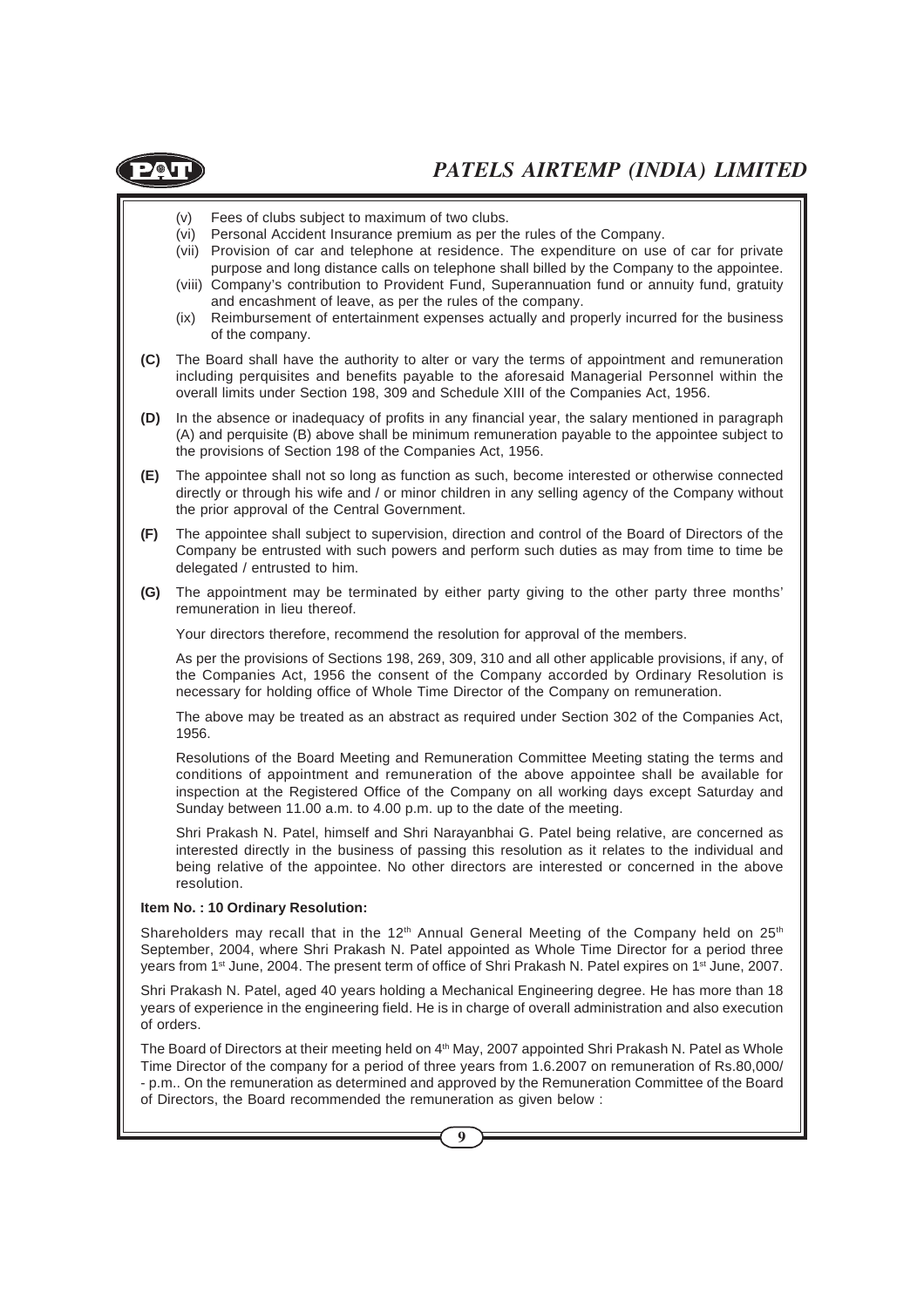(v) Fees of clubs subject to maximum of two clubs.

(vi) Personal Accident Insurance premium as per the rules of the Company.

(vii) Provision of car and telephone at residence. The expenditure on use of car for private purpose and long distance calls on telephone shall billed by the Company to the appointee.

(viii) Company's contribution to Provident Fund, Superannuation fund or annuity fund, gratuity and encashment of leave, as per the rules of the company.

(ix) Reimbursement of entertainment expenses actually and properly incurred for the business of the company.

**(C)** The Board shall have the authority to alter or vary the terms of appointment and remuneration including perquisites and benefits payable to the aforesaid Managerial Personnel within the overall limits under Section 198, 309 and Schedule XIII of the Companies Act, 1956.

**(D)** In the absence or inadequacy of profits in any financial year, the salary mentioned in paragraph (A) and perquisite (B) above shall be minimum remuneration payable to the appointee subject to the provisions of Section 198 of the Companies Act, 1956.

**(E)** The appointee shall not so long as function as such, become interested or otherwise connected directly or through his wife and / or minor children in any selling agency of the Company without the prior approval of the Central Government.

**(F)** The appointee shall subject to supervision, direction and control of the Board of Directors of the Company be entrusted with such powers and perform such duties as may from time to time be delegated / entrusted to him.

**(G)** The appointment may be terminated by either party giving to the other party three months' remuneration in lieu thereof.

Your directors therefore, recommend the resolution for approval of the members.

As per the provisions of Sections 198, 269, 309, 310 and all other applicable provisions, if any, of the Companies Act, 1956 the consent of the Company accorded by Ordinary Resolution is necessary for holding office of Whole Time Director of the Company on remuneration.

The above may be treated as an abstract as required under Section 302 of the Companies Act, 1956.

Resolutions of the Board Meeting and Remuneration Committee Meeting stating the terms and conditions of appointment and remuneration of the above appointee shall be available for inspection at the Registered Office of the Company on all working days except Saturday and Sunday between 11.00 a.m. to 4.00 p.m. up to the date of the meeting.

Shri Prakash N. Patel, himself and Shri Narayanbhai G. Patel being relative, are concerned as interested directly in the business of passing this resolution as it relates to the individual and being relative of the appointee. No other directors are interested or concerned in the above resolution.

**Item No. : 10 Ordinary Resolution:**

Shareholders may recall that in the 12th Annual General Meeting of the Company held on 25th September, 2004, where Shri Prakash N. Patel appointed as Whole Time Director for a period three years from 1st June, 2004. The present term of office of Shri Prakash N. Patel expires on 1st June, 2007.

Shri Prakash N. Patel, aged 40 years holding a Mechanical Engineering degree. He has more than 18 years of experience in the engineering field. He is in charge of overall administration and also execution of orders.

The Board of Directors at their meeting held on 4th May, 2007 appointed Shri Prakash N. Patel as Whole Time Director of the company for a period of three years from 1.6.2007 on remuneration of Rs.80,000/- p.m.. On the remuneration as determined and approved by the Remuneration Committee of the Board of Directors, the Board recommended the remuneration as given below :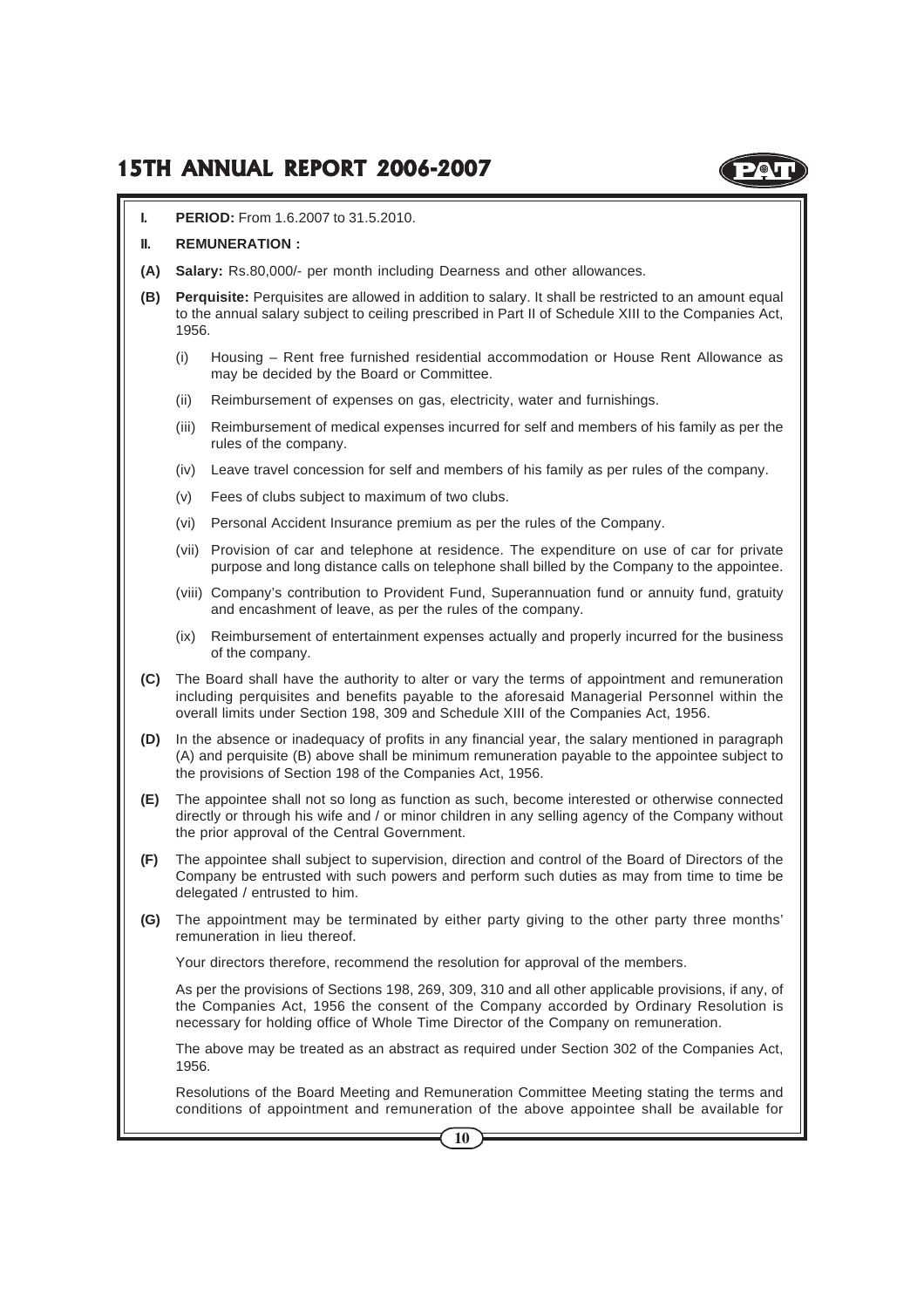**I. PERIOD:** From 1.6.2007 to 31.5.2010.

**II. REMUNERATION :**

**(A) Salary:** Rs.80,000/- per month including Dearness and other allowances.

**(B) Perquisite:** Perquisites are allowed in addition to salary. It shall be restricted to an amount equal to the annual salary subject to ceiling prescribed in Part II of Schedule XIII to the Companies Act, 1956.

(i) Housing – Rent free furnished residential accommodation or House Rent Allowance as may be decided by the Board or Committee.

(ii) Reimbursement of expenses on gas, electricity, water and furnishings.

(iii) Reimbursement of medical expenses incurred for self and members of his family as per the rules of the company.

(iv) Leave travel concession for self and members of his family as per rules of the company.

(v) Fees of clubs subject to maximum of two clubs.

(vi) Personal Accident Insurance premium as per the rules of the Company.

(vii) Provision of car and telephone at residence. The expenditure on use of car for private purpose and long distance calls on telephone shall billed by the Company to the appointee.

(viii) Company's contribution to Provident Fund, Superannuation fund or annuity fund, gratuity and encashment of leave, as per the rules of the company.

(ix) Reimbursement of entertainment expenses actually and properly incurred for the business of the company.

**(C)** The Board shall have the authority to alter or vary the terms of appointment and remuneration including perquisites and benefits payable to the aforesaid Managerial Personnel within the overall limits under Section 198, 309 and Schedule XIII of the Companies Act, 1956.

**(D)** In the absence or inadequacy of profits in any financial year, the salary mentioned in paragraph (A) and perquisite (B) above shall be minimum remuneration payable to the appointee subject to the provisions of Section 198 of the Companies Act, 1956.

**(E)** The appointee shall not so long as function as such, become interested or otherwise connected directly or through his wife and / or minor children in any selling agency of the Company without the prior approval of the Central Government.

**(F)** The appointee shall subject to supervision, direction and control of the Board of Directors of the Company be entrusted with such powers and perform such duties as may from time to time be delegated / entrusted to him.

**(G)** The appointment may be terminated by either party giving to the other party three months' remuneration in lieu thereof.

Your directors therefore, recommend the resolution for approval of the members.

As per the provisions of Sections 198, 269, 309, 310 and all other applicable provisions, if any, of the Companies Act, 1956 the consent of the Company accorded by Ordinary Resolution is necessary for holding office of Whole Time Director of the Company on remuneration.

The above may be treated as an abstract as required under Section 302 of the Companies Act, 1956.

Resolutions of the Board Meeting and Remuneration Committee Meeting stating the terms and conditions of appointment and remuneration of the above appointee shall be available for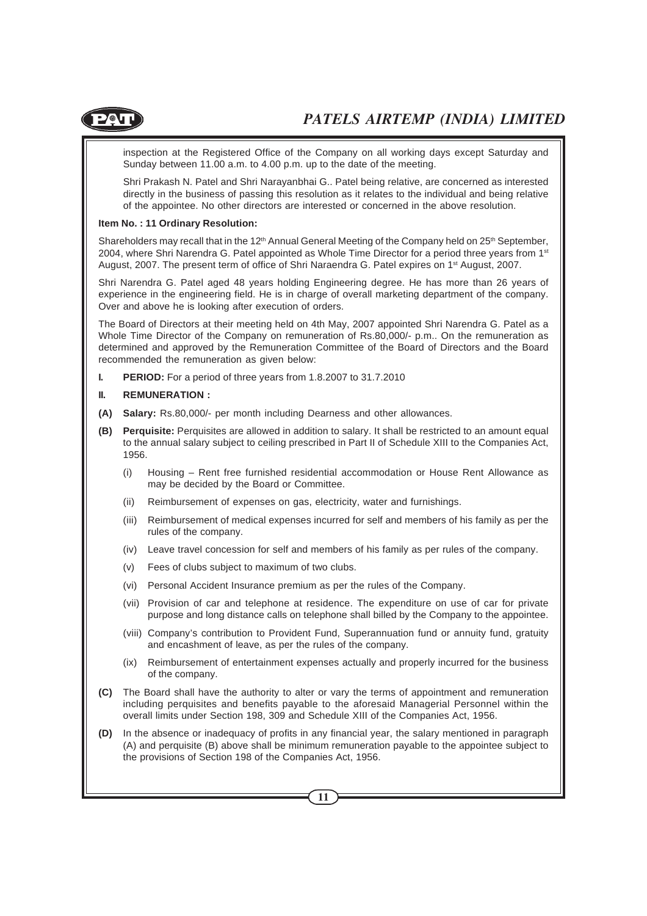inspection at the Registered Office of the Company on all working days except Saturday and Sunday between 11.00 a.m. to 4.00 p.m. up to the date of the meeting.

Shri Prakash N. Patel and Shri Narayanbhai G.. Patel being relative, are concerned as interested directly in the business of passing this resolution as it relates to the individual and being relative of the appointee. No other directors are interested or concerned in the above resolution.

**Item No. : 11 Ordinary Resolution:**

Shareholders may recall that in the 12th Annual General Meeting of the Company held on 25th September, 2004, where Shri Narendra G. Patel appointed as Whole Time Director for a period three years from 1st August, 2007. The present term of office of Shri Naraendra G. Patel expires on 1st August, 2007.

Shri Narendra G. Patel aged 48 years holding Engineering degree. He has more than 26 years of experience in the engineering field. He is in charge of overall marketing department of the company. Over and above he is looking after execution of orders.

The Board of Directors at their meeting held on 4th May, 2007 appointed Shri Narendra G. Patel as a Whole Time Director of the Company on remuneration of Rs.80,000/- p.m.. On the remuneration as determined and approved by the Remuneration Committee of the Board of Directors and the Board recommended the remuneration as given below:

**I. PERIOD:** For a period of three years from 1.8.2007 to 31.7.2010

**II. REMUNERATION :**

**(A) Salary:** Rs.80,000/- per month including Dearness and other allowances.

**(B) Perquisite:** Perquisites are allowed in addition to salary. It shall be restricted to an amount equal to the annual salary subject to ceiling prescribed in Part II of Schedule XIII to the Companies Act, 1956.

(i) Housing – Rent free furnished residential accommodation or House Rent Allowance as may be decided by the Board or Committee.

(ii) Reimbursement of expenses on gas, electricity, water and furnishings.

(iii) Reimbursement of medical expenses incurred for self and members of his family as per the rules of the company.

(iv) Leave travel concession for self and members of his family as per rules of the company.

(v) Fees of clubs subject to maximum of two clubs.

(vi) Personal Accident Insurance premium as per the rules of the Company.

(vii) Provision of car and telephone at residence. The expenditure on use of car for private purpose and long distance calls on telephone shall billed by the Company to the appointee.

(viii) Company's contribution to Provident Fund, Superannuation fund or annuity fund, gratuity and encashment of leave, as per the rules of the company.

(ix) Reimbursement of entertainment expenses actually and properly incurred for the business of the company.

**(C)** The Board shall have the authority to alter or vary the terms of appointment and remuneration including perquisites and benefits payable to the aforesaid Managerial Personnel within the overall limits under Section 198, 309 and Schedule XIII of the Companies Act, 1956.

**(D)** In the absence or inadequacy of profits in any financial year, the salary mentioned in paragraph (A) and perquisite (B) above shall be minimum remuneration payable to the appointee subject to the provisions of Section 198 of the Companies Act, 1956.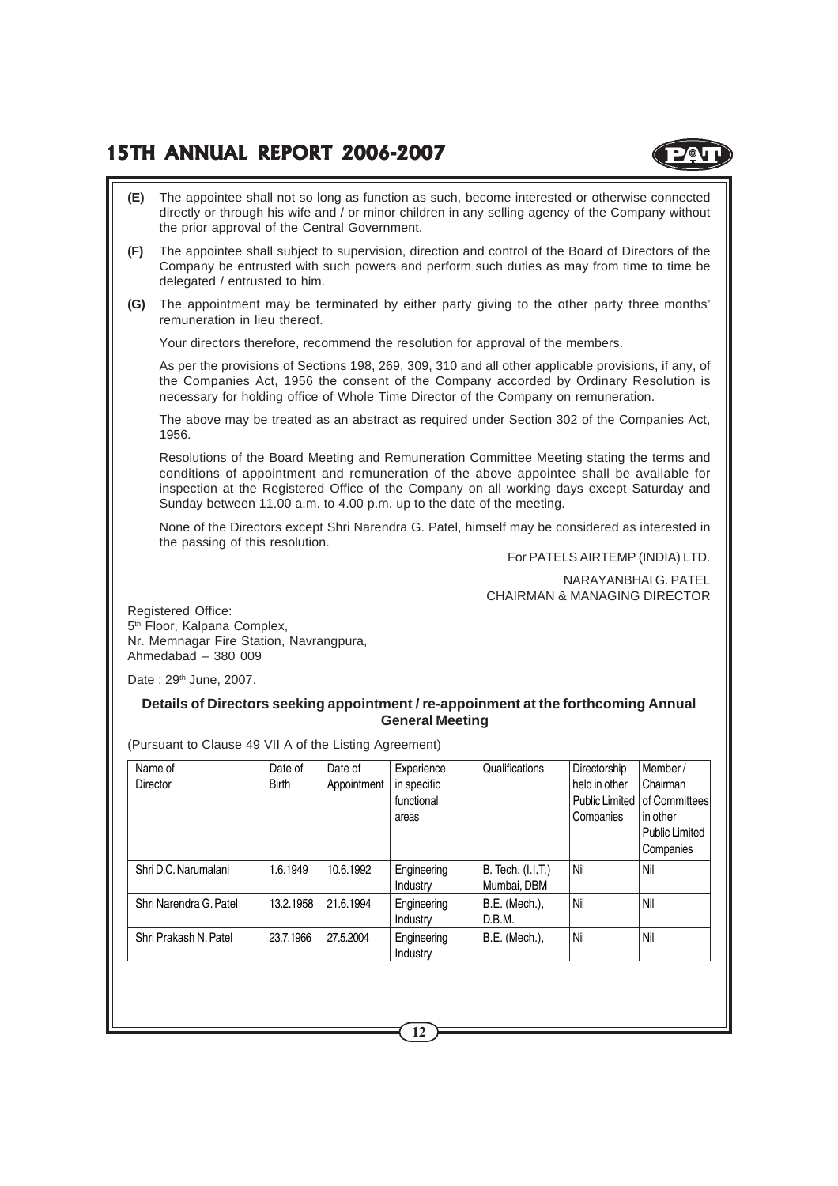**(E)** The appointee shall not so long as function as such, become interested or otherwise connected directly or through his wife and / or minor children in any selling agency of the Company without the prior approval of the Central Government.

**(F)** The appointee shall subject to supervision, direction and control of the Board of Directors of the Company be entrusted with such powers and perform such duties as may from time to time be delegated / entrusted to him.

**(G)** The appointment may be terminated by either party giving to the other party three months' remuneration in lieu thereof.

Your directors therefore, recommend the resolution for approval of the members.

As per the provisions of Sections 198, 269, 309, 310 and all other applicable provisions, if any, of the Companies Act, 1956 the consent of the Company accorded by Ordinary Resolution is necessary for holding office of Whole Time Director of the Company on remuneration.

The above may be treated as an abstract as required under Section 302 of the Companies Act, 1956.

Resolutions of the Board Meeting and Remuneration Committee Meeting stating the terms and conditions of appointment and remuneration of the above appointee shall be available for inspection at the Registered Office of the Company on all working days except Saturday and Sunday between 11.00 a.m. to 4.00 p.m. up to the date of the meeting.

None of the Directors except Shri Narendra G. Patel, himself may be considered as interested in the passing of this resolution.

For PATELS AIRTEMP (INDIA) LTD.

NARAYANBHAI G. PATEL
CHAIRMAN & MANAGING DIRECTOR

Registered Office:
5th Floor, Kalpana Complex,
Nr. Memnagar Fire Station, Navrangpura,
Ahmedabad – 380 009

Date : 29th June, 2007.

### Details of Directors seeking appointment / re-appoinment at the forthcoming Annual General Meeting

(Pursuant to Clause 49 VII A of the Listing Agreement)

| Name of Director | Date of Birth | Date of Appointment | Experience in specific functional areas | Qualifications | Directorship held in other Public Limited Companies | Member / Chairman of Committees in other Public Limited Companies |
|---|---|---|---|---|---|---|
| Shri D.C. Narumalani | 1.6.1949 | 10.6.1992 | Engineering Industry | B. Tech. (I.I.T.) Mumbai, DBM | Nil | Nil |
| Shri Narendra G. Patel | 13.2.1958 | 21.6.1994 | Engineering Industry | B.E. (Mech.), D.B.M. | Nil | Nil |
| Shri Prakash N. Patel | 23.7.1966 | 27.5.2004 | Engineering Industry | B.E. (Mech.), | Nil | Nil |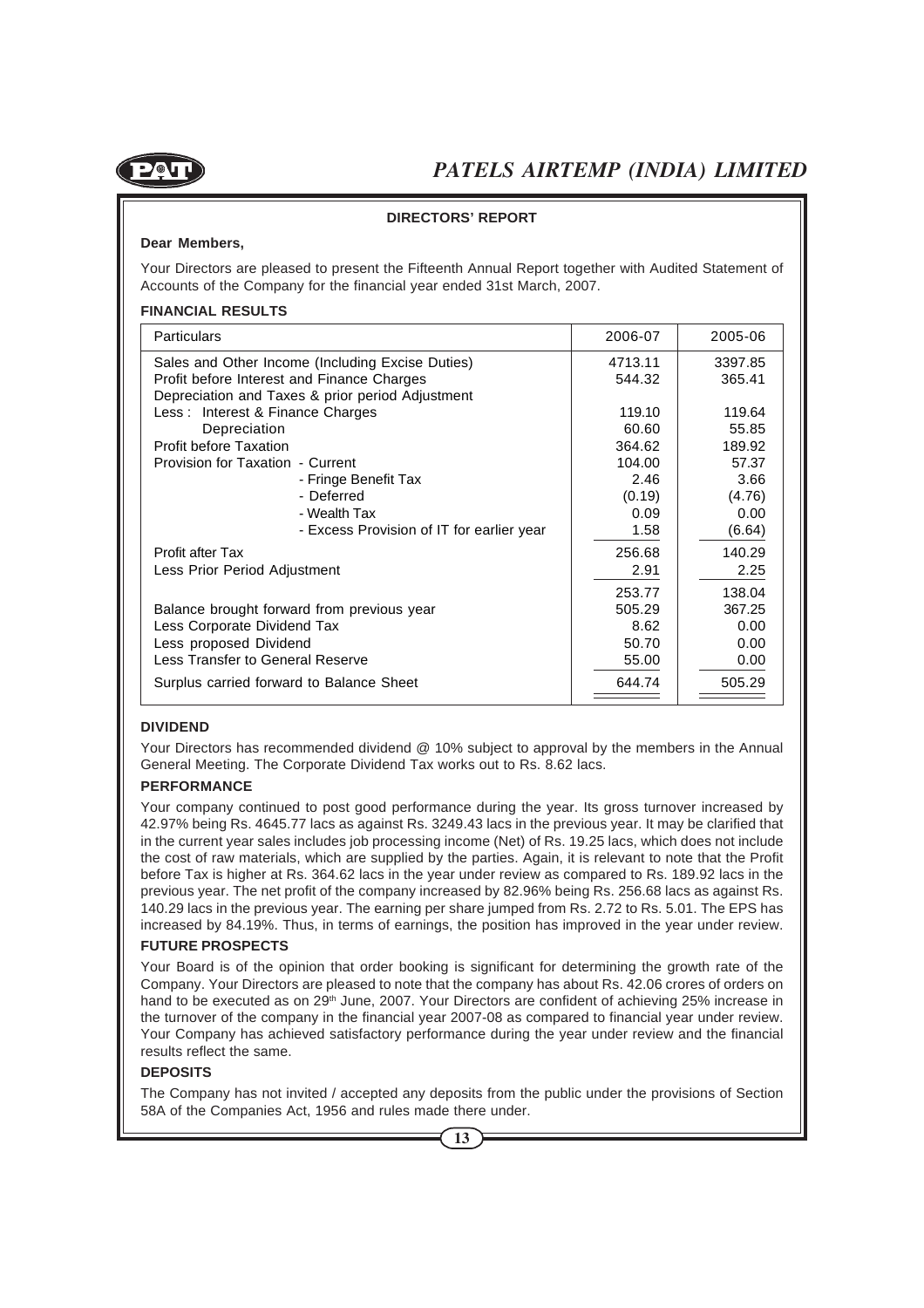## DIRECTORS' REPORT

**Dear Members,**

Your Directors are pleased to present the Fifteenth Annual Report together with Audited Statement of Accounts of the Company for the financial year ended 31st March, 2007.

### FINANCIAL RESULTS

| Particulars | 2006-07 | 2005-06 |
|---|---|---|
| Sales and Other Income (Including Excise Duties) | 4713.11 | 3397.85 |
| Profit before Interest and Finance Charges Depreciation and Taxes & prior period Adjustment | 544.32 | 365.41 |
| Less : Interest & Finance Charges | 119.10 | 119.64 |
| Depreciation | 60.60 | 55.85 |
| Profit before Taxation | 364.62 | 189.92 |
| Provision for Taxation - Current | 104.00 | 57.37 |
| - Fringe Benefit Tax | 2.46 | 3.66 |
| - Deferred | (0.19) | (4.76) |
| - Wealth Tax | 0.09 | 0.00 |
| - Excess Provision of IT for earlier year | 1.58 | (6.64) |
| Profit after Tax | 256.68 | 140.29 |
| Less Prior Period Adjustment | 2.91 | 2.25 |
| | 253.77 | 138.04 |
| Balance brought forward from previous year | 505.29 | 367.25 |
| Less Corporate Dividend Tax | 8.62 | 0.00 |
| Less proposed Dividend | 50.70 | 0.00 |
| Less Transfer to General Reserve | 55.00 | 0.00 |
| Surplus carried forward to Balance Sheet | 644.74 | 505.29 |

### DIVIDEND

Your Directors has recommended dividend @ 10% subject to approval by the members in the Annual General Meeting. The Corporate Dividend Tax works out to Rs. 8.62 lacs.

### PERFORMANCE

Your company continued to post good performance during the year. Its gross turnover increased by 42.97% being Rs. 4645.77 lacs as against Rs. 3249.43 lacs in the previous year. It may be clarified that in the current year sales includes job processing income (Net) of Rs. 19.25 lacs, which does not include the cost of raw materials, which are supplied by the parties. Again, it is relevant to note that the Profit before Tax is higher at Rs. 364.62 lacs in the year under review as compared to Rs. 189.92 lacs in the previous year. The net profit of the company increased by 82.96% being Rs. 256.68 lacs as against Rs. 140.29 lacs in the previous year. The earning per share jumped from Rs. 2.72 to Rs. 5.01. The EPS has increased by 84.19%. Thus, in terms of earnings, the position has improved in the year under review.

### FUTURE PROSPECTS

Your Board is of the opinion that order booking is significant for determining the growth rate of the Company. Your Directors are pleased to note that the company has about Rs. 42.06 crores of orders on hand to be executed as on 29th June, 2007. Your Directors are confident of achieving 25% increase in the turnover of the company in the financial year 2007-08 as compared to financial year under review. Your Company has achieved satisfactory performance during the year under review and the financial results reflect the same.

### DEPOSITS

The Company has not invited / accepted any deposits from the public under the provisions of Section 58A of the Companies Act, 1956 and rules made there under.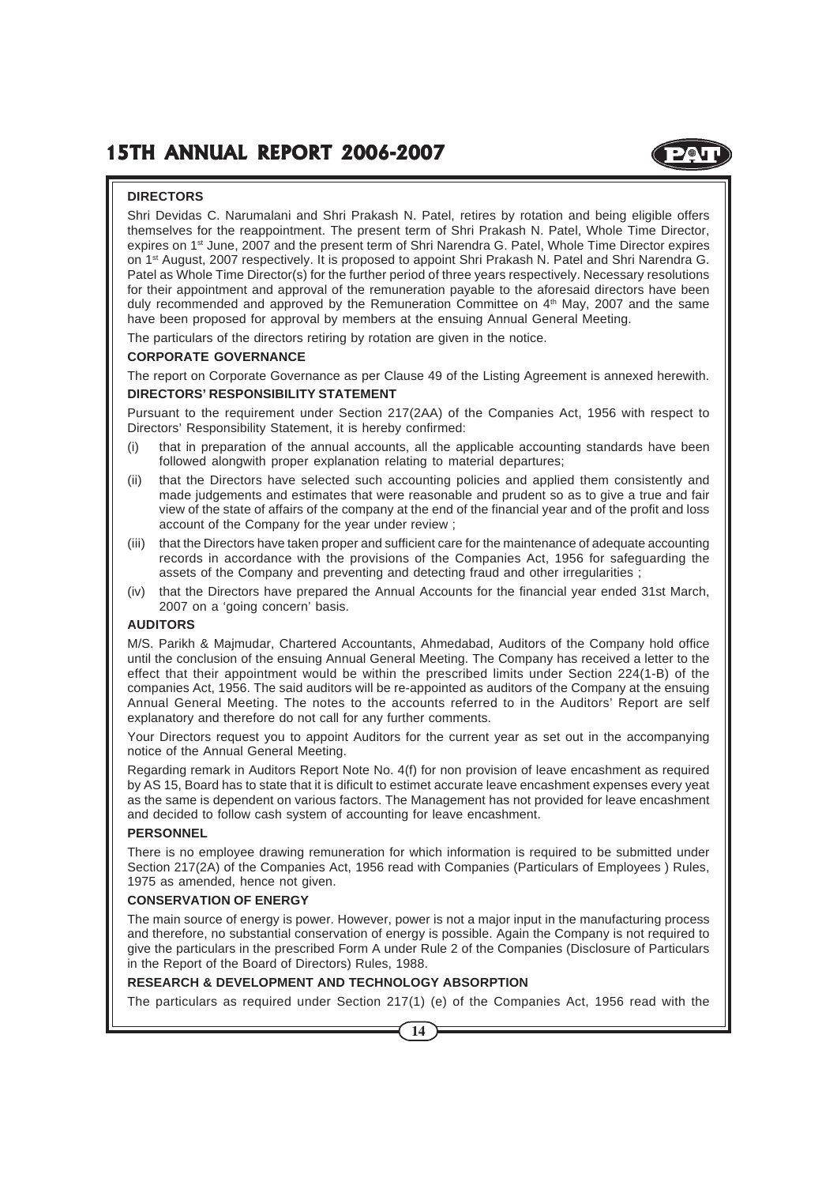## DIRECTORS

Shri Devidas C. Narumalani and Shri Prakash N. Patel, retires by rotation and being eligible offers themselves for the reappointment. The present term of Shri Prakash N. Patel, Whole Time Director, expires on 1st June, 2007 and the present term of Shri Narendra G. Patel, Whole Time Director expires on 1st August, 2007 respectively. It is proposed to appoint Shri Prakash N. Patel and Shri Narendra G. Patel as Whole Time Director(s) for the further period of three years respectively. Necessary resolutions for their appointment and approval of the remuneration payable to the aforesaid directors have been duly recommended and approved by the Remuneration Committee on 4th May, 2007 and the same have been proposed for approval by members at the ensuing Annual General Meeting.

The particulars of the directors retiring by rotation are given in the notice.

## CORPORATE GOVERNANCE

The report on Corporate Governance as per Clause 49 of the Listing Agreement is annexed herewith.

## DIRECTORS' RESPONSIBILITY STATEMENT

Pursuant to the requirement under Section 217(2AA) of the Companies Act, 1956 with respect to Directors' Responsibility Statement, it is hereby confirmed:

(i) that in preparation of the annual accounts, all the applicable accounting standards have been followed alongwith proper explanation relating to material departures;

(ii) that the Directors have selected such accounting policies and applied them consistently and made judgements and estimates that were reasonable and prudent so as to give a true and fair view of the state of affairs of the company at the end of the financial year and of the profit and loss account of the Company for the year under review ;

(iii) that the Directors have taken proper and sufficient care for the maintenance of adequate accounting records in accordance with the provisions of the Companies Act, 1956 for safeguarding the assets of the Company and preventing and detecting fraud and other irregularities ;

(iv) that the Directors have prepared the Annual Accounts for the financial year ended 31st March, 2007 on a 'going concern' basis.

## AUDITORS

M/S. Parikh & Majmudar, Chartered Accountants, Ahmedabad, Auditors of the Company hold office until the conclusion of the ensuing Annual General Meeting. The Company has received a letter to the effect that their appointment would be within the prescribed limits under Section 224(1-B) of the companies Act, 1956. The said auditors will be re-appointed as auditors of the Company at the ensuing Annual General Meeting. The notes to the accounts referred to in the Auditors' Report are self explanatory and therefore do not call for any further comments.

Your Directors request you to appoint Auditors for the current year as set out in the accompanying notice of the Annual General Meeting.

Regarding remark in Auditors Report Note No. 4(f) for non provision of leave encashment as required by AS 15, Board has to state that it is dificult to estimet accurate leave encashment expenses every yeat as the same is dependent on various factors. The Management has not provided for leave encashment and decided to follow cash system of accounting for leave encashment.

## PERSONNEL

There is no employee drawing remuneration for which information is required to be submitted under Section 217(2A) of the Companies Act, 1956 read with Companies (Particulars of Employees ) Rules, 1975 as amended, hence not given.

## CONSERVATION OF ENERGY

The main source of energy is power. However, power is not a major input in the manufacturing process and therefore, no substantial conservation of energy is possible. Again the Company is not required to give the particulars in the prescribed Form A under Rule 2 of the Companies (Disclosure of Particulars in the Report of the Board of Directors) Rules, 1988.

## RESEARCH & DEVELOPMENT AND TECHNOLOGY ABSORPTION

The particulars as required under Section 217(1) (e) of the Companies Act, 1956 read with the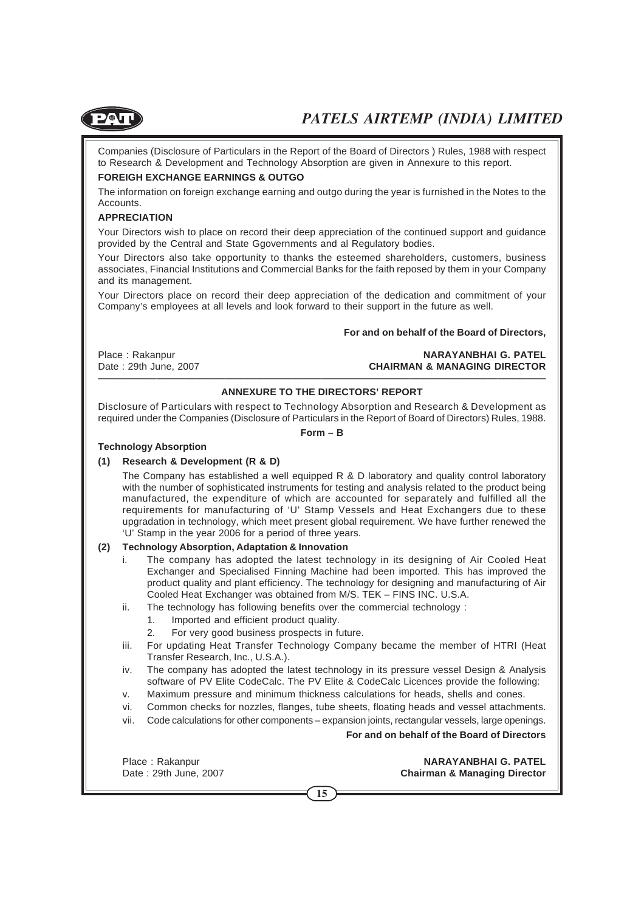Companies (Disclosure of Particulars in the Report of the Board of Directors ) Rules, 1988 with respect to Research & Development and Technology Absorption are given in Annexure to this report.

**FOREIGH EXCHANGE EARNINGS & OUTGO**

The information on foreign exchange earning and outgo during the year is furnished in the Notes to the Accounts.

**APPRECIATION**

Your Directors wish to place on record their deep appreciation of the continued support and guidance provided by the Central and State Ggovernments and al Regulatory bodies.

Your Directors also take opportunity to thanks the esteemed shareholders, customers, business associates, Financial Institutions and Commercial Banks for the faith reposed by them in your Company and its management.

Your Directors place on record their deep appreciation of the dedication and commitment of your Company's employees at all levels and look forward to their support in the future as well.

**For and on behalf of the Board of Directors,**

Place : Rakanpur
Date : 29th June, 2007

**NARAYANBHAI G. PATEL**
**CHAIRMAN & MANAGING DIRECTOR**

---

## ANNEXURE TO THE DIRECTORS' REPORT

Disclosure of Particulars with respect to Technology Absorption and Research & Development as required under the Companies (Disclosure of Particulars in the Report of Board of Directors) Rules, 1988.

**Form – B**

**Technology Absorption**

**(1) Research & Development (R & D)**

The Company has established a well equipped R & D laboratory and quality control laboratory with the number of sophisticated instruments for testing and analysis related to the product being manufactured, the expenditure of which are accounted for separately and fulfilled all the requirements for manufacturing of 'U' Stamp Vessels and Heat Exchangers due to these upgradation in technology, which meet present global requirement. We have further renewed the 'U' Stamp in the year 2006 for a period of three years.

**(2) Technology Absorption, Adaptation & Innovation**

i. The company has adopted the latest technology in its designing of Air Cooled Heat Exchanger and Specialised Finning Machine had been imported. This has improved the product quality and plant efficiency. The technology for designing and manufacturing of Air Cooled Heat Exchanger was obtained from M/S. TEK – FINS INC. U.S.A.

ii. The technology has following benefits over the commercial technology :
   1. Imported and efficient product quality.
   2. For very good business prospects in future.

iii. For updating Heat Transfer Technology Company became the member of HTRI (Heat Transfer Research, Inc., U.S.A.).

iv. The company has adopted the latest technology in its pressure vessel Design & Analysis software of PV Elite CodeCalc. The PV Elite & CodeCalc Licences provide the following:

v. Maximum pressure and minimum thickness calculations for heads, shells and cones.

vi. Common checks for nozzles, flanges, tube sheets, floating heads and vessel attachments.

vii. Code calculations for other components – expansion joints, rectangular vessels, large openings.

**For and on behalf of the Board of Directors**

Place : Rakanpur
Date : 29th June, 2007

**NARAYANBHAI G. PATEL**
**Chairman & Managing Director**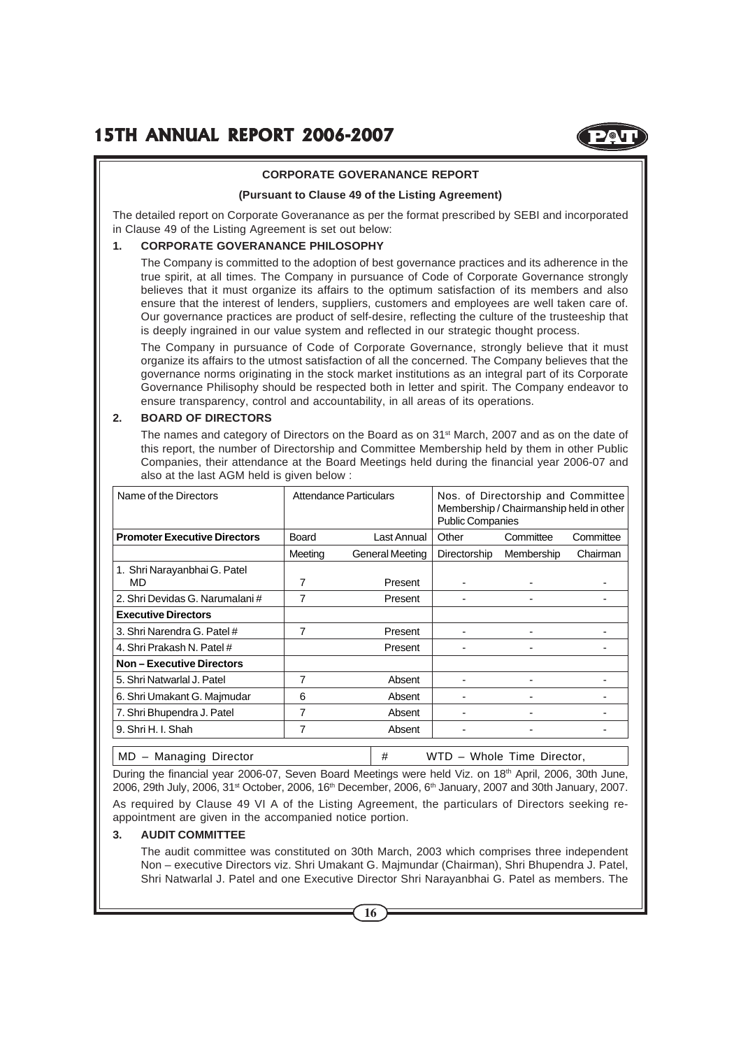**CORPORATE GOVERANANCE REPORT**

**(Pursuant to Clause 49 of the Listing Agreement)**

The detailed report on Corporate Goveranance as per the format prescribed by SEBI and incorporated in Clause 49 of the Listing Agreement is set out below:

## 1. CORPORATE GOVERANANCE PHILOSOPHY

The Company is committed to the adoption of best governance practices and its adherence in the true spirit, at all times. The Company in pursuance of Code of Corporate Governance strongly believes that it must organize its affairs to the optimum satisfaction of its members and also ensure that the interest of lenders, suppliers, customers and employees are well taken care of. Our governance practices are product of self-desire, reflecting the culture of the trusteeship that is deeply ingrained in our value system and reflected in our strategic thought process.

The Company in pursuance of Code of Corporate Governance, strongly believe that it must organize its affairs to the utmost satisfaction of all the concerned. The Company believes that the governance norms originating in the stock market institutions as an integral part of its Corporate Governance Philisophy should be respected both in letter and spirit. The Company endeavor to ensure transparency, control and accountability, in all areas of its operations.

## 2. BOARD OF DIRECTORS

The names and category of Directors on the Board as on 31st March, 2007 and as on the date of this report, the number of Directorship and Committee Membership held by them in other Public Companies, their attendance at the Board Meetings held during the financial year 2006-07 and also at the last AGM held is given below :

| Name of the Directors | Attendance Particulars | | Nos. of Directorship and Committee Membership / Chairmanship held in other Public Companies | | |
|---|---|---|---|---|---|
| **Promoter Executive Directors** | Board Meeting | Last Annual General Meeting | Other Directorship | Committee Membership | Committee Chairman |
| 1. Shri Narayanbhai G. Patel MD | 7 | Present | - | - | - |
| 2. Shri Devidas G. Narumalani # | 7 | Present | - | - | - |
| **Executive Directors** | | | | | |
| 3. Shri Narendra G. Patel # | 7 | Present | - | - | - |
| 4. Shri Prakash N. Patel # | | Present | - | - | - |
| **Non – Executive Directors** | | | | | |
| 5. Shri Natwarlal J. Patel | 7 | Absent | - | - | - |
| 6. Shri Umakant G. Majmudar | 6 | Absent | - | - | - |
| 7. Shri Bhupendra J. Patel | 7 | Absent | - | - | - |
| 9. Shri H. I. Shah | 7 | Absent | - | - | - |

MD – Managing Director # WTD – Whole Time Director,

During the financial year 2006-07, Seven Board Meetings were held Viz. on 18th April, 2006, 30th June, 2006, 29th July, 2006, 31st October, 2006, 16th December, 2006, 6th January, 2007 and 30th January, 2007.

As required by Clause 49 VI A of the Listing Agreement, the particulars of Directors seeking re-appointment are given in the accompanied notice portion.

## 3. AUDIT COMMITTEE

The audit committee was constituted on 30th March, 2003 which comprises three independent Non – executive Directors viz. Shri Umakant G. Majmundar (Chairman), Shri Bhupendra J. Patel, Shri Natwarlal J. Patel and one Executive Director Shri Narayanbhai G. Patel as members. The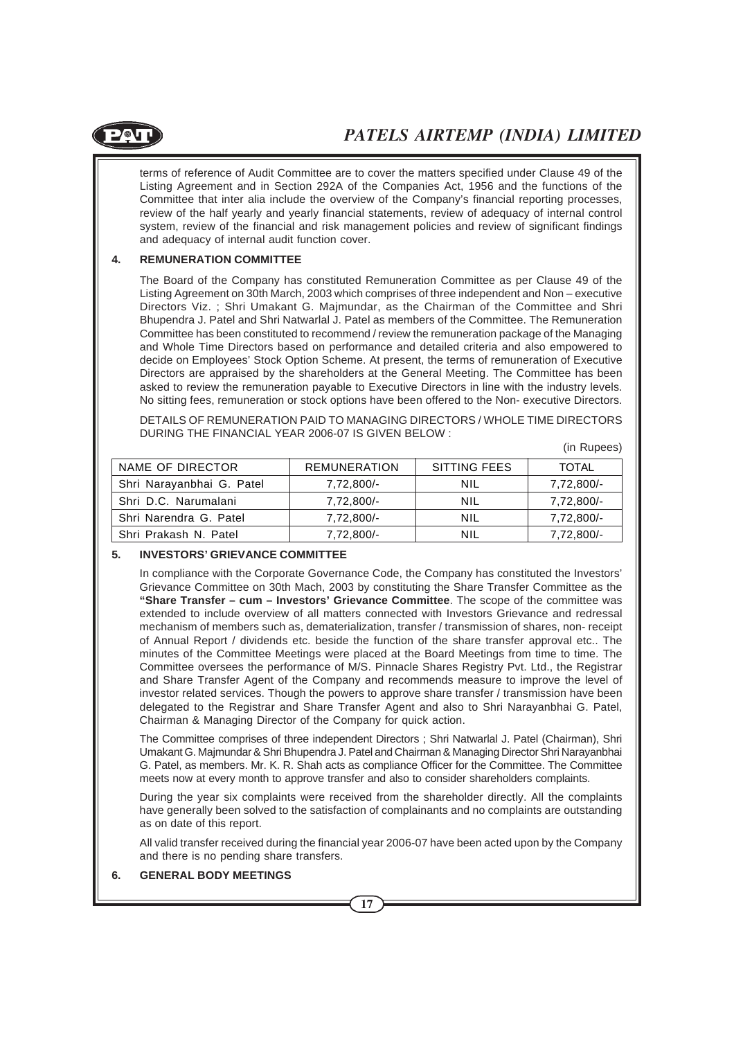terms of reference of Audit Committee are to cover the matters specified under Clause 49 of the Listing Agreement and in Section 292A of the Companies Act, 1956 and the functions of the Committee that inter alia include the overview of the Company's financial reporting processes, review of the half yearly and yearly financial statements, review of adequacy of internal control system, review of the financial and risk management policies and review of significant findings and adequacy of internal audit function cover.

## 4. REMUNERATION COMMITTEE

The Board of the Company has constituted Remuneration Committee as per Clause 49 of the Listing Agreement on 30th March, 2003 which comprises of three independent and Non – executive Directors Viz. ; Shri Umakant G. Majmundar, as the Chairman of the Committee and Shri Bhupendra J. Patel and Shri Natwarlal J. Patel as members of the Committee. The Remuneration Committee has been constituted to recommend / review the remuneration package of the Managing and Whole Time Directors based on performance and detailed criteria and also empowered to decide on Employees' Stock Option Scheme. At present, the terms of remuneration of Executive Directors are appraised by the shareholders at the General Meeting. The Committee has been asked to review the remuneration payable to Executive Directors in line with the industry levels. No sitting fees, remuneration or stock options have been offered to the Non- executive Directors.

DETAILS OF REMUNERATION PAID TO MANAGING DIRECTORS / WHOLE TIME DIRECTORS DURING THE FINANCIAL YEAR 2006-07 IS GIVEN BELOW :

(in Rupees)

| NAME OF DIRECTOR | REMUNERATION | SITTING FEES | TOTAL |
|---|---|---|---|
| Shri Narayanbhai G. Patel | 7,72,800/- | NIL | 7,72,800/- |
| Shri D.C. Narumalani | 7,72,800/- | NIL | 7,72,800/- |
| Shri Narendra G. Patel | 7,72,800/- | NIL | 7,72,800/- |
| Shri Prakash N. Patel | 7,72,800/- | NIL | 7,72,800/- |

## 5. INVESTORS' GRIEVANCE COMMITTEE

In compliance with the Corporate Governance Code, the Company has constituted the Investors' Grievance Committee on 30th Mach, 2003 by constituting the Share Transfer Committee as the **"Share Transfer – cum – Investors' Grievance Committee**. The scope of the committee was extended to include overview of all matters connected with Investors Grievance and redressal mechanism of members such as, dematerialization, transfer / transmission of shares, non- receipt of Annual Report / dividends etc. beside the function of the share transfer approval etc.. The minutes of the Committee Meetings were placed at the Board Meetings from time to time. The Committee oversees the performance of M/S. Pinnacle Shares Registry Pvt. Ltd., the Registrar and Share Transfer Agent of the Company and recommends measure to improve the level of investor related services. Though the powers to approve share transfer / transmission have been delegated to the Registrar and Share Transfer Agent and also to Shri Narayanbhai G. Patel, Chairman & Managing Director of the Company for quick action.

The Committee comprises of three independent Directors ; Shri Natwarlal J. Patel (Chairman), Shri Umakant G. Majmundar & Shri Bhupendra J. Patel and Chairman & Managing Director Shri Narayanbhai G. Patel, as members. Mr. K. R. Shah acts as compliance Officer for the Committee. The Committee meets now at every month to approve transfer and also to consider shareholders complaints.

During the year six complaints were received from the shareholder directly. All the complaints have generally been solved to the satisfaction of complainants and no complaints are outstanding as on date of this report.

All valid transfer received during the financial year 2006-07 have been acted upon by the Company and there is no pending share transfers.

## 6. GENERAL BODY MEETINGS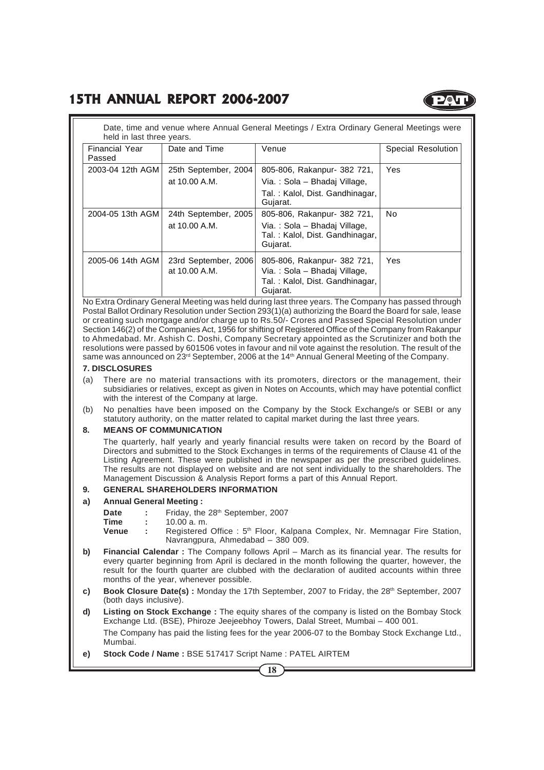Date, time and venue where Annual General Meetings / Extra Ordinary General Meetings were held in last three years.

| Financial Year Passed | Date and Time | Venue | Special Resolution |
|---|---|---|---|
| 2003-04 12th AGM | 25th September, 2004 at 10.00 A.M. | 805-806, Rakanpur- 382 721, Via. : Sola – Bhadaj Village, Tal. : Kalol, Dist. Gandhinagar, Gujarat. | Yes |
| 2004-05 13th AGM | 24th September, 2005 at 10.00 A.M. | 805-806, Rakanpur- 382 721, Via. : Sola – Bhadaj Village, Tal. : Kalol, Dist. Gandhinagar, Gujarat. | No |
| 2005-06 14th AGM | 23rd September, 2006 at 10.00 A.M. | 805-806, Rakanpur- 382 721, Via. : Sola – Bhadaj Village, Tal. : Kalol, Dist. Gandhinagar, Gujarat. | Yes |

No Extra Ordinary General Meeting was held during last three years. The Company has passed through Postal Ballot Ordinary Resolution under Section 293(1)(a) authorizing the Board the Board for sale, lease or creating such mortgage and/or charge up to Rs.50/- Crores and Passed Special Resolution under Section 146(2) of the Companies Act, 1956 for shifting of Registered Office of the Company from Rakanpur to Ahmedabad. Mr. Ashish C. Doshi, Company Secretary appointed as the Scrutinizer and both the resolutions were passed by 601506 votes in favour and nil vote against the resolution. The result of the same was announced on 23rd September, 2006 at the 14th Annual General Meeting of the Company.

## 7. DISCLOSURES

(a) There are no material transactions with its promoters, directors or the management, their subsidiaries or relatives, except as given in Notes on Accounts, which may have potential conflict with the interest of the Company at large.

(b) No penalties have been imposed on the Company by the Stock Exchange/s or SEBI or any statutory authority, on the matter related to capital market during the last three years.

## 8. MEANS OF COMMUNICATION

The quarterly, half yearly and yearly financial results were taken on record by the Board of Directors and submitted to the Stock Exchanges in terms of the requirements of Clause 41 of the Listing Agreement. These were published in the newspaper as per the prescribed guidelines. The results are not displayed on website and are not sent individually to the shareholders. The Management Discussion & Analysis Report forms a part of this Annual Report.

## 9. GENERAL SHAREHOLDERS INFORMATION

**a) Annual General Meeting :**

**Date** : Friday, the 28th September, 2007
**Time** : 10.00 a. m.
**Venue** : Registered Office : 5th Floor, Kalpana Complex, Nr. Memnagar Fire Station, Navrangpura, Ahmedabad – 380 009.

**b) Financial Calendar :** The Company follows April – March as its financial year. The results for every quarter beginning from April is declared in the month following the quarter, however, the result for the fourth quarter are clubbed with the declaration of audited accounts within three months of the year, whenever possible.

**c) Book Closure Date(s) :** Monday the 17th September, 2007 to Friday, the 28th September, 2007 (both days inclusive).

**d) Listing on Stock Exchange :** The equity shares of the company is listed on the Bombay Stock Exchange Ltd. (BSE), Phiroze Jeejeebhoy Towers, Dalal Street, Mumbai – 400 001.

The Company has paid the listing fees for the year 2006-07 to the Bombay Stock Exchange Ltd., Mumbai.

**e) Stock Code / Name :** BSE 517417 Script Name : PATEL AIRTEM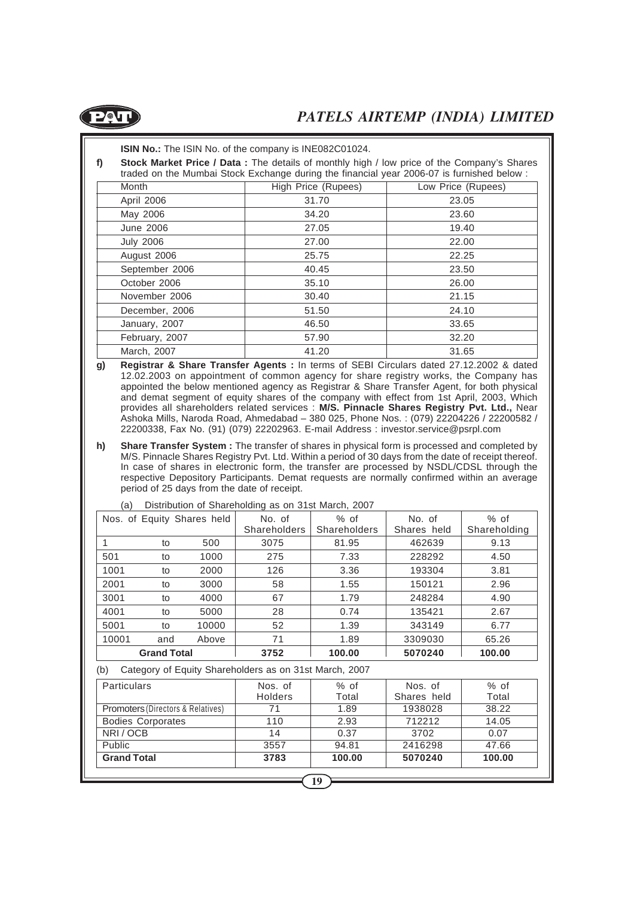**ISIN No.:** The ISIN No. of the company is INE082C01024.

**f) Stock Market Price / Data :** The details of monthly high / low price of the Company's Shares traded on the Mumbai Stock Exchange during the financial year 2006-07 is furnished below :

| Month | High Price (Rupees) | Low Price (Rupees) |
|---|---|---|
| April 2006 | 31.70 | 23.05 |
| May 2006 | 34.20 | 23.60 |
| June 2006 | 27.05 | 19.40 |
| July 2006 | 27.00 | 22.00 |
| August 2006 | 25.75 | 22.25 |
| September 2006 | 40.45 | 23.50 |
| October 2006 | 35.10 | 26.00 |
| November 2006 | 30.40 | 21.15 |
| December, 2006 | 51.50 | 24.10 |
| January, 2007 | 46.50 | 33.65 |
| February, 2007 | 57.90 | 32.20 |
| March, 2007 | 41.20 | 31.65 |

**g) Registrar & Share Transfer Agents :** In terms of SEBI Circulars dated 27.12.2002 & dated 12.02.2003 on appointment of common agency for share registry works, the Company has appointed the below mentioned agency as Registrar & Share Transfer Agent, for both physical and demat segment of equity shares of the company with effect from 1st April, 2003, Which provides all shareholders related services : **M/S. Pinnacle Shares Registry Pvt. Ltd.,** Near Ashoka Mills, Naroda Road, Ahmedabad – 380 025, Phone Nos. : (079) 22204226 / 22200582 / 22200338, Fax No. (91) (079) 22202963. E-mail Address : investor.service@psrpl.com

**h) Share Transfer System :** The transfer of shares in physical form is processed and completed by M/S. Pinnacle Shares Registry Pvt. Ltd. Within a period of 30 days from the date of receipt thereof. In case of shares in electronic form, the transfer are processed by NSDL/CDSL through the respective Depository Participants. Demat requests are normally confirmed within an average period of 25 days from the date of receipt.

(a) Distribution of Shareholding as on 31st March, 2007

| Nos. of Equity Shares held | No. of Shareholders | % of Shareholders | No. of Shares held | % of Shareholding |
|---|---|---|---|---|
| 1 to 500 | 3075 | 81.95 | 462639 | 9.13 |
| 501 to 1000 | 275 | 7.33 | 228292 | 4.50 |
| 1001 to 2000 | 126 | 3.36 | 193304 | 3.81 |
| 2001 to 3000 | 58 | 1.55 | 150121 | 2.96 |
| 3001 to 4000 | 67 | 1.79 | 248284 | 4.90 |
| 4001 to 5000 | 28 | 0.74 | 135421 | 2.67 |
| 5001 to 10000 | 52 | 1.39 | 343149 | 6.77 |
| 10001 and Above | 71 | 1.89 | 3309030 | 65.26 |
| **Grand Total** | **3752** | **100.00** | **5070240** | **100.00** |

(b) Category of Equity Shareholders as on 31st March, 2007

| Particulars | Nos. of Holders | % of Total | Nos. of Shares held | % of Total |
|---|---|---|---|---|
| Promoters (Directors & Relatives) | 71 | 1.89 | 1938028 | 38.22 |
| Bodies Corporates | 110 | 2.93 | 712212 | 14.05 |
| NRI / OCB | 14 | 0.37 | 3702 | 0.07 |
| Public | 3557 | 94.81 | 2416298 | 47.66 |
| **Grand Total** | **3783** | **100.00** | **5070240** | **100.00** |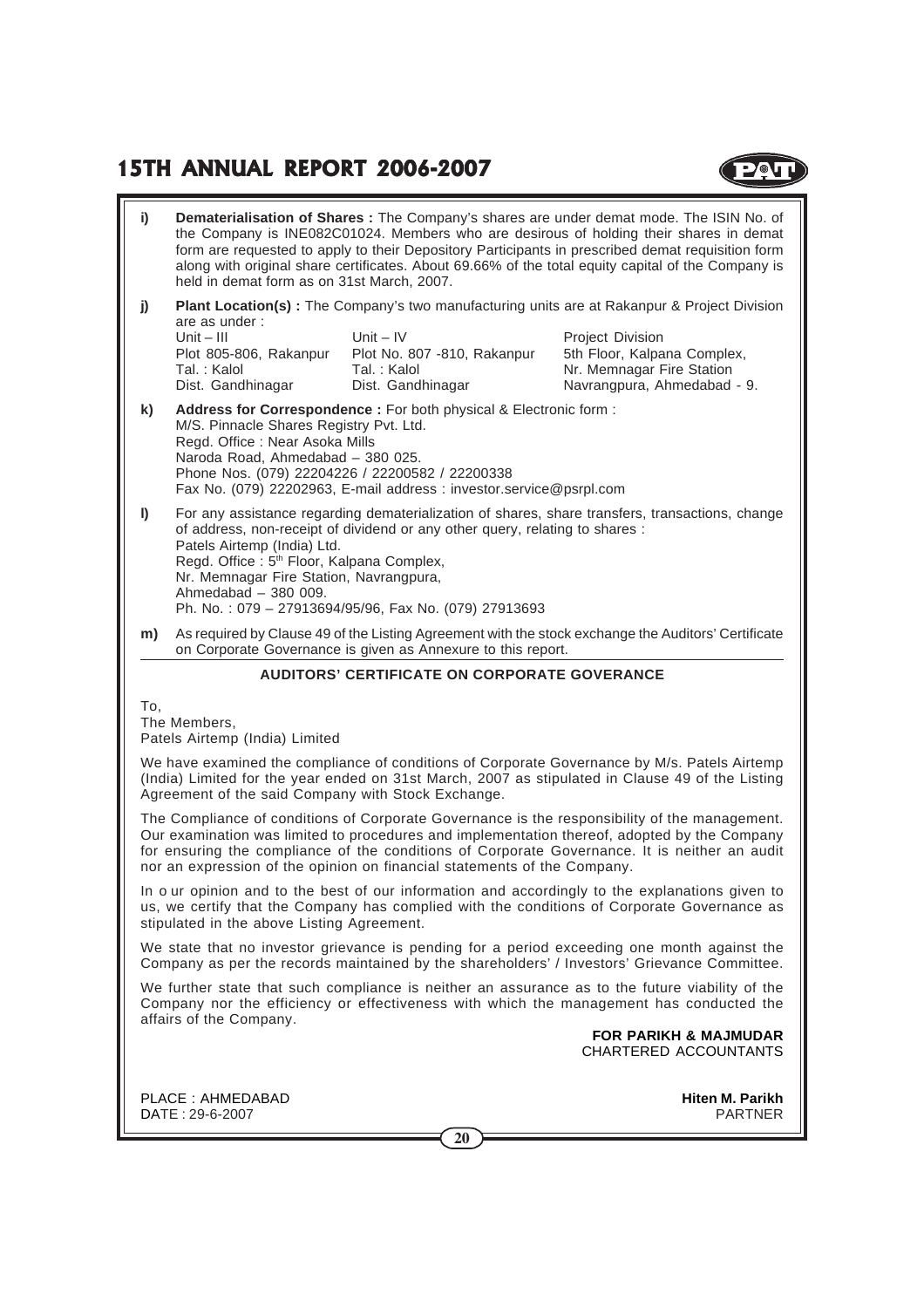**i) Dematerialisation of Shares :** The Company's shares are under demat mode. The ISIN No. of the Company is INE082C01024. Members who are desirous of holding their shares in demat form are requested to apply to their Depository Participants in prescribed demat requisition form along with original share certificates. About 69.66% of the total equity capital of the Company is held in demat form as on 31st March, 2007.

**j) Plant Location(s) :** The Company's two manufacturing units are at Rakanpur & Project Division are as under :

| Unit – III | Unit – IV | Project Division |
|---|---|---|
| Plot 805-806, Rakanpur | Plot No. 807 -810, Rakanpur | 5th Floor, Kalpana Complex, |
| Tal. : Kalol | Tal. : Kalol | Nr. Memnagar Fire Station |
| Dist. Gandhinagar | Dist. Gandhinagar | Navrangpura, Ahmedabad - 9. |

**k) Address for Correspondence :** For both physical & Electronic form :
M/S. Pinnacle Shares Registry Pvt. Ltd.
Regd. Office : Near Asoka Mills
Naroda Road, Ahmedabad – 380 025.
Phone Nos. (079) 22204226 / 22200582 / 22200338
Fax No. (079) 22202963, E-mail address : investor.service@psrpl.com

**l)** For any assistance regarding dematerialization of shares, share transfers, transactions, change of address, non-receipt of dividend or any other query, relating to shares :
Patels Airtemp (India) Ltd.
Regd. Office : 5th Floor, Kalpana Complex,
Nr. Memnagar Fire Station, Navrangpura,
Ahmedabad – 380 009.
Ph. No. : 079 – 27913694/95/96, Fax No. (079) 27913693

**m)** As required by Clause 49 of the Listing Agreement with the stock exchange the Auditors' Certificate on Corporate Governance is given as Annexure to this report.

## AUDITORS' CERTIFICATE ON CORPORATE GOVERANCE

To,
The Members,
Patels Airtemp (India) Limited

We have examined the compliance of conditions of Corporate Governance by M/s. Patels Airtemp (India) Limited for the year ended on 31st March, 2007 as stipulated in Clause 49 of the Listing Agreement of the said Company with Stock Exchange.

The Compliance of conditions of Corporate Governance is the responsibility of the management. Our examination was limited to procedures and implementation thereof, adopted by the Company for ensuring the compliance of the conditions of Corporate Governance. It is neither an audit nor an expression of the opinion on financial statements of the Company.

In o ur opinion and to the best of our information and accordingly to the explanations given to us, we certify that the Company has complied with the conditions of Corporate Governance as stipulated in the above Listing Agreement.

We state that no investor grievance is pending for a period exceeding one month against the Company as per the records maintained by the shareholders' / Investors' Grievance Committee.

We further state that such compliance is neither an assurance as to the future viability of the Company nor the efficiency or effectiveness with which the management has conducted the affairs of the Company.

**FOR PARIKH & MAJMUDAR**
CHARTERED ACCOUNTANTS

PLACE : AHMEDABAD
DATE : 29-6-2007

**Hiten M. Parikh**
PARTNER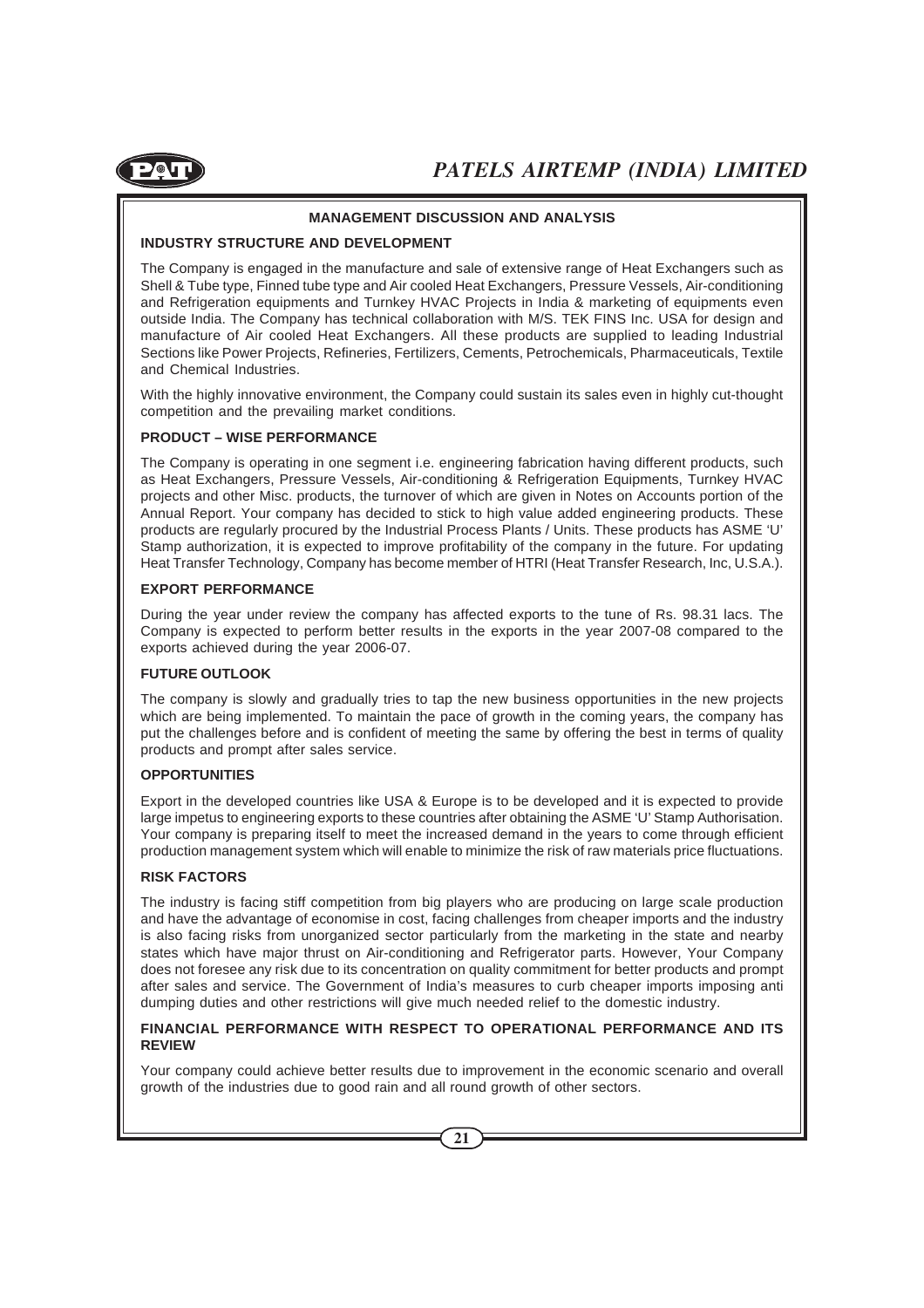## MANAGEMENT DISCUSSION AND ANALYSIS

### INDUSTRY STRUCTURE AND DEVELOPMENT

The Company is engaged in the manufacture and sale of extensive range of Heat Exchangers such as Shell & Tube type, Finned tube type and Air cooled Heat Exchangers, Pressure Vessels, Air-conditioning and Refrigeration equipments and Turnkey HVAC Projects in India & marketing of equipments even outside India. The Company has technical collaboration with M/S. TEK FINS Inc. USA for design and manufacture of Air cooled Heat Exchangers. All these products are supplied to leading Industrial Sections like Power Projects, Refineries, Fertilizers, Cements, Petrochemicals, Pharmaceuticals, Textile and Chemical Industries.

With the highly innovative environment, the Company could sustain its sales even in highly cut-thought competition and the prevailing market conditions.

### PRODUCT – WISE PERFORMANCE

The Company is operating in one segment i.e. engineering fabrication having different products, such as Heat Exchangers, Pressure Vessels, Air-conditioning & Refrigeration Equipments, Turnkey HVAC projects and other Misc. products, the turnover of which are given in Notes on Accounts portion of the Annual Report. Your company has decided to stick to high value added engineering products. These products are regularly procured by the Industrial Process Plants / Units. These products has ASME 'U' Stamp authorization, it is expected to improve profitability of the company in the future. For updating Heat Transfer Technology, Company has become member of HTRI (Heat Transfer Research, Inc, U.S.A.).

### EXPORT PERFORMANCE

During the year under review the company has affected exports to the tune of Rs. 98.31 lacs. The Company is expected to perform better results in the exports in the year 2007-08 compared to the exports achieved during the year 2006-07.

### FUTURE OUTLOOK

The company is slowly and gradually tries to tap the new business opportunities in the new projects which are being implemented. To maintain the pace of growth in the coming years, the company has put the challenges before and is confident of meeting the same by offering the best in terms of quality products and prompt after sales service.

### OPPORTUNITIES

Export in the developed countries like USA & Europe is to be developed and it is expected to provide large impetus to engineering exports to these countries after obtaining the ASME 'U' Stamp Authorisation. Your company is preparing itself to meet the increased demand in the years to come through efficient production management system which will enable to minimize the risk of raw materials price fluctuations.

### RISK FACTORS

The industry is facing stiff competition from big players who are producing on large scale production and have the advantage of economise in cost, facing challenges from cheaper imports and the industry is also facing risks from unorganized sector particularly from the marketing in the state and nearby states which have major thrust on Air-conditioning and Refrigerator parts. However, Your Company does not foresee any risk due to its concentration on quality commitment for better products and prompt after sales and service. The Government of India's measures to curb cheaper imports imposing anti dumping duties and other restrictions will give much needed relief to the domestic industry.

### FINANCIAL PERFORMANCE WITH RESPECT TO OPERATIONAL PERFORMANCE AND ITS REVIEW

Your company could achieve better results due to improvement in the economic scenario and overall growth of the industries due to good rain and all round growth of other sectors.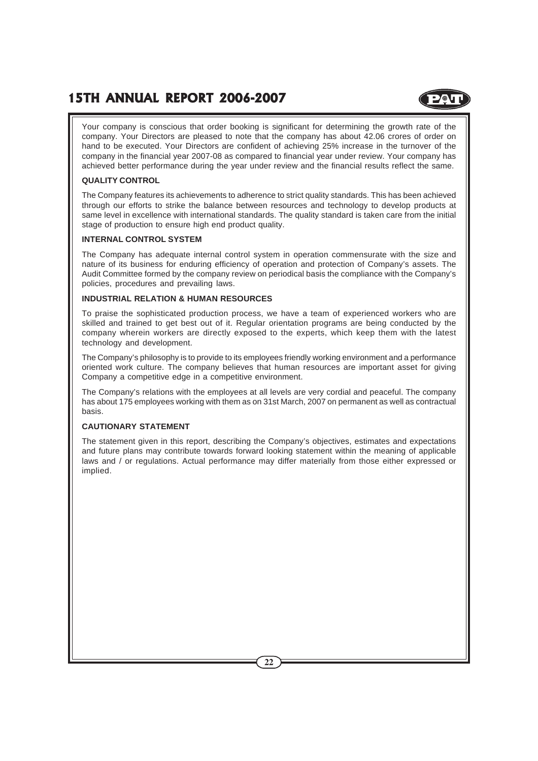Your company is conscious that order booking is significant for determining the growth rate of the company. Your Directors are pleased to note that the company has about 42.06 crores of order on hand to be executed. Your Directors are confident of achieving 25% increase in the turnover of the company in the financial year 2007-08 as compared to financial year under review. Your company has achieved better performance during the year under review and the financial results reflect the same.

**QUALITY CONTROL**

The Company features its achievements to adherence to strict quality standards. This has been achieved through our efforts to strike the balance between resources and technology to develop products at same level in excellence with international standards. The quality standard is taken care from the initial stage of production to ensure high end product quality.

**INTERNAL CONTROL SYSTEM**

The Company has adequate internal control system in operation commensurate with the size and nature of its business for enduring efficiency of operation and protection of Company's assets. The Audit Committee formed by the company review on periodical basis the compliance with the Company's policies, procedures and prevailing laws.

**INDUSTRIAL RELATION & HUMAN RESOURCES**

To praise the sophisticated production process, we have a team of experienced workers who are skilled and trained to get best out of it. Regular orientation programs are being conducted by the company wherein workers are directly exposed to the experts, which keep them with the latest technology and development.

The Company's philosophy is to provide to its employees friendly working environment and a performance oriented work culture. The company believes that human resources are important asset for giving Company a competitive edge in a competitive environment.

The Company's relations with the employees at all levels are very cordial and peaceful. The company has about 175 employees working with them as on 31st March, 2007 on permanent as well as contractual basis.

**CAUTIONARY STATEMENT**

The statement given in this report, describing the Company's objectives, estimates and expectations and future plans may contribute towards forward looking statement within the meaning of applicable laws and / or regulations. Actual performance may differ materially from those either expressed or implied.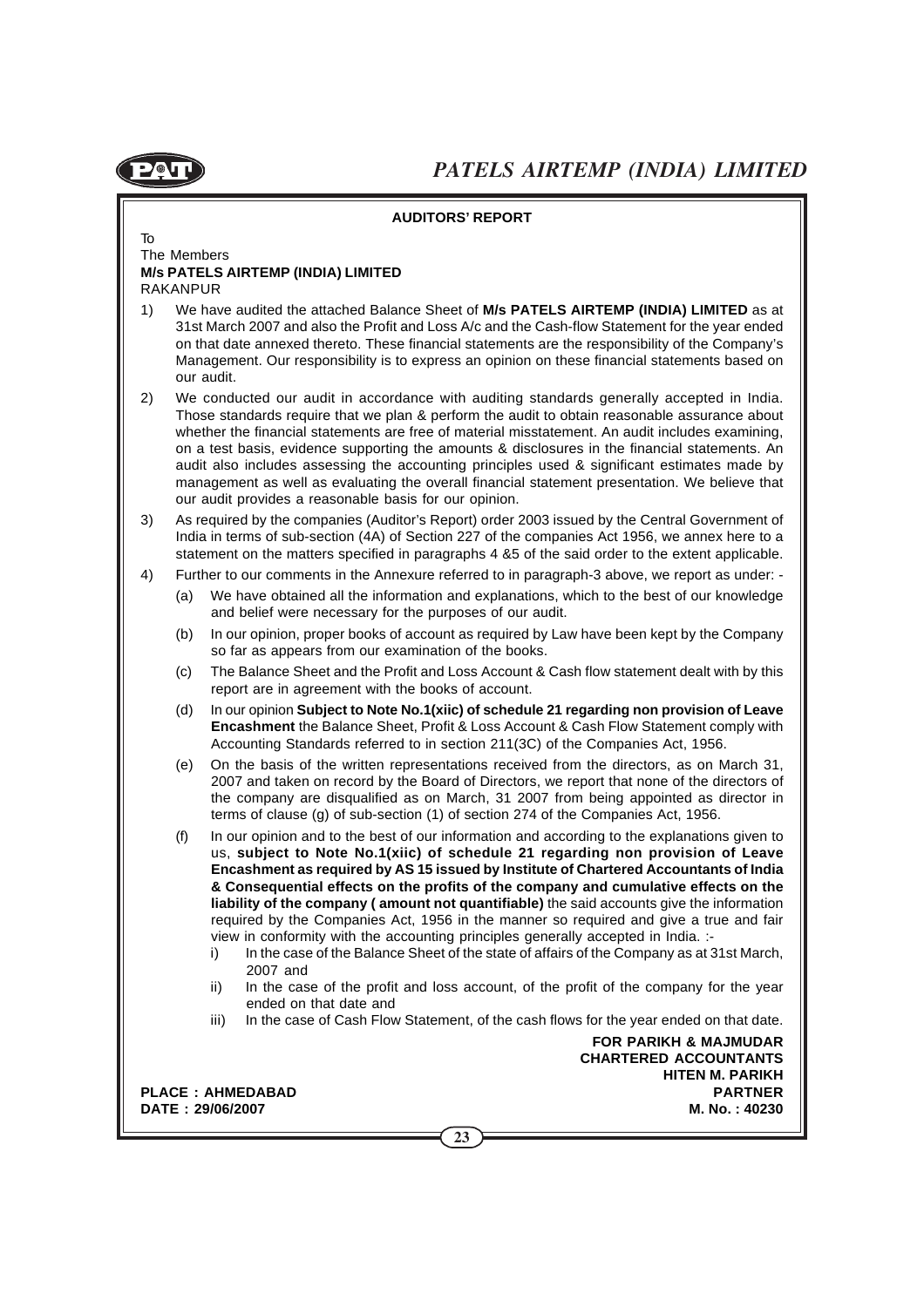## AUDITORS' REPORT

To
The Members
**M/s PATELS AIRTEMP (INDIA) LIMITED**
RAKANPUR

1) We have audited the attached Balance Sheet of **M/s PATELS AIRTEMP (INDIA) LIMITED** as at 31st March 2007 and also the Profit and Loss A/c and the Cash-flow Statement for the year ended on that date annexed thereto. These financial statements are the responsibility of the Company's Management. Our responsibility is to express an opinion on these financial statements based on our audit.

2) We conducted our audit in accordance with auditing standards generally accepted in India. Those standards require that we plan & perform the audit to obtain reasonable assurance about whether the financial statements are free of material misstatement. An audit includes examining, on a test basis, evidence supporting the amounts & disclosures in the financial statements. An audit also includes assessing the accounting principles used & significant estimates made by management as well as evaluating the overall financial statement presentation. We believe that our audit provides a reasonable basis for our opinion.

3) As required by the companies (Auditor's Report) order 2003 issued by the Central Government of India in terms of sub-section (4A) of Section 227 of the companies Act 1956, we annex here to a statement on the matters specified in paragraphs 4 &5 of the said order to the extent applicable.

4) Further to our comments in the Annexure referred to in paragraph-3 above, we report as under: -

   (a) We have obtained all the information and explanations, which to the best of our knowledge and belief were necessary for the purposes of our audit.

   (b) In our opinion, proper books of account as required by Law have been kept by the Company so far as appears from our examination of the books.

   (c) The Balance Sheet and the Profit and Loss Account & Cash flow statement dealt with by this report are in agreement with the books of account.

   (d) In our opinion **Subject to Note No.1(xiic) of schedule 21 regarding non provision of Leave Encashment** the Balance Sheet, Profit & Loss Account & Cash Flow Statement comply with Accounting Standards referred to in section 211(3C) of the Companies Act, 1956.

   (e) On the basis of the written representations received from the directors, as on March 31, 2007 and taken on record by the Board of Directors, we report that none of the directors of the company are disqualified as on March, 31 2007 from being appointed as director in terms of clause (g) of sub-section (1) of section 274 of the Companies Act, 1956.

   (f) In our opinion and to the best of our information and according to the explanations given to us, **subject to Note No.1(xiic) of schedule 21 regarding non provision of Leave Encashment as required by AS 15 issued by Institute of Chartered Accountants of India & Consequential effects on the profits of the company and cumulative effects on the liability of the company ( amount not quantifiable)** the said accounts give the information required by the Companies Act, 1956 in the manner so required and give a true and fair view in conformity with the accounting principles generally accepted in India. :-

      i) In the case of the Balance Sheet of the state of affairs of the Company as at 31st March, 2007 and

      ii) In the case of the profit and loss account, of the profit of the company for the year ended on that date and

      iii) In the case of Cash Flow Statement, of the cash flows for the year ended on that date.

**FOR PARIKH & MAJMUDAR**
**CHARTERED ACCOUNTANTS**
**HITEN M. PARIKH**
**PARTNER**
**M. No. : 40230**

**PLACE : AHMEDABAD**
**DATE : 29/06/2007**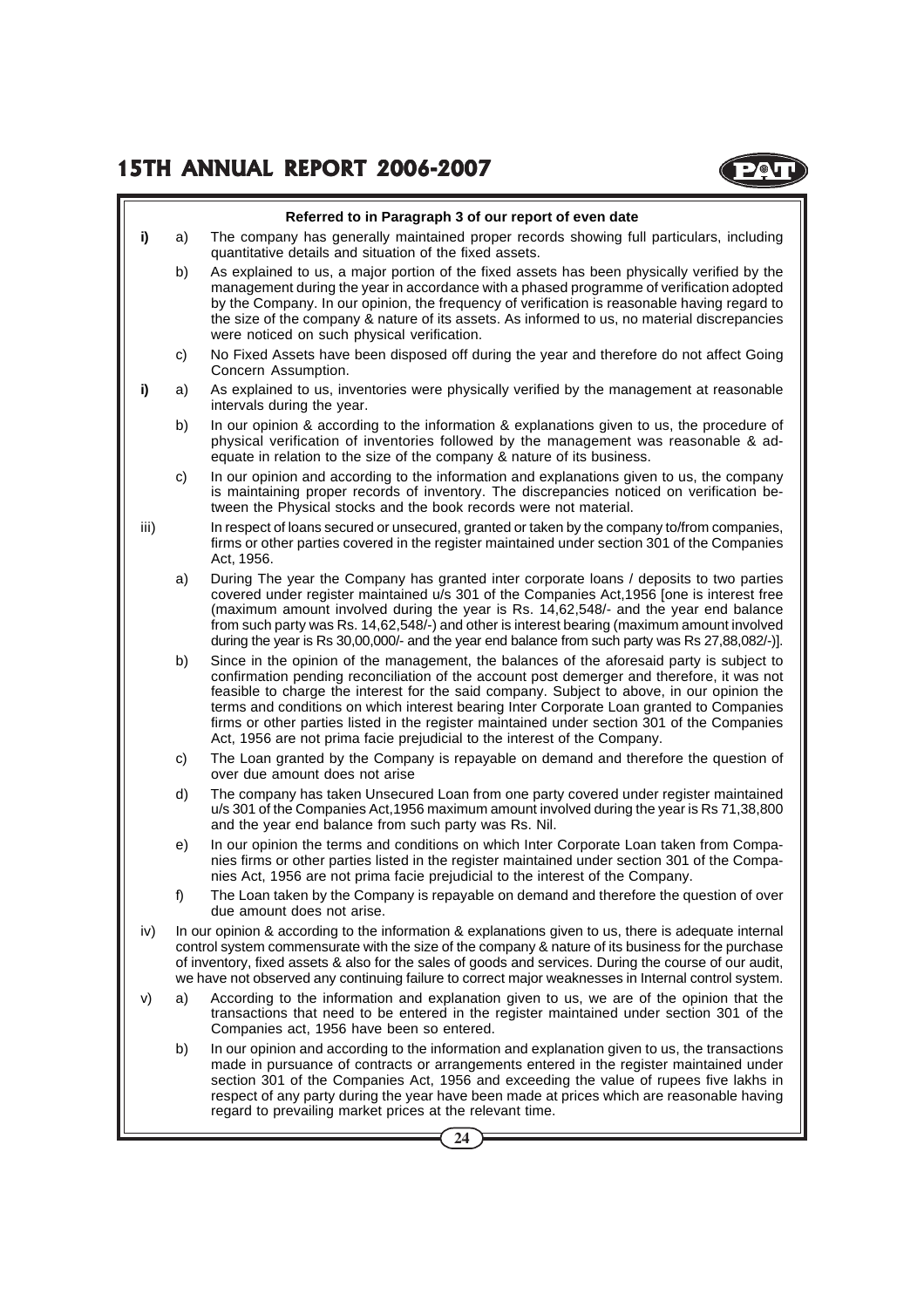**Referred to in Paragraph 3 of our report of even date**

**i)** a) The company has generally maintained proper records showing full particulars, including quantitative details and situation of the fixed assets.

b) As explained to us, a major portion of the fixed assets has been physically verified by the management during the year in accordance with a phased programme of verification adopted by the Company. In our opinion, the frequency of verification is reasonable having regard to the size of the company & nature of its assets. As informed to us, no material discrepancies were noticed on such physical verification.

c) No Fixed Assets have been disposed off during the year and therefore do not affect Going Concern Assumption.

**i)** a) As explained to us, inventories were physically verified by the management at reasonable intervals during the year.

b) In our opinion & according to the information & explanations given to us, the procedure of physical verification of inventories followed by the management was reasonable & adequate in relation to the size of the company & nature of its business.

c) In our opinion and according to the information and explanations given to us, the company is maintaining proper records of inventory. The discrepancies noticed on verification between the Physical stocks and the book records were not material.

iii) In respect of loans secured or unsecured, granted or taken by the company to/from companies, firms or other parties covered in the register maintained under section 301 of the Companies Act, 1956.

a) During The year the Company has granted inter corporate loans / deposits to two parties covered under register maintained u/s 301 of the Companies Act,1956 [one is interest free (maximum amount involved during the year is Rs. 14,62,548/- and the year end balance from such party was Rs. 14,62,548/-) and other is interest bearing (maximum amount involved during the year is Rs 30,00,000/- and the year end balance from such party was Rs 27,88,082/-)].

b) Since in the opinion of the management, the balances of the aforesaid party is subject to confirmation pending reconciliation of the account post demerger and therefore, it was not feasible to charge the interest for the said company. Subject to above, in our opinion the terms and conditions on which interest bearing Inter Corporate Loan granted to Companies firms or other parties listed in the register maintained under section 301 of the Companies Act, 1956 are not prima facie prejudicial to the interest of the Company.

c) The Loan granted by the Company is repayable on demand and therefore the question of over due amount does not arise

d) The company has taken Unsecured Loan from one party covered under register maintained u/s 301 of the Companies Act,1956 maximum amount involved during the year is Rs 71,38,800 and the year end balance from such party was Rs. Nil.

e) In our opinion the terms and conditions on which Inter Corporate Loan taken from Companies firms or other parties listed in the register maintained under section 301 of the Companies Act, 1956 are not prima facie prejudicial to the interest of the Company.

f) The Loan taken by the Company is repayable on demand and therefore the question of over due amount does not arise.

iv) In our opinion & according to the information & explanations given to us, there is adequate internal control system commensurate with the size of the company & nature of its business for the purchase of inventory, fixed assets & also for the sales of goods and services. During the course of our audit, we have not observed any continuing failure to correct major weaknesses in Internal control system.

v) a) According to the information and explanation given to us, we are of the opinion that the transactions that need to be entered in the register maintained under section 301 of the Companies act, 1956 have been so entered.

b) In our opinion and according to the information and explanation given to us, the transactions made in pursuance of contracts or arrangements entered in the register maintained under section 301 of the Companies Act, 1956 and exceeding the value of rupees five lakhs in respect of any party during the year have been made at prices which are reasonable having regard to prevailing market prices at the relevant time.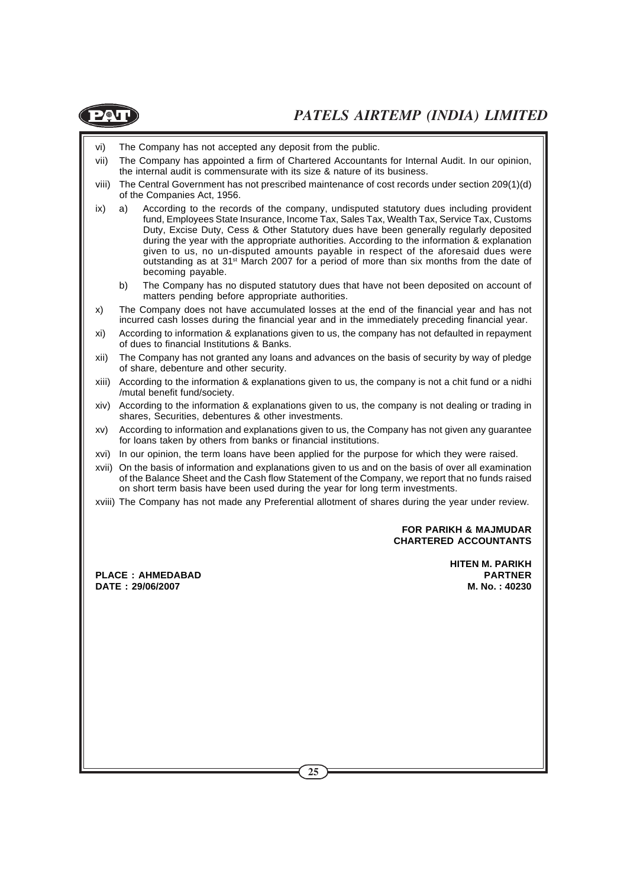vi) The Company has not accepted any deposit from the public.

vii) The Company has appointed a firm of Chartered Accountants for Internal Audit. In our opinion, the internal audit is commensurate with its size & nature of its business.

viii) The Central Government has not prescribed maintenance of cost records under section 209(1)(d) of the Companies Act, 1956.

ix) a) According to the records of the company, undisputed statutory dues including provident fund, Employees State Insurance, Income Tax, Sales Tax, Wealth Tax, Service Tax, Customs Duty, Excise Duty, Cess & Other Statutory dues have been generally regularly deposited during the year with the appropriate authorities. According to the information & explanation given to us, no un-disputed amounts payable in respect of the aforesaid dues were outstanding as at 31st March 2007 for a period of more than six months from the date of becoming payable.

b) The Company has no disputed statutory dues that have not been deposited on account of matters pending before appropriate authorities.

x) The Company does not have accumulated losses at the end of the financial year and has not incurred cash losses during the financial year and in the immediately preceding financial year.

xi) According to information & explanations given to us, the company has not defaulted in repayment of dues to financial Institutions & Banks.

xii) The Company has not granted any loans and advances on the basis of security by way of pledge of share, debenture and other security.

xiii) According to the information & explanations given to us, the company is not a chit fund or a nidhi /mutal benefit fund/society.

xiv) According to the information & explanations given to us, the company is not dealing or trading in shares, Securities, debentures & other investments.

xv) According to information and explanations given to us, the Company has not given any guarantee for loans taken by others from banks or financial institutions.

xvi) In our opinion, the term loans have been applied for the purpose for which they were raised.

xvii) On the basis of information and explanations given to us and on the basis of over all examination of the Balance Sheet and the Cash flow Statement of the Company, we report that no funds raised on short term basis have been used during the year for long term investments.

xviii) The Company has not made any Preferential allotment of shares during the year under review.

**FOR PARIKH & MAJMUDAR**
**CHARTERED ACCOUNTANTS**

**HITEN M. PARIKH**
**PARTNER**
**M. No. : 40230**

**PLACE : AHMEDABAD**
**DATE : 29/06/2007**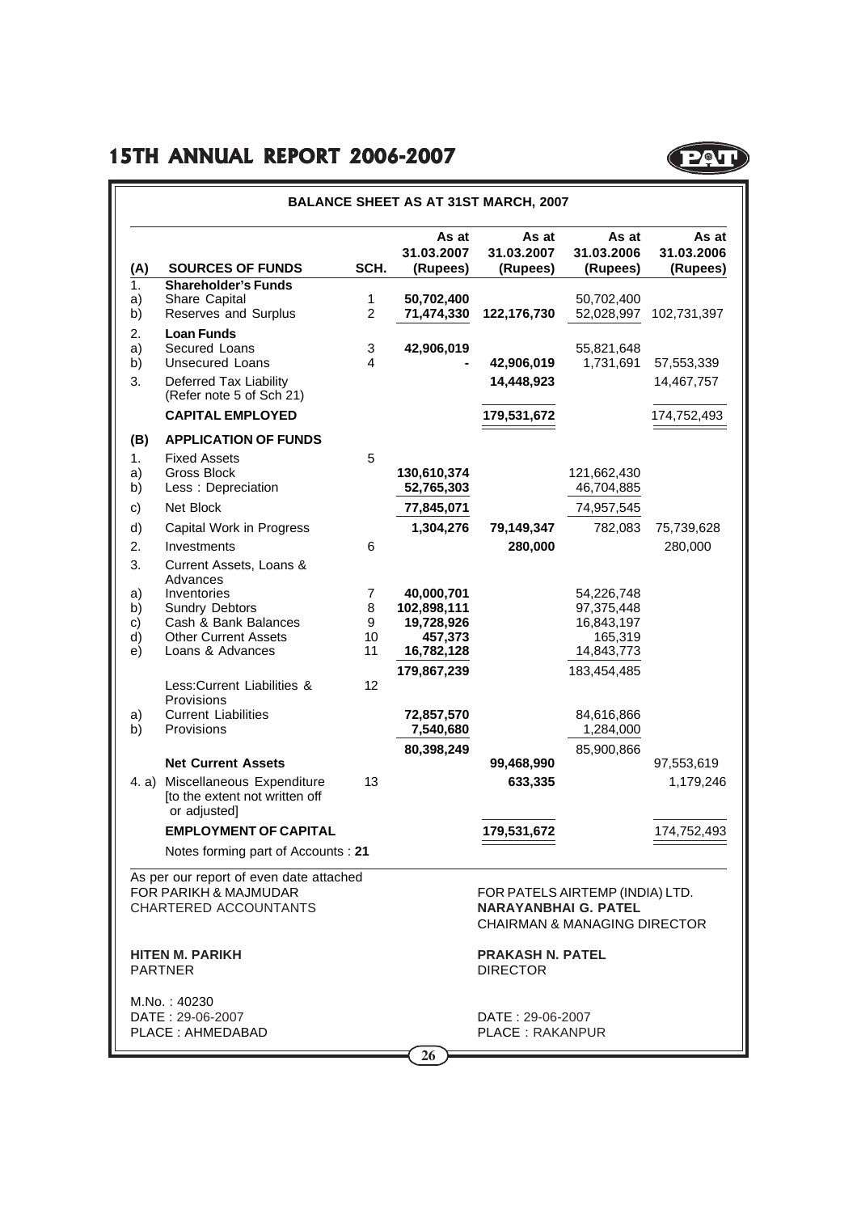## BALANCE SHEET AS AT 31ST MARCH, 2007

| (A) | SOURCES OF FUNDS | SCH. | As at 31.03.2007 (Rupees) | As at 31.03.2007 (Rupees) | As at 31.03.2006 (Rupees) | As at 31.03.2006 (Rupees) |
|---|---|---|---|---|---|---|
| 1. | **Shareholder's Funds** | | | | | |
| a) | Share Capital | 1 | **50,702,400** | | 50,702,400 | |
| b) | Reserves and Surplus | 2 | **71,474,330** | **122,176,730** | 52,028,997 | 102,731,397 |
| 2. | **Loan Funds** | | | | | |
| a) | Secured Loans | 3 | **42,906,019** | | 55,821,648 | |
| b) | Unsecured Loans | 4 | **-** | **42,906,019** | 1,731,691 | 57,553,339 |
| 3. | Deferred Tax Liability (Refer note 5 of Sch 21) | | | **14,448,923** | | 14,467,757 |
| | **CAPITAL EMPLOYED** | | | **179,531,672** | | 174,752,493 |
| **(B)** | **APPLICATION OF FUNDS** | | | | | |
| 1. | Fixed Assets | 5 | | | | |
| a) | Gross Block | | **130,610,374** | | 121,662,430 | |
| b) | Less : Depreciation | | **52,765,303** | | 46,704,885 | |
| c) | Net Block | | **77,845,071** | | 74,957,545 | |
| d) | Capital Work in Progress | | **1,304,276** | **79,149,347** | 782,083 | 75,739,628 |
| 2. | Investments | 6 | | **280,000** | | 280,000 |
| 3. | Current Assets, Loans & Advances | | | | | |
| a) | Inventories | 7 | **40,000,701** | | 54,226,748 | |
| b) | Sundry Debtors | 8 | **102,898,111** | | 97,375,448 | |
| c) | Cash & Bank Balances | 9 | **19,728,926** | | 16,843,197 | |
| d) | Other Current Assets | 10 | **457,373** | | 165,319 | |
| e) | Loans & Advances | 11 | **16,782,128** | | 14,843,773 | |
| | | | **179,867,239** | | 183,454,485 | |
| | Less:Current Liabilities & Provisions | 12 | | | | |
| a) | Current Liabilities | | **72,857,570** | | 84,616,866 | |
| b) | Provisions | | **7,540,680** | | 1,284,000 | |
| | | | **80,398,249** | | 85,900,866 | |
| | **Net Current Assets** | | | **99,468,990** | | 97,553,619 |
| 4. a) | Miscellaneous Expenditure [to the extent not written off or adjusted] | 13 | | **633,335** | | 1,179,246 |
| | **EMPLOYMENT OF CAPITAL** | | | **179,531,672** | | 174,752,493 |
| | Notes forming part of Accounts : **21** | | | | | |

As per our report of even date attached
FOR PARIKH & MAJMUDAR
CHARTERED ACCOUNTANTS

**HITEN M. PARIKH**
PARTNER

M.No. : 40230
DATE : 29-06-2007
PLACE : AHMEDABAD

FOR PATELS AIRTEMP (INDIA) LTD.
**NARAYANBHAI G. PATEL**
CHAIRMAN & MANAGING DIRECTOR

**PRAKASH N. PATEL**
DIRECTOR

DATE : 29-06-2007
PLACE : RAKANPUR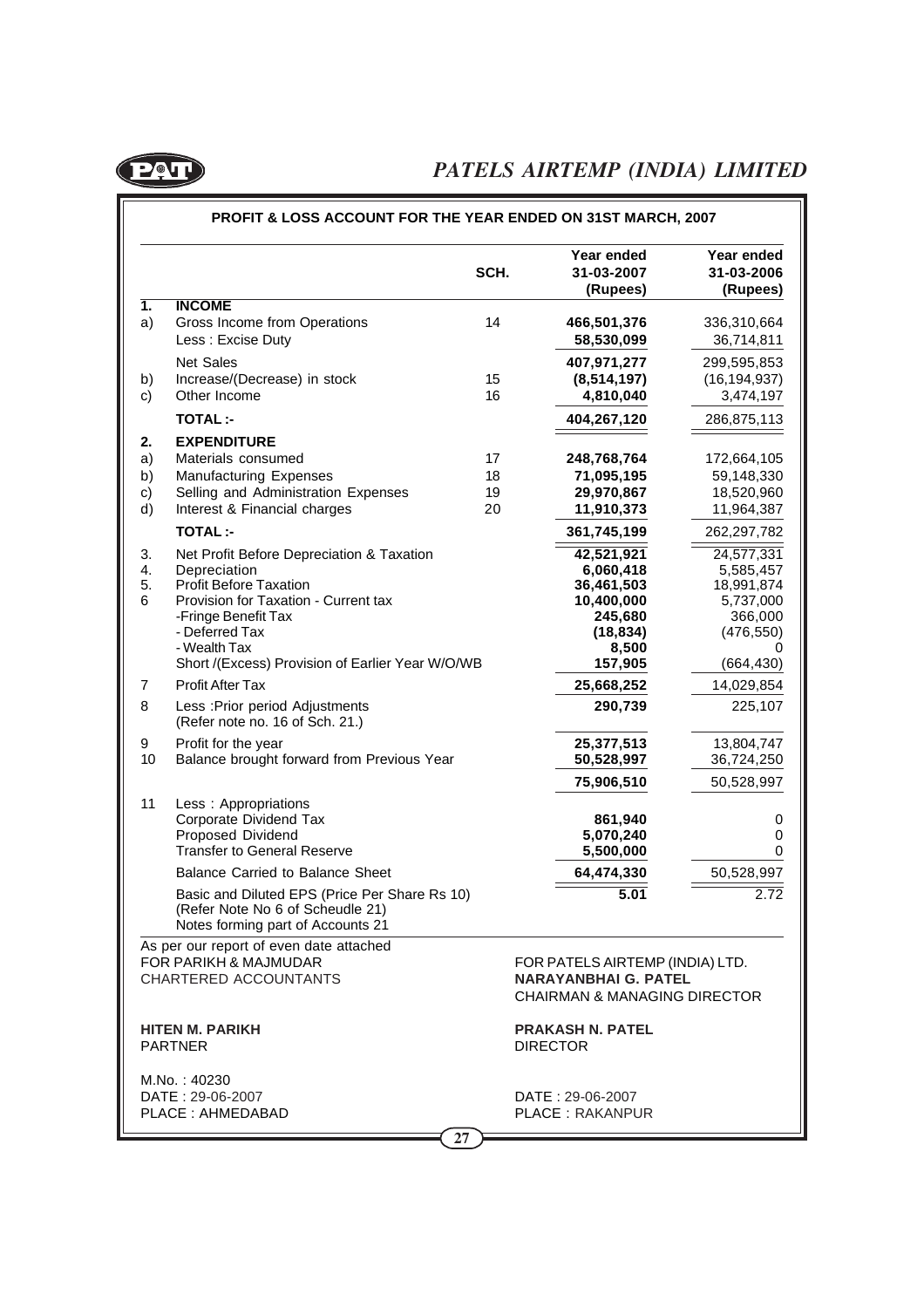# PATELS AIRTEMP (INDIA) LIMITED

## PROFIT & LOSS ACCOUNT FOR THE YEAR ENDED ON 31ST MARCH, 2007

| | | SCH. | Year ended 31-03-2007 (Rupees) | Year ended 31-03-2006 (Rupees) |
|---|---|---|---|---|
| **1.** | **INCOME** | | | |
| a) | Gross Income from Operations | 14 | **466,501,376** | 336,310,664 |
| | Less : Excise Duty | | **58,530,099** | 36,714,811 |
| | Net Sales | | **407,971,277** | 299,595,853 |
| b) | Increase/(Decrease) in stock | 15 | **(8,514,197)** | (16,194,937) |
| c) | Other Income | 16 | **4,810,040** | 3,474,197 |
| | **TOTAL :-** | | **404,267,120** | 286,875,113 |
| **2.** | **EXPENDITURE** | | | |
| a) | Materials consumed | 17 | **248,768,764** | 172,664,105 |
| b) | Manufacturing Expenses | 18 | **71,095,195** | 59,148,330 |
| c) | Selling and Administration Expenses | 19 | **29,970,867** | 18,520,960 |
| d) | Interest & Financial charges | 20 | **11,910,373** | 11,964,387 |
| | **TOTAL :-** | | **361,745,199** | 262,297,782 |
| 3. | Net Profit Before Depreciation & Taxation | | **42,521,921** | 24,577,331 |
| 4. | Depreciation | | **6,060,418** | 5,585,457 |
| 5. | Profit Before Taxation | | **36,461,503** | 18,991,874 |
| 6 | Provision for Taxation - Current tax | | **10,400,000** | 5,737,000 |
| | -Fringe Benefit Tax | | **245,680** | 366,000 |
| | - Deferred Tax | | **(18,834)** | (476,550) |
| | - Wealth Tax | | **8,500** | 0 |
| | Short /(Excess) Provision of Earlier Year W/O/WB | | **157,905** | (664,430) |
| 7 | Profit After Tax | | **25,668,252** | 14,029,854 |
| 8 | Less :Prior period Adjustments (Refer note no. 16 of Sch. 21.) | | **290,739** | 225,107 |
| 9 | Profit for the year | | **25,377,513** | 13,804,747 |
| 10 | Balance brought forward from Previous Year | | **50,528,997** | 36,724,250 |
| | | | **75,906,510** | 50,528,997 |
| 11 | Less : Appropriations | | | |
| | Corporate Dividend Tax | | **861,940** | 0 |
| | Proposed Dividend | | **5,070,240** | 0 |
| | Transfer to General Reserve | | **5,500,000** | 0 |
| | Balance Carried to Balance Sheet | | **64,474,330** | 50,528,997 |
| | Basic and Diluted EPS (Price Per Share Rs 10) (Refer Note No 6 of Scheudle 21) | | **5.01** | 2.72 |
| | Notes forming part of Accounts 21 | | | |

As per our report of even date attached
FOR PARIKH & MAJMUDAR
CHARTERED ACCOUNTANTS

**HITEN M. PARIKH**
PARTNER

M.No. : 40230
DATE : 29-06-2007
PLACE : AHMEDABAD

FOR PATELS AIRTEMP (INDIA) LTD.
**NARAYANBHAI G. PATEL**
CHAIRMAN & MANAGING DIRECTOR

**PRAKASH N. PATEL**
DIRECTOR

DATE : 29-06-2007
PLACE : RAKANPUR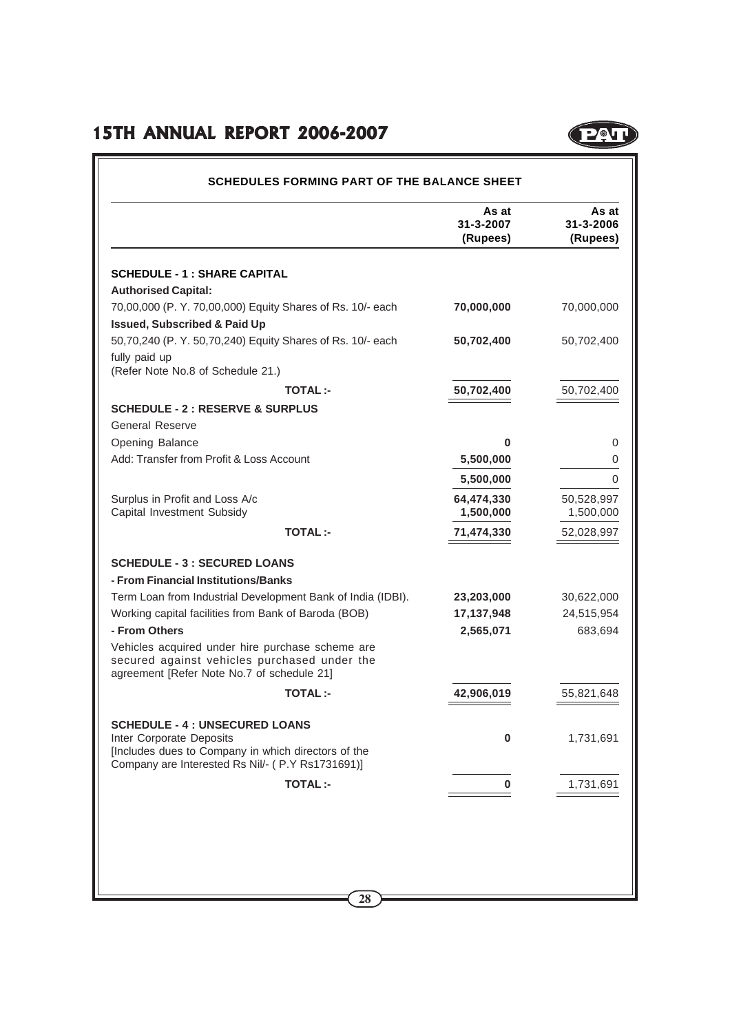## SCHEDULES FORMING PART OF THE BALANCE SHEET

| | As at 31-3-2007 (Rupees) | As at 31-3-2006 (Rupees) |
|---|---|---|
| **SCHEDULE - 1 : SHARE CAPITAL** | | |
| **Authorised Capital:** | | |
| 70,00,000 (P. Y. 70,00,000) Equity Shares of Rs. 10/- each | **70,000,000** | 70,000,000 |
| **Issued, Subscribed & Paid Up** | | |
| 50,70,240 (P. Y. 50,70,240) Equity Shares of Rs. 10/- each fully paid up (Refer Note No.8 of Schedule 21.) | **50,702,400** | 50,702,400 |
| **TOTAL :-** | **50,702,400** | 50,702,400 |
| **SCHEDULE - 2 : RESERVE & SURPLUS** | | |
| General Reserve | | |
| Opening Balance | **0** | 0 |
| Add: Transfer from Profit & Loss Account | **5,500,000** | 0 |
| | **5,500,000** | 0 |
| Surplus in Profit and Loss A/c | **64,474,330** | 50,528,997 |
| Capital Investment Subsidy | **1,500,000** | 1,500,000 |
| **TOTAL :-** | **71,474,330** | 52,028,997 |
| **SCHEDULE - 3 : SECURED LOANS** | | |
| **- From Financial Institutions/Banks** | | |
| Term Loan from Industrial Development Bank of India (IDBI). | **23,203,000** | 30,622,000 |
| Working capital facilities from Bank of Baroda (BOB) | **17,137,948** | 24,515,954 |
| **- From Others** | **2,565,071** | 683,694 |
| Vehicles acquired under hire purchase scheme are secured against vehicles purchased under the agreement [Refer Note No.7 of schedule 21] | | |
| **TOTAL :-** | **42,906,019** | 55,821,648 |
| **SCHEDULE - 4 : UNSECURED LOANS** | | |
| Inter Corporate Deposits [Includes dues to Company in which directors of the Company are Interested Rs Nil/- ( P.Y Rs1731691)] | **0** | 1,731,691 |
| **TOTAL :-** | **0** | 1,731,691 |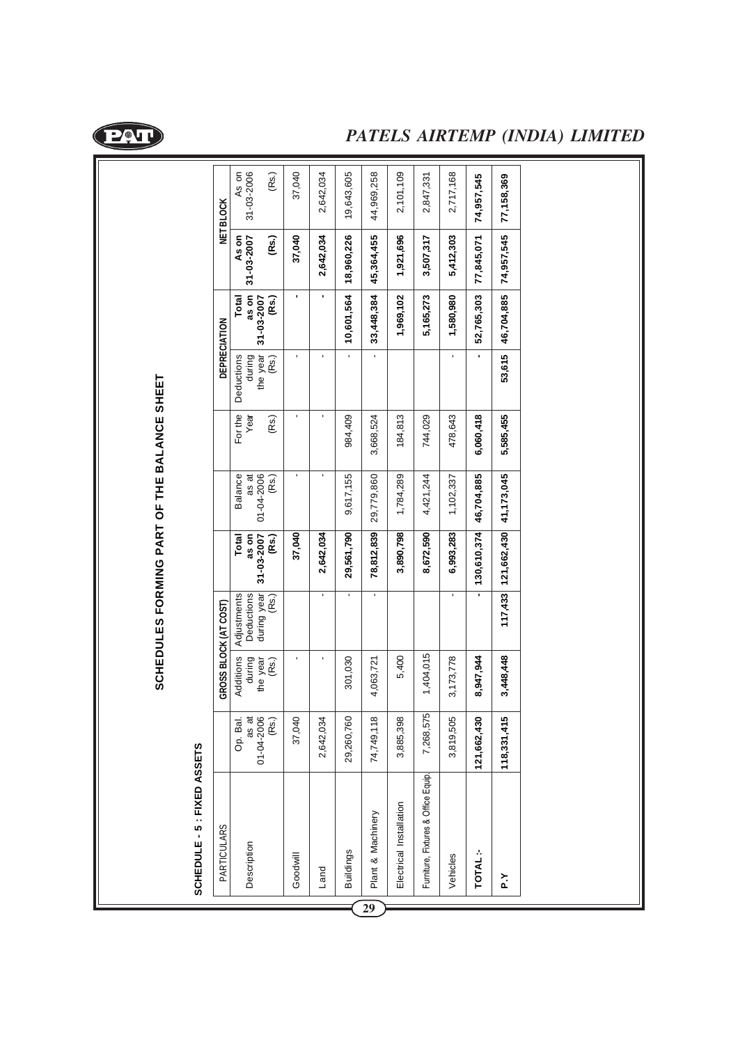# SCHEDULES FORMING PART OF THE BALANCE SHEET

## SCHEDULE - 5 : FIXED ASSETS

| PARTICULARS | GROSS BLOCK (AT COST) | | | | DEPRECIATION | | | | NET BLOCK | |
|---|---|---|---|---|---|---|---|---|---|---|
| Description | Op. Bal. as at 01-04-2006 (Rs.) | Additions during the year (Rs.) | Adjustments Deductions during year (Rs.) | **Total as on 31-03-2007 (Rs.)** | Balance as at 01-04-2006 (Rs.) | For the Year (Rs.) | Deductions during the year (Rs.) | **Total as on 31-03-2007 (Rs.)** | **As on 31-03-2007 (Rs.)** | As on 31-03-2006 (Rs.) |
| Goodwill | 37,040 | - | | **37,040** | - | - | - | **-** | **37,040** | 37,040 |
| Land | 2,642,034 | - | - | **2,642,034** | - | - | - | **-** | **2,642,034** | 2,642,034 |
| Buildings | 29,260,760 | 301,030 | - | **29,561,790** | 9,617,155 | 984,409 | - | **10,601,564** | **18,960,226** | 19,643,605 |
| Plant & Machinery | 74,749,118 | 4,063,721 | - | **78,812,839** | 29,779,860 | 3,668,524 | - | **33,448,384** | **45,364,455** | 44,969,258 |
| Electrical Installation | 3,885,398 | 5,400 | | **3,890,798** | 1,784,289 | 184,813 | | **1,969,102** | **1,921,696** | 2,101,109 |
| Furniture, Fixtures & Office Equip. | 7,268,575 | 1,404,015 | | **8,672,590** | 4,421,244 | 744,029 | | **5,165,273** | **3,507,317** | 2,847,331 |
| Vehicles | 3,819,505 | 3,173,778 | - | **6,993,283** | 1,102,337 | 478,643 | - | **1,580,980** | **5,412,303** | 2,717,168 |
| **TOTAL :-** | **121,662,430** | **8,947,944** | **-** | **130,610,374** | **46,704,885** | **6,060,418** | **-** | **52,765,303** | **77,845,071** | **74,957,545** |
| **P.Y** | **118,331,415** | **3,448,448** | **117,433** | **121,662,430** | **41,173,045** | **5,585,455** | **53,615** | **46,704,885** | **74,957,545** | **77,158,369** |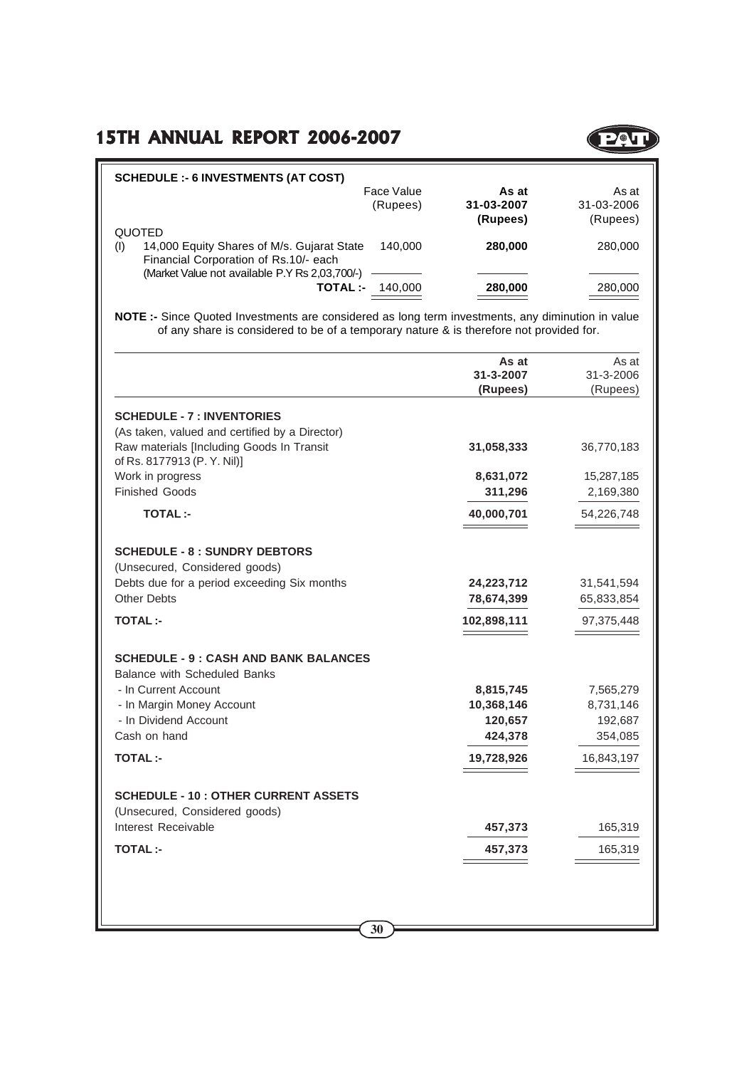## SCHEDULE :- 6 INVESTMENTS (AT COST)

| | Face Value (Rupees) | **As at 31-03-2007 (Rupees)** | As at 31-03-2006 (Rupees) |
|---|---|---|---|
| QUOTED | | | |
| (I) 14,000 Equity Shares of M/s. Gujarat State Financial Corporation of Rs.10/- each (Market Value not available P.Y Rs 2,03,700/-) | 140,000 | **280,000** | 280,000 |
| **TOTAL :-** | 140,000 | **280,000** | 280,000 |

**NOTE :-** Since Quoted Investments are considered as long term investments, any diminution in value of any share is considered to be of a temporary nature & is therefore not provided for.

| | **As at 31-3-2007 (Rupees)** | As at 31-3-2006 (Rupees) |
|---|---|---|
| **SCHEDULE - 7 : INVENTORIES** | | |
| (As taken, valued and certified by a Director) | | |
| Raw materials [Including Goods In Transit of Rs. 8177913 (P. Y. Nil)] | **31,058,333** | 36,770,183 |
| Work in progress | **8,631,072** | 15,287,185 |
| Finished Goods | **311,296** | 2,169,380 |
| **TOTAL :-** | **40,000,701** | 54,226,748 |
| **SCHEDULE - 8 : SUNDRY DEBTORS** | | |
| (Unsecured, Considered goods) | | |
| Debts due for a period exceeding Six months | **24,223,712** | 31,541,594 |
| Other Debts | **78,674,399** | 65,833,854 |
| **TOTAL :-** | **102,898,111** | 97,375,448 |
| **SCHEDULE - 9 : CASH AND BANK BALANCES** | | |
| Balance with Scheduled Banks | | |
| - In Current Account | **8,815,745** | 7,565,279 |
| - In Margin Money Account | **10,368,146** | 8,731,146 |
| - In Dividend Account | **120,657** | 192,687 |
| Cash on hand | **424,378** | 354,085 |
| **TOTAL :-** | **19,728,926** | 16,843,197 |
| **SCHEDULE - 10 : OTHER CURRENT ASSETS** | | |
| (Unsecured, Considered goods) | | |
| Interest Receivable | **457,373** | 165,319 |
| **TOTAL :-** | **457,373** | 165,319 |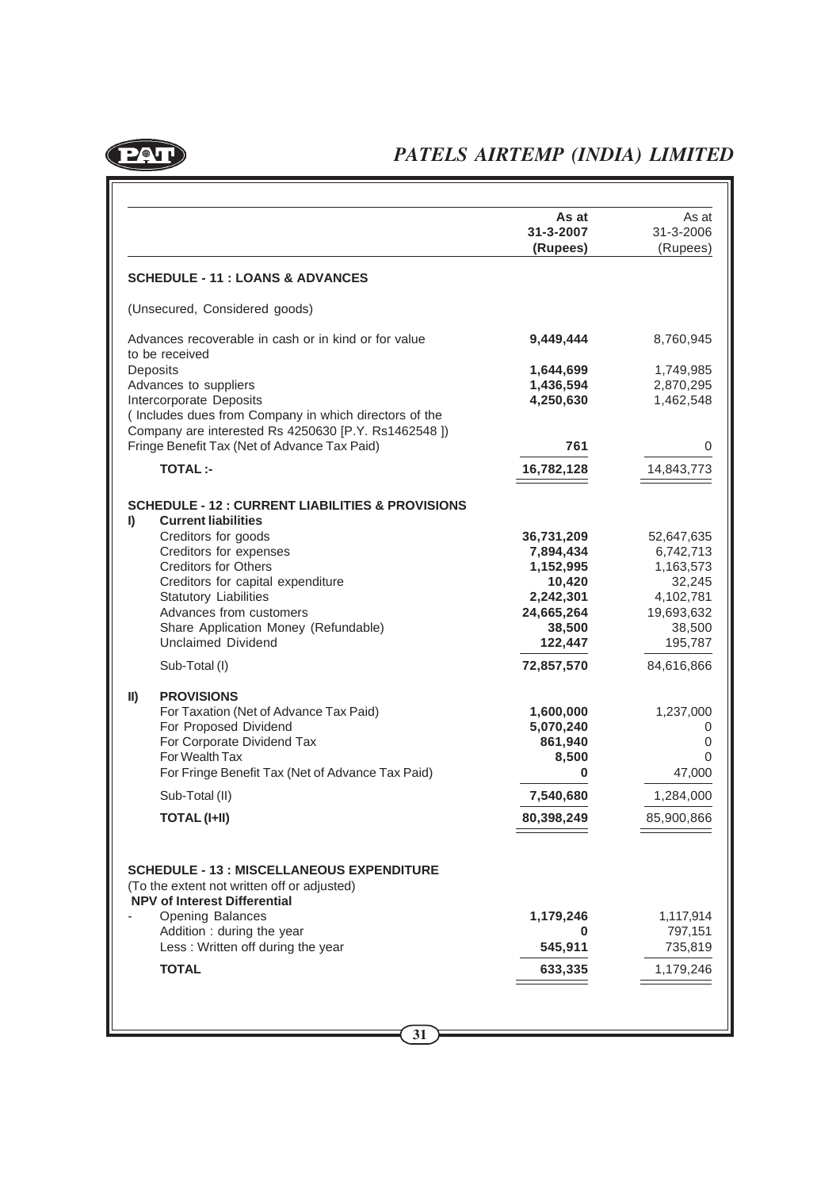| | As at 31-3-2007 (Rupees) | As at 31-3-2006 (Rupees) |
|---|---|---|
| **SCHEDULE - 11 : LOANS & ADVANCES** | | |
| (Unsecured, Considered goods) | | |
| Advances recoverable in cash or in kind or for value to be received | **9,449,444** | 8,760,945 |
| Deposits | **1,644,699** | 1,749,985 |
| Advances to suppliers | **1,436,594** | 2,870,295 |
| Intercorporate Deposits ( Includes dues from Company in which directors of the Company are interested Rs 4250630 [P.Y. Rs1462548 ]) | **4,250,630** | 1,462,548 |
| Fringe Benefit Tax (Net of Advance Tax Paid) | **761** | 0 |
| **TOTAL :-** | **16,782,128** | 14,843,773 |
| **SCHEDULE - 12 : CURRENT LIABILITIES & PROVISIONS** | | |
| **I) Current liabilities** | | |
| Creditors for goods | **36,731,209** | 52,647,635 |
| Creditors for expenses | **7,894,434** | 6,742,713 |
| Creditors for Others | **1,152,995** | 1,163,573 |
| Creditors for capital expenditure | **10,420** | 32,245 |
| Statutory Liabilities | **2,242,301** | 4,102,781 |
| Advances from customers | **24,665,264** | 19,693,632 |
| Share Application Money (Refundable) | **38,500** | 38,500 |
| Unclaimed Dividend | **122,447** | 195,787 |
| Sub-Total (I) | **72,857,570** | 84,616,866 |
| **II) PROVISIONS** | | |
| For Taxation (Net of Advance Tax Paid) | **1,600,000** | 1,237,000 |
| For Proposed Dividend | **5,070,240** | 0 |
| For Corporate Dividend Tax | **861,940** | 0 |
| For Wealth Tax | **8,500** | 0 |
| For Fringe Benefit Tax (Net of Advance Tax Paid) | **0** | 47,000 |
| Sub-Total (II) | **7,540,680** | 1,284,000 |
| **TOTAL (I+II)** | **80,398,249** | 85,900,866 |
| **SCHEDULE - 13 : MISCELLANEOUS EXPENDITURE** | | |
| (To the extent not written off or adjusted) | | |
| **NPV of Interest Differential** | | |
| - Opening Balances | **1,179,246** | 1,117,914 |
| Addition : during the year | **0** | 797,151 |
| Less : Written off during the year | **545,911** | 735,819 |
| **TOTAL** | **633,335** | 1,179,246 |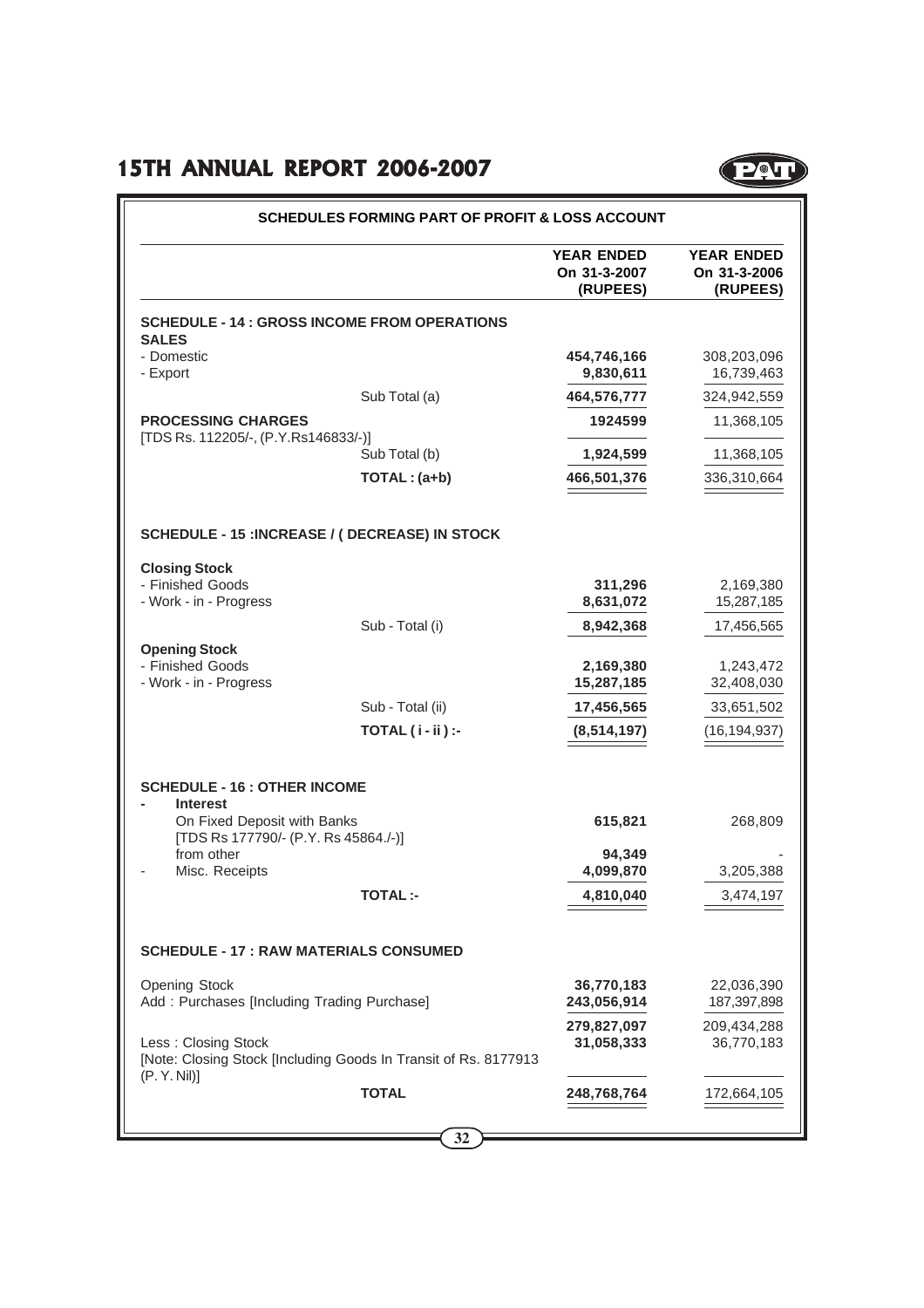## SCHEDULES FORMING PART OF PROFIT & LOSS ACCOUNT

| | | YEAR ENDED On 31-3-2007 (RUPEES) | YEAR ENDED On 31-3-2006 (RUPEES) |
|---|---|---|---|
| **SCHEDULE - 14 : GROSS INCOME FROM OPERATIONS** | | | |
| **SALES** | | | |
| - Domestic | | **454,746,166** | 308,203,096 |
| - Export | | **9,830,611** | 16,739,463 |
| | Sub Total (a) | **464,576,777** | 324,942,559 |
| **PROCESSING CHARGES** [TDS Rs. 112205/-, (P.Y.Rs146833/-)] | | **1924599** | 11,368,105 |
| | Sub Total (b) | **1,924,599** | 11,368,105 |
| | **TOTAL : (a+b)** | **466,501,376** | 336,310,664 |
| **SCHEDULE - 15 :INCREASE / ( DECREASE) IN STOCK** | | | |
| **Closing Stock** | | | |
| - Finished Goods | | **311,296** | 2,169,380 |
| - Work - in - Progress | | **8,631,072** | 15,287,185 |
| | Sub - Total (i) | **8,942,368** | 17,456,565 |
| **Opening Stock** | | | |
| - Finished Goods | | **2,169,380** | 1,243,472 |
| - Work - in - Progress | | **15,287,185** | 32,408,030 |
| | Sub - Total (ii) | **17,456,565** | 33,651,502 |
| | **TOTAL ( i - ii ) :-** | **(8,514,197)** | (16,194,937) |
| **SCHEDULE - 16 : OTHER INCOME** | | | |
| - **Interest** | | | |
| On Fixed Deposit with Banks [TDS Rs 177790/- (P.Y. Rs 45864./-)] | | **615,821** | 268,809 |
| from other | | **94,349** | - |
| - Misc. Receipts | | **4,099,870** | 3,205,388 |
| | **TOTAL :-** | **4,810,040** | 3,474,197 |
| **SCHEDULE - 17 : RAW MATERIALS CONSUMED** | | | |
| Opening Stock | | **36,770,183** | 22,036,390 |
| Add : Purchases [Including Trading Purchase] | | **243,056,914** | 187,397,898 |
| | | **279,827,097** | 209,434,288 |
| Less : Closing Stock [Note: Closing Stock [Including Goods In Transit of Rs. 8177913 (P. Y. Nil)] | | **31,058,333** | 36,770,183 |
| | **TOTAL** | **248,768,764** | 172,664,105 |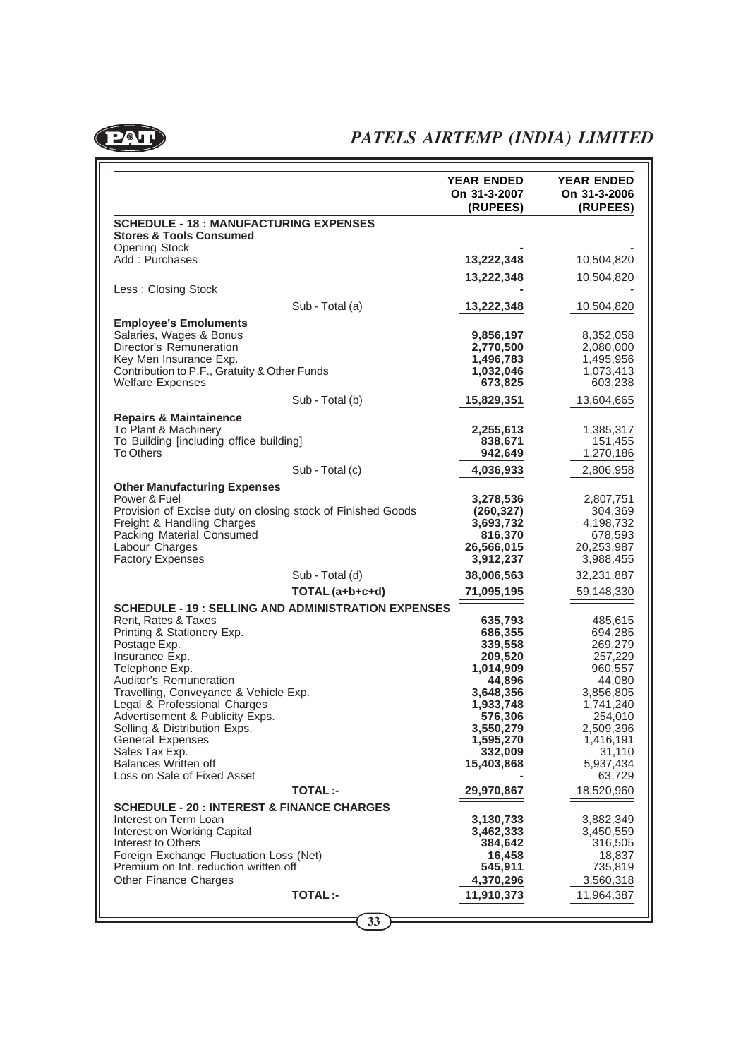| | YEAR ENDED On 31-3-2007 (RUPEES) | YEAR ENDED On 31-3-2006 (RUPEES) |
|---|---|---|
| **SCHEDULE - 18 : MANUFACTURING EXPENSES** | | |
| **Stores & Tools Consumed** | | |
| Opening Stock | - | - |
| Add : Purchases | **13,222,348** | 10,504,820 |
| | **13,222,348** | 10,504,820 |
| Less : Closing Stock | - | - |
| Sub - Total (a) | **13,222,348** | 10,504,820 |
| **Employee's Emoluments** | | |
| Salaries, Wages & Bonus | **9,856,197** | 8,352,058 |
| Director's Remuneration | **2,770,500** | 2,080,000 |
| Key Men Insurance Exp. | **1,496,783** | 1,495,956 |
| Contribution to P.F., Gratuity & Other Funds | **1,032,046** | 1,073,413 |
| Welfare Expenses | **673,825** | 603,238 |
| Sub - Total (b) | **15,829,351** | 13,604,665 |
| **Repairs & Maintainence** | | |
| To Plant & Machinery | **2,255,613** | 1,385,317 |
| To Building [including office building] | **838,671** | 151,455 |
| To Others | **942,649** | 1,270,186 |
| Sub - Total (c) | **4,036,933** | 2,806,958 |
| **Other Manufacturing Expenses** | | |
| Power & Fuel | **3,278,536** | 2,807,751 |
| Provision of Excise duty on closing stock of Finished Goods | **(260,327)** | 304,369 |
| Freight & Handling Charges | **3,693,732** | 4,198,732 |
| Packing Material Consumed | **816,370** | 678,593 |
| Labour Charges | **26,566,015** | 20,253,987 |
| Factory Expenses | **3,912,237** | 3,988,455 |
| Sub - Total (d) | **38,006,563** | 32,231,887 |
| TOTAL (a+b+c+d) | **71,095,195** | 59,148,330 |
| **SCHEDULE - 19 : SELLING AND ADMINISTRATION EXPENSES** | | |
| Rent, Rates & Taxes | **635,793** | 485,615 |
| Printing & Stationery Exp. | **686,355** | 694,285 |
| Postage Exp. | **339,558** | 269,279 |
| Insurance Exp. | **209,520** | 257,229 |
| Telephone Exp. | **1,014,909** | 960,557 |
| Auditor's Remuneration | **44,896** | 44,080 |
| Travelling, Conveyance & Vehicle Exp. | **3,648,356** | 3,856,805 |
| Legal & Professional Charges | **1,933,748** | 1,741,240 |
| Advertisement & Publicity Exps. | **576,306** | 254,010 |
| Selling & Distribution Exps. | **3,550,279** | 2,509,396 |
| General Expenses | **1,595,270** | 1,416,191 |
| Sales Tax Exp. | **332,009** | 31,110 |
| Balances Written off | **15,403,868** | 5,937,434 |
| Loss on Sale of Fixed Asset | - | 63,729 |
| **TOTAL :-** | **29,970,867** | 18,520,960 |
| **SCHEDULE - 20 : INTEREST & FINANCE CHARGES** | | |
| Interest on Term Loan | **3,130,733** | 3,882,349 |
| Interest on Working Capital | **3,462,333** | 3,450,559 |
| Interest to Others | **384,642** | 316,505 |
| Foreign Exchange Fluctuation Loss (Net) | **16,458** | 18,837 |
| Premium on Int. reduction written off | **545,911** | 735,819 |
| Other Finance Charges | **4,370,296** | 3,560,318 |
| **TOTAL :-** | **11,910,373** | 11,964,387 |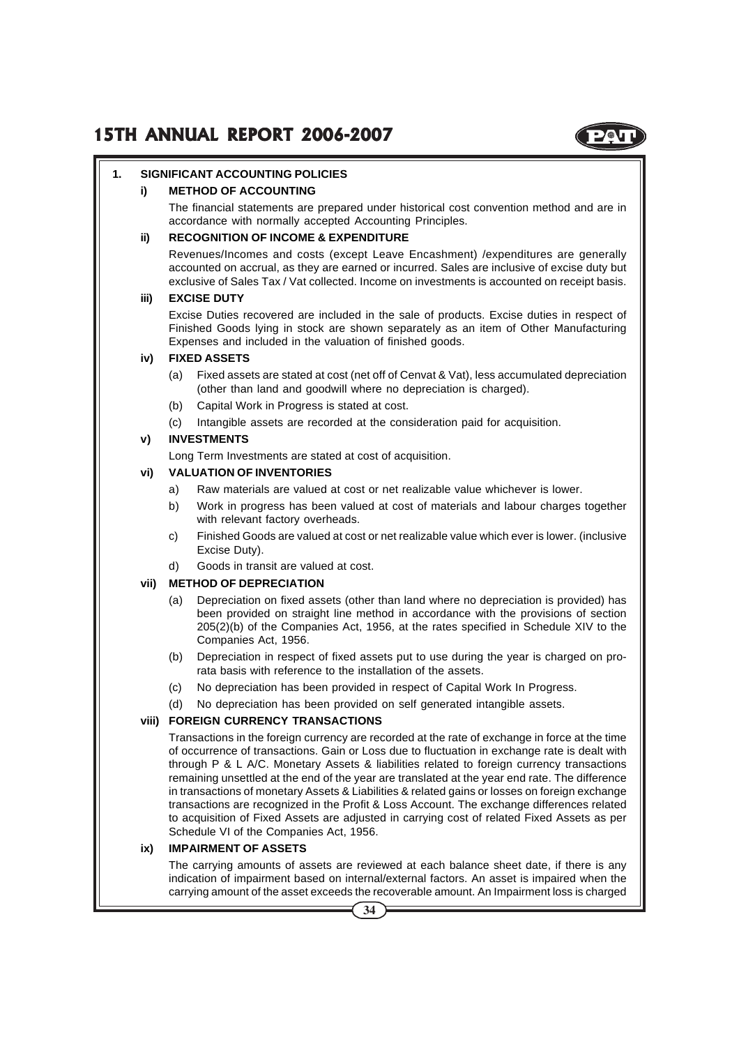## 1. SIGNIFICANT ACCOUNTING POLICIES

### i) METHOD OF ACCOUNTING

The financial statements are prepared under historical cost convention method and are in accordance with normally accepted Accounting Principles.

### ii) RECOGNITION OF INCOME & EXPENDITURE

Revenues/Incomes and costs (except Leave Encashment) /expenditures are generally accounted on accrual, as they are earned or incurred. Sales are inclusive of excise duty but exclusive of Sales Tax / Vat collected. Income on investments is accounted on receipt basis.

### iii) EXCISE DUTY

Excise Duties recovered are included in the sale of products. Excise duties in respect of Finished Goods lying in stock are shown separately as an item of Other Manufacturing Expenses and included in the valuation of finished goods.

### iv) FIXED ASSETS

(a) Fixed assets are stated at cost (net off of Cenvat & Vat), less accumulated depreciation (other than land and goodwill where no depreciation is charged).

(b) Capital Work in Progress is stated at cost.

(c) Intangible assets are recorded at the consideration paid for acquisition.

### v) INVESTMENTS

Long Term Investments are stated at cost of acquisition.

### vi) VALUATION OF INVENTORIES

a) Raw materials are valued at cost or net realizable value whichever is lower.

b) Work in progress has been valued at cost of materials and labour charges together with relevant factory overheads.

c) Finished Goods are valued at cost or net realizable value which ever is lower. (inclusive Excise Duty).

d) Goods in transit are valued at cost.

### vii) METHOD OF DEPRECIATION

(a) Depreciation on fixed assets (other than land where no depreciation is provided) has been provided on straight line method in accordance with the provisions of section 205(2)(b) of the Companies Act, 1956, at the rates specified in Schedule XIV to the Companies Act, 1956.

(b) Depreciation in respect of fixed assets put to use during the year is charged on pro-rata basis with reference to the installation of the assets.

(c) No depreciation has been provided in respect of Capital Work In Progress.

(d) No depreciation has been provided on self generated intangible assets.

### viii) FOREIGN CURRENCY TRANSACTIONS

Transactions in the foreign currency are recorded at the rate of exchange in force at the time of occurrence of transactions. Gain or Loss due to fluctuation in exchange rate is dealt with through P & L A/C. Monetary Assets & liabilities related to foreign currency transactions remaining unsettled at the end of the year are translated at the year end rate. The difference in transactions of monetary Assets & Liabilities & related gains or losses on foreign exchange transactions are recognized in the Profit & Loss Account. The exchange differences related to acquisition of Fixed Assets are adjusted in carrying cost of related Fixed Assets as per Schedule VI of the Companies Act, 1956.

### ix) IMPAIRMENT OF ASSETS

The carrying amounts of assets are reviewed at each balance sheet date, if there is any indication of impairment based on internal/external factors. An asset is impaired when the carrying amount of the asset exceeds the recoverable amount. An Impairment loss is charged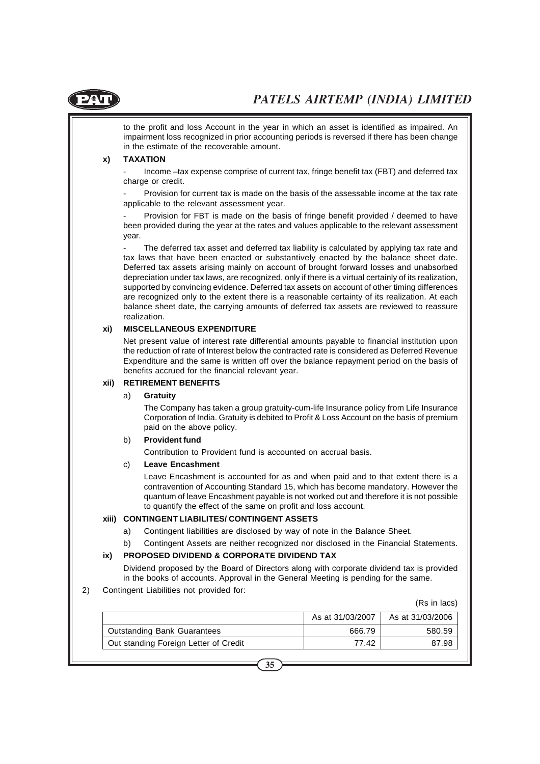to the profit and loss Account in the year in which an asset is identified as impaired. An impairment loss recognized in prior accounting periods is reversed if there has been change in the estimate of the recoverable amount.

**x) TAXATION**

- Income –tax expense comprise of current tax, fringe benefit tax (FBT) and deferred tax charge or credit.
- Provision for current tax is made on the basis of the assessable income at the tax rate applicable to the relevant assessment year.
- Provision for FBT is made on the basis of fringe benefit provided / deemed to have been provided during the year at the rates and values applicable to the relevant assessment year.
- The deferred tax asset and deferred tax liability is calculated by applying tax rate and tax laws that have been enacted or substantively enacted by the balance sheet date. Deferred tax assets arising mainly on account of brought forward losses and unabsorbed depreciation under tax laws, are recognized, only if there is a virtual certainly of its realization, supported by convincing evidence. Deferred tax assets on account of other timing differences are recognized only to the extent there is a reasonable certainty of its realization. At each balance sheet date, the carrying amounts of deferred tax assets are reviewed to reassure realization.

**xi) MISCELLANEOUS EXPENDITURE**

Net present value of interest rate differential amounts payable to financial institution upon the reduction of rate of Interest below the contracted rate is considered as Deferred Revenue Expenditure and the same is written off over the balance repayment period on the basis of benefits accrued for the financial relevant year.

**xii) RETIREMENT BENEFITS**

a) **Gratuity**

The Company has taken a group gratuity-cum-life Insurance policy from Life Insurance Corporation of India. Gratuity is debited to Profit & Loss Account on the basis of premium paid on the above policy.

b) **Provident fund**

Contribution to Provident fund is accounted on accrual basis.

c) **Leave Encashment**

Leave Encashment is accounted for as and when paid and to that extent there is a contravention of Accounting Standard 15, which has become mandatory. However the quantum of leave Encashment payable is not worked out and therefore it is not possible to quantify the effect of the same on profit and loss account.

**xiii) CONTINGENT LIABILITES/ CONTINGENT ASSETS**

a) Contingent liabilities are disclosed by way of note in the Balance Sheet.

b) Contingent Assets are neither recognized nor disclosed in the Financial Statements.

**ix) PROPOSED DIVIDEND & CORPORATE DIVIDEND TAX**

Dividend proposed by the Board of Directors along with corporate dividend tax is provided in the books of accounts. Approval in the General Meeting is pending for the same.

2) Contingent Liabilities not provided for:

(Rs in lacs)

| | As at 31/03/2007 | As at 31/03/2006 |
|---|---|---|
| Outstanding Bank Guarantees | 666.79 | 580.59 |
| Out standing Foreign Letter of Credit | 77.42 | 87.98 |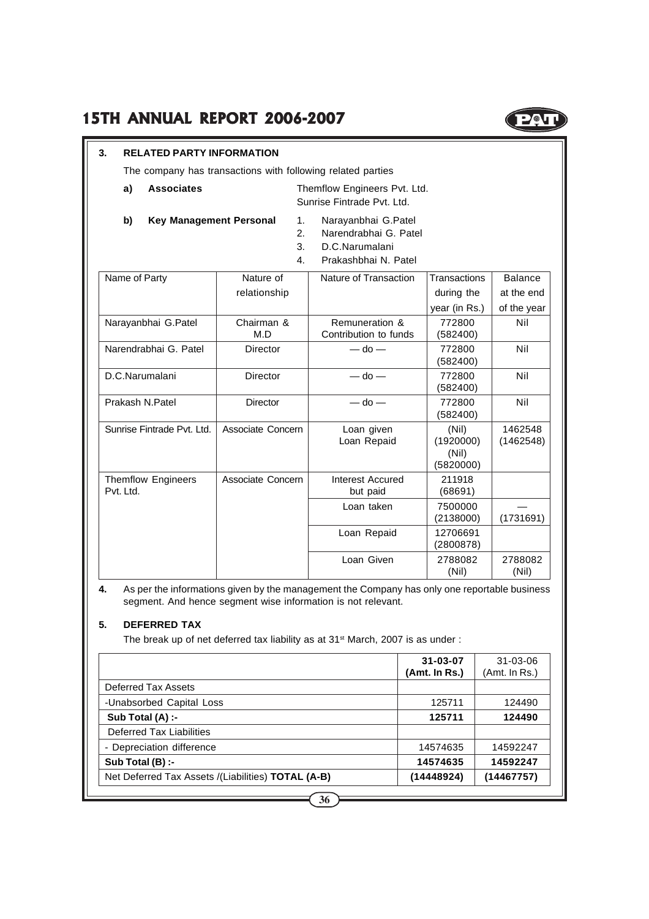### 3. RELATED PARTY INFORMATION

The company has transactions with following related parties

**a) Associates** Themflow Engineers Pvt. Ltd.
Sunrise Fintrade Pvt. Ltd.

**b) Key Management Personal**
1. Narayanbhai G.Patel
2. Narendrabhai G. Patel
3. D.C.Narumalani
4. Prakashbhai N. Patel

| Name of Party | Nature of relationship | Nature of Transaction | Transactions during the year (in Rs.) | Balance at the end of the year |
|---|---|---|---|---|
| Narayanbhai G.Patel | Chairman & M.D | Remuneration & Contribution to funds | 772800 (582400) | Nil |
| Narendrabhai G. Patel | Director | — do — | 772800 (582400) | Nil |
| D.C.Narumalani | Director | — do — | 772800 (582400) | Nil |
| Prakash N.Patel | Director | — do — | 772800 (582400) | Nil |
| Sunrise Fintrade Pvt. Ltd. | Associate Concern | Loan given<br>Loan Repaid | (Nil)<br>(1920000)<br>(Nil)<br>(5820000) | 1462548 (1462548) |
| Themflow Engineers Pvt. Ltd. | Associate Concern | Interest Accured but paid | 211918 (68691) | |
| | | Loan taken | 7500000 (2138000) | — (1731691) |
| | | Loan Repaid | 12706691 (2800878) | |
| | | Loan Given | 2788082 (Nil) | 2788082 (Nil) |

**4.** As per the informations given by the management the Company has only one reportable business segment. And hence segment wise information is not relevant.

### 5. DEFERRED TAX

The break up of net deferred tax liability as at 31st March, 2007 is as under :

| | **31-03-07 (Amt. In Rs.)** | 31-03-06 (Amt. In Rs.) |
|---|---|---|
| Deferred Tax Assets | | |
| -Unabsorbed Capital Loss | 125711 | 124490 |
| **Sub Total (A) :-** | **125711** | **124490** |
| Deferred Tax Liabilities | | |
| - Depreciation difference | 14574635 | 14592247 |
| **Sub Total (B) :-** | **14574635** | **14592247** |
| Net Deferred Tax Assets /(Liabilities) **TOTAL (A-B)** | **(14448924)** | **(14467757)** |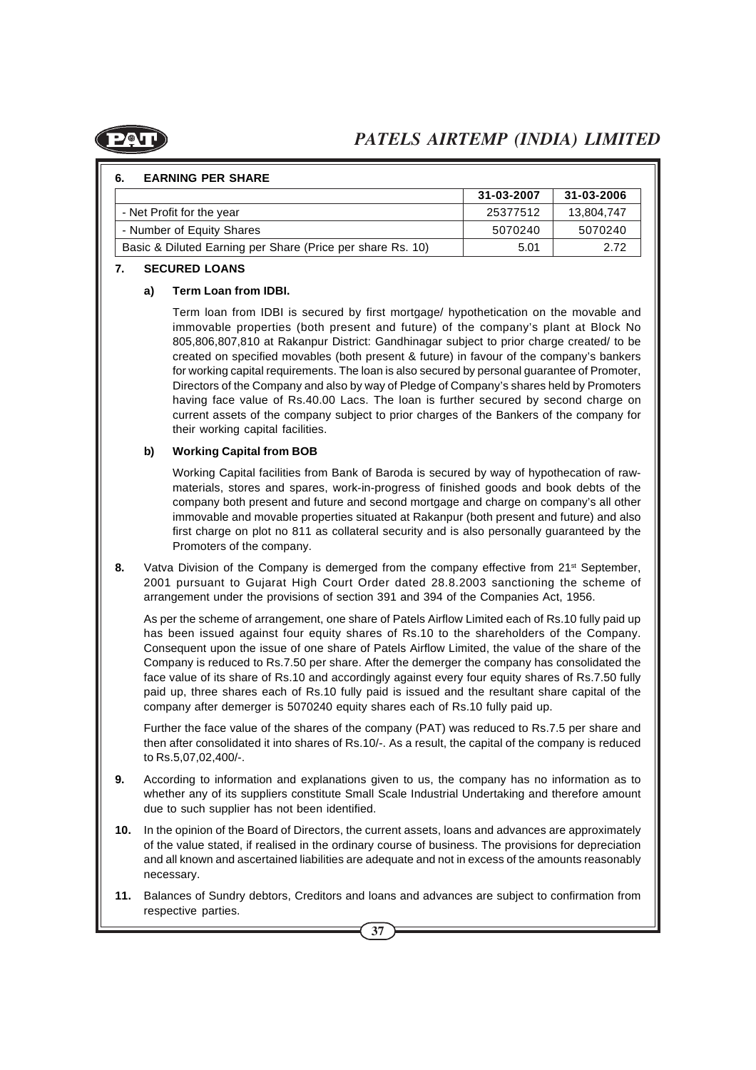## 6. EARNING PER SHARE

| | 31-03-2007 | 31-03-2006 |
|---|---|---|
| - Net Profit for the year | 25377512 | 13,804,747 |
| - Number of Equity Shares | 5070240 | 5070240 |
| Basic & Diluted Earning per Share (Price per share Rs. 10) | 5.01 | 2.72 |

## 7. SECURED LOANS

### a) Term Loan from IDBI.

Term loan from IDBI is secured by first mortgage/ hypothetication on the movable and immovable properties (both present and future) of the company's plant at Block No 805,806,807,810 at Rakanpur District: Gandhinagar subject to prior charge created/ to be created on specified movables (both present & future) in favour of the company's bankers for working capital requirements. The loan is also secured by personal guarantee of Promoter, Directors of the Company and also by way of Pledge of Company's shares held by Promoters having face value of Rs.40.00 Lacs. The loan is further secured by second charge on current assets of the company subject to prior charges of the Bankers of the company for their working capital facilities.

### b) Working Capital from BOB

Working Capital facilities from Bank of Baroda is secured by way of hypothecation of raw-materials, stores and spares, work-in-progress of finished goods and book debts of the company both present and future and second mortgage and charge on company's all other immovable and movable properties situated at Rakanpur (both present and future) and also first charge on plot no 811 as collateral security and is also personally guaranteed by the Promoters of the company.

**8.** Vatva Division of the Company is demerged from the company effective from 21st September, 2001 pursuant to Gujarat High Court Order dated 28.8.2003 sanctioning the scheme of arrangement under the provisions of section 391 and 394 of the Companies Act, 1956.

As per the scheme of arrangement, one share of Patels Airflow Limited each of Rs.10 fully paid up has been issued against four equity shares of Rs.10 to the shareholders of the Company. Consequent upon the issue of one share of Patels Airflow Limited, the value of the share of the Company is reduced to Rs.7.50 per share. After the demerger the company has consolidated the face value of its share of Rs.10 and accordingly against every four equity shares of Rs.7.50 fully paid up, three shares each of Rs.10 fully paid is issued and the resultant share capital of the company after demerger is 5070240 equity shares each of Rs.10 fully paid up.

Further the face value of the shares of the company (PAT) was reduced to Rs.7.5 per share and then after consolidated it into shares of Rs.10/-. As a result, the capital of the company is reduced to Rs.5,07,02,400/-.

**9.** According to information and explanations given to us, the company has no information as to whether any of its suppliers constitute Small Scale Industrial Undertaking and therefore amount due to such supplier has not been identified.

**10.** In the opinion of the Board of Directors, the current assets, loans and advances are approximately of the value stated, if realised in the ordinary course of business. The provisions for depreciation and all known and ascertained liabilities are adequate and not in excess of the amounts reasonably necessary.

**11.** Balances of Sundry debtors, Creditors and loans and advances are subject to confirmation from respective parties.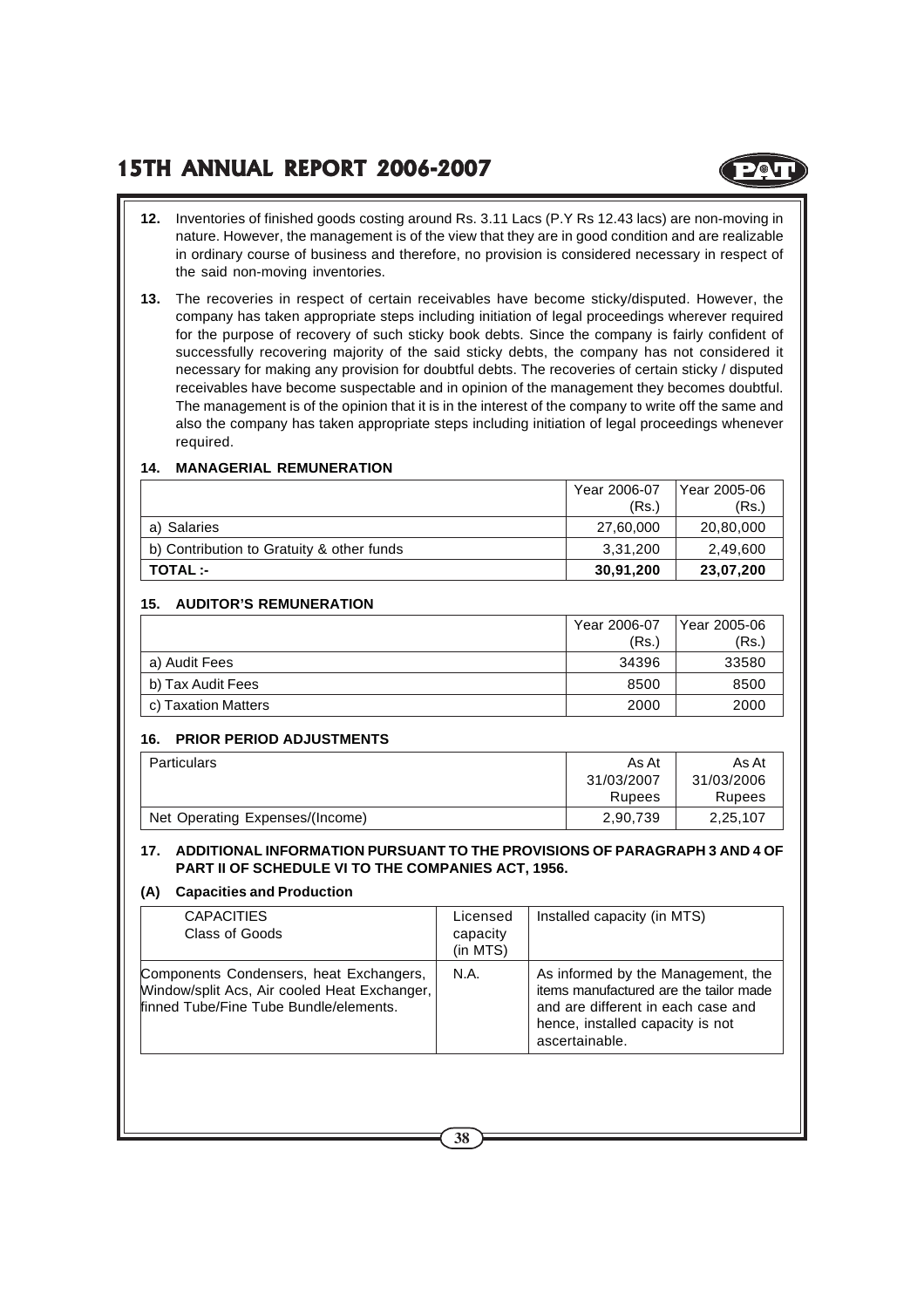**12.** Inventories of finished goods costing around Rs. 3.11 Lacs (P.Y Rs 12.43 lacs) are non-moving in nature. However, the management is of the view that they are in good condition and are realizable in ordinary course of business and therefore, no provision is considered necessary in respect of the said non-moving inventories.

**13.** The recoveries in respect of certain receivables have become sticky/disputed. However, the company has taken appropriate steps including initiation of legal proceedings wherever required for the purpose of recovery of such sticky book debts. Since the company is fairly confident of successfully recovering majority of the said sticky debts, the company has not considered it necessary for making any provision for doubtful debts. The recoveries of certain sticky / disputed receivables have become suspectable and in opinion of the management they becomes doubtful. The management is of the opinion that it is in the interest of the company to write off the same and also the company has taken appropriate steps including initiation of legal proceedings whenever required.

### 14. MANAGERIAL REMUNERATION

| | Year 2006-07 (Rs.) | Year 2005-06 (Rs.) |
|---|---|---|
| a) Salaries | 27,60,000 | 20,80,000 |
| b) Contribution to Gratuity & other funds | 3,31,200 | 2,49,600 |
| **TOTAL :-** | **30,91,200** | **23,07,200** |

### 15. AUDITOR'S REMUNERATION

| | Year 2006-07 (Rs.) | Year 2005-06 (Rs.) |
|---|---|---|
| a) Audit Fees | 34396 | 33580 |
| b) Tax Audit Fees | 8500 | 8500 |
| c) Taxation Matters | 2000 | 2000 |

### 16. PRIOR PERIOD ADJUSTMENTS

| Particulars | As At 31/03/2007 Rupees | As At 31/03/2006 Rupees |
|---|---|---|
| Net Operating Expenses/(Income) | 2,90,739 | 2,25,107 |

### 17. ADDITIONAL INFORMATION PURSUANT TO THE PROVISIONS OF PARAGRAPH 3 AND 4 OF PART II OF SCHEDULE VI TO THE COMPANIES ACT, 1956.

#### (A) Capacities and Production

| CAPACITIES Class of Goods | Licensed capacity (in MTS) | Installed capacity (in MTS) |
|---|---|---|
| Components Condensers, heat Exchangers, Window/split Acs, Air cooled Heat Exchanger, finned Tube/Fine Tube Bundle/elements. | N.A. | As informed by the Management, the items manufactured are the tailor made and are different in each case and hence, installed capacity is not ascertainable. |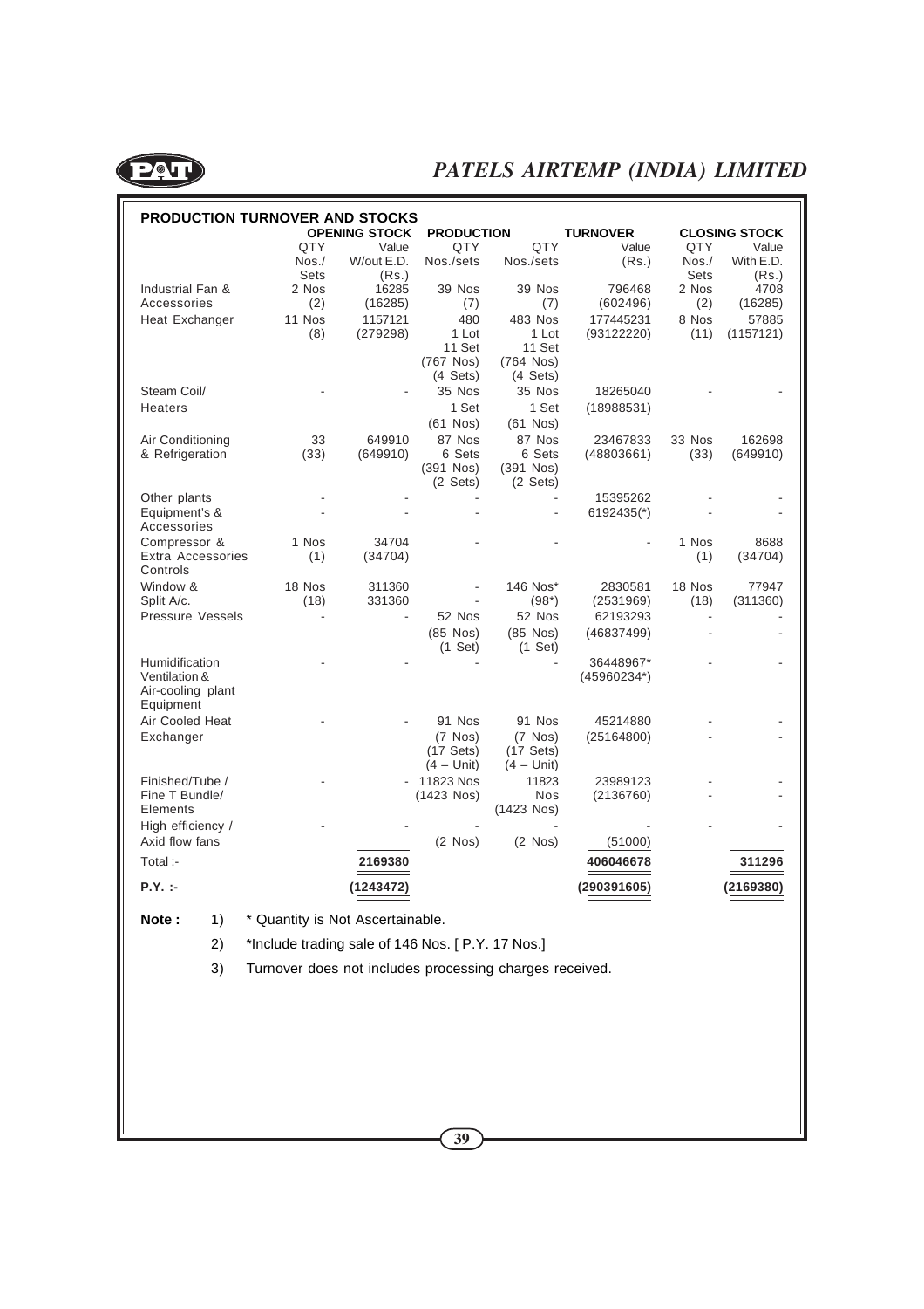## PRODUCTION TURNOVER AND STOCKS

| | OPENING STOCK | | PRODUCTION | | TURNOVER | CLOSING STOCK | |
|---|---|---|---|---|---|---|---|
| | QTY Nos./ Sets | Value W/out E.D. (Rs.) | QTY Nos./sets | QTY Nos./sets | Value (Rs.) | QTY Nos./ Sets | Value With E.D. (Rs.) |
| Industrial Fan & Accessories | 2 Nos (2) | 16285 (16285) | 39 Nos (7) | 39 Nos (7) | 796468 (602496) | 2 Nos (2) | 4708 (16285) |
| Heat Exchanger | 11 Nos (8) | 1157121 (279298) | 480 1 Lot 11 Set (767 Nos) (4 Sets) | 483 Nos 1 Lot 11 Set (764 Nos) (4 Sets) | 177445231 (93122220) | 8 Nos (11) | 57885 (1157121) |
| Steam Coil/ Heaters | - | - | 35 Nos 1 Set (61 Nos) | 35 Nos 1 Set (61 Nos) | 18265040 (18988531) | - | - |
| Air Conditioning & Refrigeration | 33 (33) | 649910 (649910) | 87 Nos 6 Sets (391 Nos) (2 Sets) | 87 Nos 6 Sets (391 Nos) (2 Sets) | 23467833 (48803661) | 33 Nos (33) | 162698 (649910) |
| Other plants Equipment's & Accessories | - | - | - | - | 15395262 6192435(*) | - | - |
| Compressor & Extra Accessories Controls | 1 Nos (1) | 34704 (34704) | - | - | - | 1 Nos (1) | 8688 (34704) |
| Window & Split A/c. | 18 Nos (18) | 311360 331360 | - | 146 Nos* (98*) | 2830581 (2531969) | 18 Nos (18) | 77947 (311360) |
| Pressure Vessels | - | - | 52 Nos (85 Nos) (1 Set) | 52 Nos (85 Nos) (1 Set) | 62193293 (46837499) | - | - |
| Humidification Ventilation & Air-cooling plant Equipment | - | - | - | - | 36448967* (45960234*) | - | - |
| Air Cooled Heat Exchanger | - | - | 91 Nos (7 Nos) (17 Sets) (4 – Unit) | 91 Nos (7 Nos) (17 Sets) (4 – Unit) | 45214880 (25164800) | - | - |
| Finished/Tube / Fine T Bundle/ Elements | - | - | 11823 Nos (1423 Nos) | 11823 Nos (1423 Nos) | 23989123 (2136760) | - | - |
| High efficiency / Axid flow fans | - | - | - (2 Nos) | - (2 Nos) | - (51000) | - | - |
| **Total :-** | | **2169380** | | | **406046678** | | **311296** |
| **P.Y. :-** | | **(1243472)** | | | **(290391605)** | | **(2169380)** |

**Note :**

1) * Quantity is Not Ascertainable.

2) *Include trading sale of 146 Nos. [ P.Y. 17 Nos.]

3) Turnover does not includes processing charges received.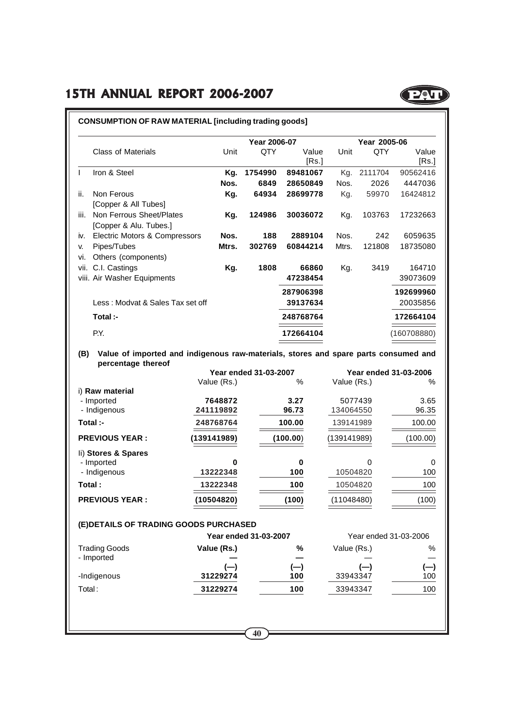## CONSUMPTION OF RAW MATERIAL [including trading goods]

| | Class of Materials | Year 2006-07 Unit | QTY | Value [Rs.] | Year 2005-06 Unit | QTY | Value [Rs.] |
|---|---|---|---|---|---|---|---|
| I | Iron & Steel | **Kg.** | **1754990** | **89481067** | Kg. | 2111704 | 90562416 |
| | | **Nos.** | **6849** | **28650849** | Nos. | 2026 | 4447036 |
| ii. | Non Ferous [Copper & All Tubes] | **Kg.** | **64934** | **28699778** | Kg. | 59970 | 16424812 |
| iii. | Non Ferrous Sheet/Plates [Copper & Alu. Tubes.] | **Kg.** | **124986** | **30036072** | Kg. | 103763 | 17232663 |
| iv. | Electric Motors & Compressors | **Nos.** | **188** | **2889104** | Nos. | 242 | 6059635 |
| v. | Pipes/Tubes | **Mtrs.** | **302769** | **60844214** | Mtrs. | 121808 | 18735080 |
| vi. | Others (components) | | | | | | |
| vii. | C.I. Castings | **Kg.** | **1808** | **66860** | Kg. | 3419 | 164710 |
| viii. | Air Washer Equipments | | | **47238454** | | | 39073609 |
| | | | | **287906398** | | | **192699960** |
| | Less : Modvat & Sales Tax set off | | | **39137634** | | | 20035856 |
| | **Total :-** | | | **248768764** | | | **172664104** |
| | P.Y. | | | **172664104** | | | (160708880) |

**(B) Value of imported and indigenous raw-materials, stores and spare parts consumed and percentage thereof**

| | Year ended 31-03-2007 Value (Rs.) | % | Year ended 31-03-2006 Value (Rs.) | % |
|---|---|---|---|---|
| i) **Raw material** | | | | |
| - Imported | **7648872** | **3.27** | 5077439 | 3.65 |
| - Indigenous | **241119892** | **96.73** | 134064550 | 96.35 |
| **Total :-** | **248768764** | **100.00** | 139141989 | 100.00 |
| **PREVIOUS YEAR :** | **(139141989)** | **(100.00)** | (139141989) | (100.00) |
| Ii) **Stores & Spares** | | | | |
| - Imported | **0** | **0** | 0 | 0 |
| - Indigenous | **13222348** | **100** | 10504820 | 100 |
| **Total :** | **13222348** | **100** | 10504820 | 100 |
| **PREVIOUS YEAR :** | **(10504820)** | **(100)** | (11048480) | (100) |

**(E)DETAILS OF TRADING GOODS PURCHASED**

| | Year ended 31-03-2007 Value (Rs.) | % | Year ended 31-03-2006 Value (Rs.) | % |
|---|---|---|---|---|
| Trading Goods - Imported | **—** | **—** | — | — |
| | **(—)** | **(—)** | **(—)** | **(—)** |
| -Indigenous | **31229274** | **100** | 33943347 | 100 |
| Total : | **31229274** | **100** | 33943347 | 100 |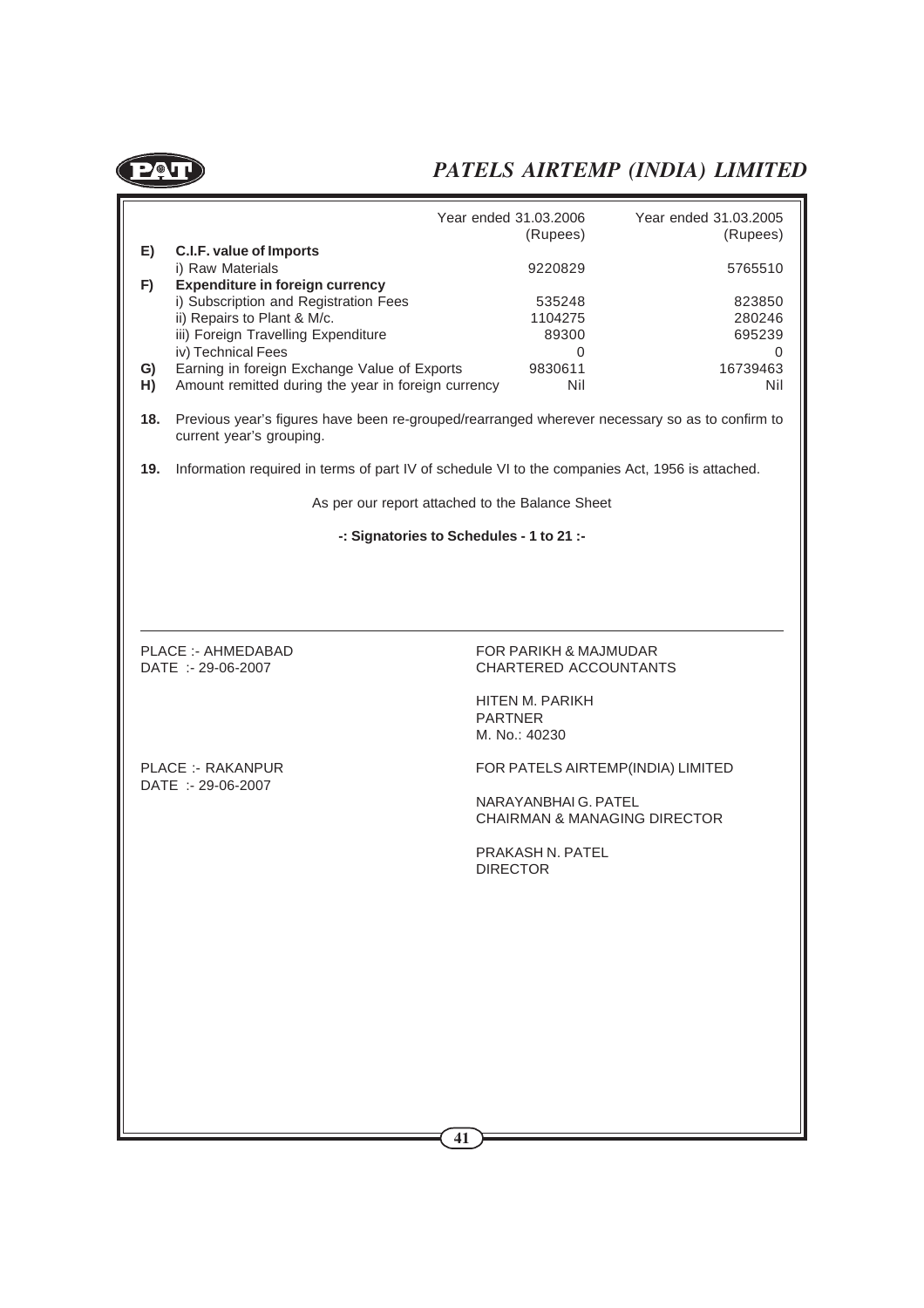| | | Year ended 31.03.2006 (Rupees) | Year ended 31.03.2005 (Rupees) |
|---|---|---|---|
| **E)** | **C.I.F. value of Imports** | | |
| | i) Raw Materials | 9220829 | 5765510 |
| **F)** | **Expenditure in foreign currency** | | |
| | i) Subscription and Registration Fees | 535248 | 823850 |
| | ii) Repairs to Plant & M/c. | 1104275 | 280246 |
| | iii) Foreign Travelling Expenditure | 89300 | 695239 |
| | iv) Technical Fees | 0 | 0 |
| **G)** | Earning in foreign Exchange Value of Exports | 9830611 | 16739463 |
| **H)** | Amount remitted during the year in foreign currency | Nil | Nil |

**18.** Previous year's figures have been re-grouped/rearranged wherever necessary so as to confirm to current year's grouping.

**19.** Information required in terms of part IV of schedule VI to the companies Act, 1956 is attached.

As per our report attached to the Balance Sheet

**-: Signatories to Schedules - 1 to 21 :-**

PLACE :- AHMEDABAD
DATE :- 29-06-2007

FOR PARIKH & MAJMUDAR
CHARTERED ACCOUNTANTS

HITEN M. PARIKH
PARTNER
M. No.: 40230

PLACE :- RAKANPUR
DATE :- 29-06-2007

FOR PATELS AIRTEMP(INDIA) LIMITED

NARAYANBHAI G. PATEL
CHAIRMAN & MANAGING DIRECTOR

PRAKASH N. PATEL
DIRECTOR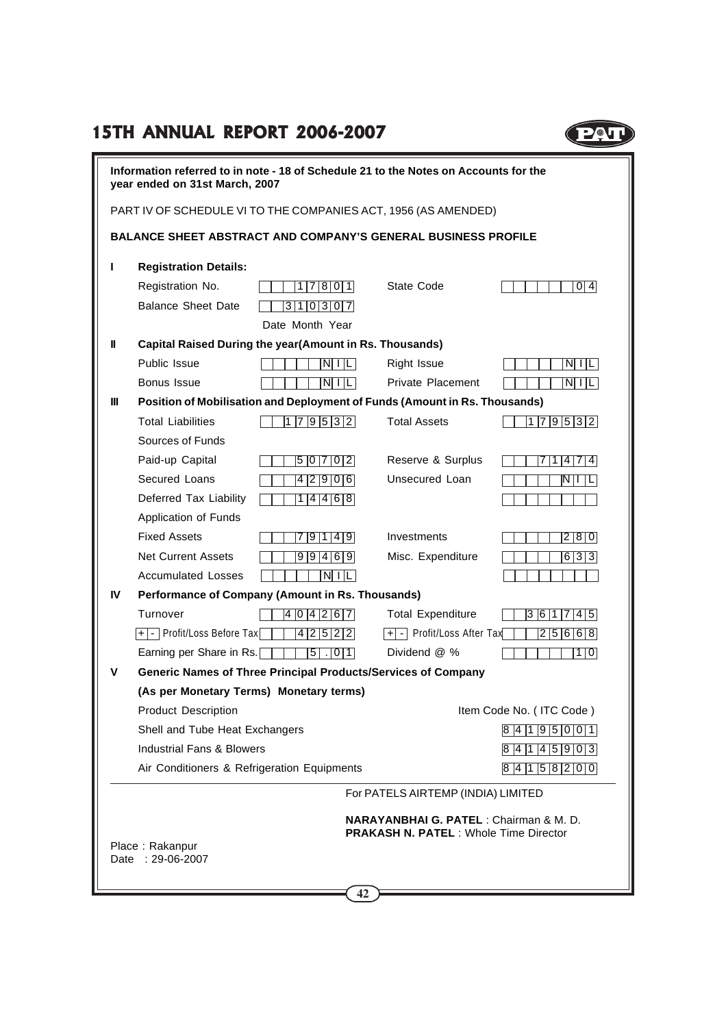**Information referred to in note - 18 of Schedule 21 to the Notes on Accounts for the year ended on 31st March, 2007**

PART IV OF SCHEDULE VI TO THE COMPANIES ACT, 1956 (AS AMENDED)

**BALANCE SHEET ABSTRACT AND COMPANY'S GENERAL BUSINESS PROFILE**

| | | | | |
|---|---|---|---|---|
| **I** | **Registration Details:** | | | |
| | Registration No. | 17801 | State Code | 04 |
| | Balance Sheet Date | 310307 | | |
| | | Date Month Year | | |
| **II** | **Capital Raised During the year(Amount in Rs. Thousands)** | | | |
| | Public Issue | NIL | Right Issue | NIL |
| | Bonus Issue | NIL | Private Placement | NIL |
| **III** | **Position of Mobilisation and Deployment of Funds (Amount in Rs. Thousands)** | | | |
| | Total Liabilities | 179532 | Total Assets | 179532 |
| | Sources of Funds | | | |
| | Paid-up Capital | 50702 | Reserve & Surplus | 71474 |
| | Secured Loans | 42906 | Unsecured Loan | NIL |
| | Deferred Tax Liability | 14468 | | |
| | Application of Funds | | | |
| | Fixed Assets | 79149 | Investments | 280 |
| | Net Current Assets | 99469 | Misc. Expenditure | 633 |
| | Accumulated Losses | NIL | | |
| **IV** | **Performance of Company (Amount in Rs. Thousands)** | | | |
| | Turnover | 404267 | Total Expenditure | 361745 |
| | + - Profit/Loss Before Tax | 42522 | + - Profit/Loss After Tax | 25668 |
| | Earning per Share in Rs. | 5.01 | Dividend @ % | 10 |
| **V** | **Generic Names of Three Principal Products/Services of Company** | | | |
| | **(As per Monetary Terms) Monetary terms)** | | | |
| | Product Description | | | Item Code No. ( ITC Code ) |
| | Shell and Tube Heat Exchangers | | | 84195001 |
| | Industrial Fans & Blowers | | | 84145903 |
| | Air Conditioners & Refrigeration Equipments | | | 84158200 |

For PATELS AIRTEMP (INDIA) LIMITED

**NARAYANBHAI G. PATEL** : Chairman & M. D.
**PRAKASH N. PATEL** : Whole Time Director

Place : Rakanpur
Date : 29-06-2007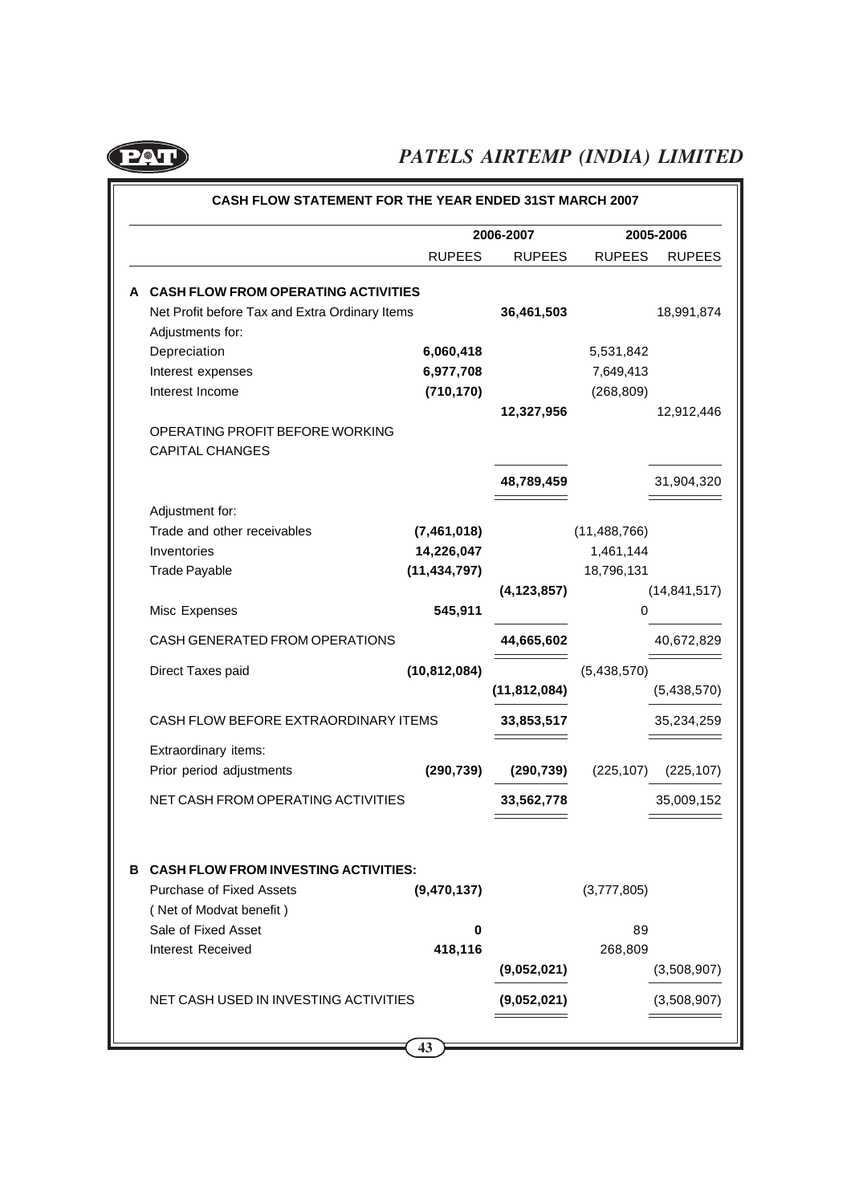## CASH FLOW STATEMENT FOR THE YEAR ENDED 31ST MARCH 2007

| | | 2006-2007 | | 2005-2006 | |
|---|---|---|---|---|---|
| | | RUPEES | RUPEES | RUPEES | RUPEES |
| **A** | **CASH FLOW FROM OPERATING ACTIVITIES** | | | | |
| | Net Profit before Tax and Extra Ordinary Items | | **36,461,503** | | 18,991,874 |
| | Adjustments for: | | | | |
| | Depreciation | **6,060,418** | | 5,531,842 | |
| | Interest expenses | **6,977,708** | | 7,649,413 | |
| | Interest Income | **(710,170)** | | (268,809) | |
| | | | **12,327,956** | | 12,912,446 |
| | OPERATING PROFIT BEFORE WORKING CAPITAL CHANGES | | | | |
| | | | **48,789,459** | | 31,904,320 |
| | Adjustment for: | | | | |
| | Trade and other receivables | **(7,461,018)** | | (11,488,766) | |
| | Inventories | **14,226,047** | | 1,461,144 | |
| | Trade Payable | **(11,434,797)** | | 18,796,131 | |
| | | | **(4,123,857)** | | (14,841,517) |
| | Misc Expenses | **545,911** | | 0 | |
| | CASH GENERATED FROM OPERATIONS | | **44,665,602** | | 40,672,829 |
| | Direct Taxes paid | **(10,812,084)** | | (5,438,570) | |
| | | | **(11,812,084)** | | (5,438,570) |
| | CASH FLOW BEFORE EXTRAORDINARY ITEMS | | **33,853,517** | | 35,234,259 |
| | Extraordinary items: | | | | |
| | Prior period adjustments | **(290,739)** | **(290,739)** | (225,107) | (225,107) |
| | NET CASH FROM OPERATING ACTIVITIES | | **33,562,778** | | 35,009,152 |
| **B** | **CASH FLOW FROM INVESTING ACTIVITIES:** | | | | |
| | Purchase of Fixed Assets (Net of Modvat benefit) | **(9,470,137)** | | (3,777,805) | |
| | Sale of Fixed Asset | **0** | | 89 | |
| | Interest Received | **418,116** | | 268,809 | |
| | | | **(9,052,021)** | | (3,508,907) |
| | NET CASH USED IN INVESTING ACTIVITIES | | **(9,052,021)** | | (3,508,907) |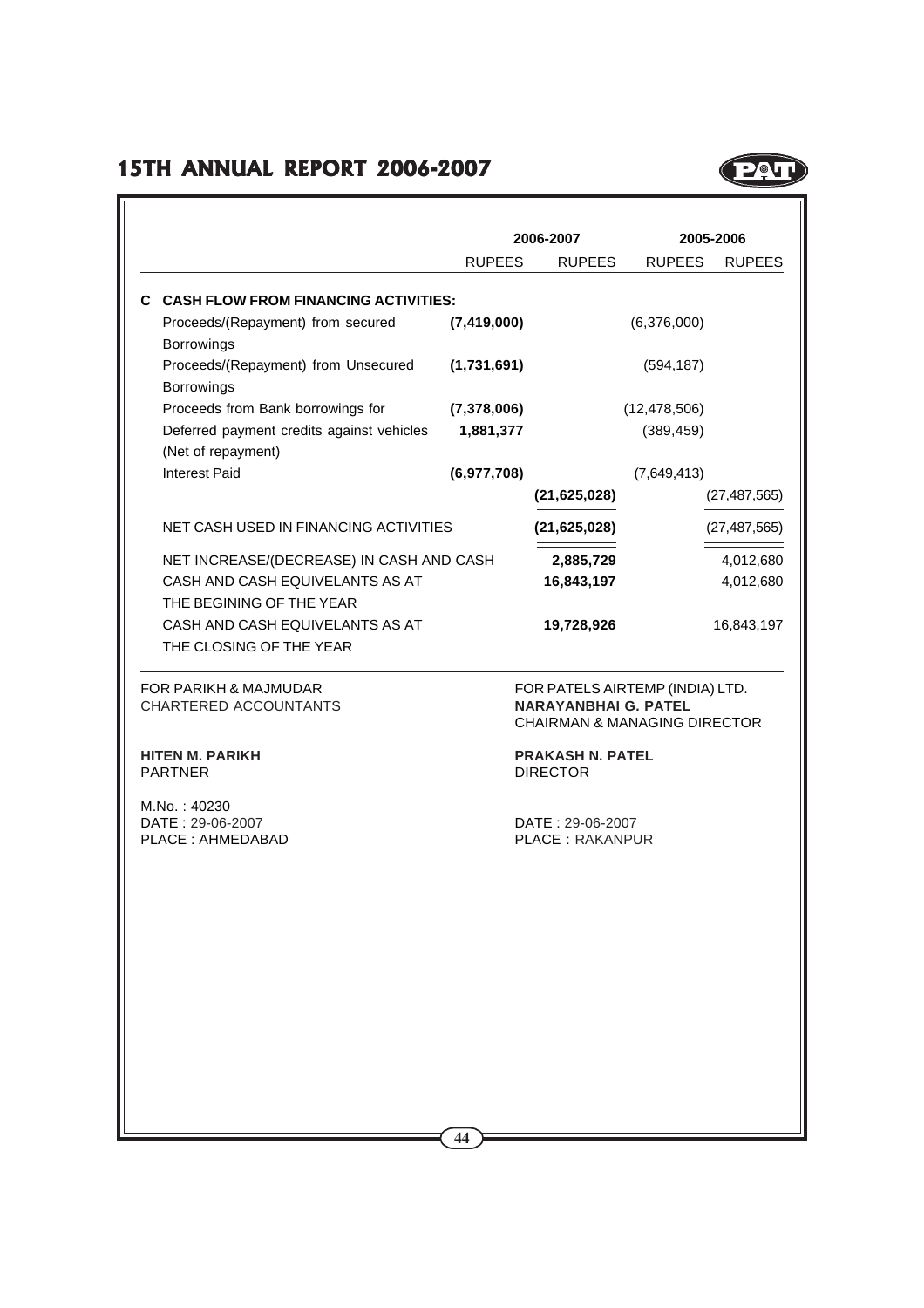| | 2006-2007 | | 2005-2006 | |
|---|---|---|---|---|
| | RUPEES | RUPEES | RUPEES | RUPEES |
| **C CASH FLOW FROM FINANCING ACTIVITIES:** | | | | |
| Proceeds/(Repayment) from secured Borrowings | **(7,419,000)** | | (6,376,000) | |
| Proceeds/(Repayment) from Unsecured Borrowings | **(1,731,691)** | | (594,187) | |
| Proceeds from Bank borrowings for | **(7,378,006)** | | (12,478,506) | |
| Deferred payment credits against vehicles (Net of repayment) | **1,881,377** | | (389,459) | |
| Interest Paid | **(6,977,708)** | | (7,649,413) | |
| | | **(21,625,028)** | | (27,487,565) |
| NET CASH USED IN FINANCING ACTIVITIES | | **(21,625,028)** | | (27,487,565) |
| NET INCREASE/(DECREASE) IN CASH AND CASH | | **2,885,729** | | 4,012,680 |
| CASH AND CASH EQUIVELANTS AS AT THE BEGINING OF THE YEAR | | **16,843,197** | | 4,012,680 |
| CASH AND CASH EQUIVELANTS AS AT THE CLOSING OF THE YEAR | | **19,728,926** | | 16,843,197 |

FOR PARIKH & MAJMUDAR
CHARTERED ACCOUNTANTS

**HITEN M. PARIKH**
PARTNER

M.No. : 40230
DATE : 29-06-2007
PLACE : AHMEDABAD

FOR PATELS AIRTEMP (INDIA) LTD.
**NARAYANBHAI G. PATEL**
CHAIRMAN & MANAGING DIRECTOR

**PRAKASH N. PATEL**
DIRECTOR

DATE : 29-06-2007
PLACE : RAKANPUR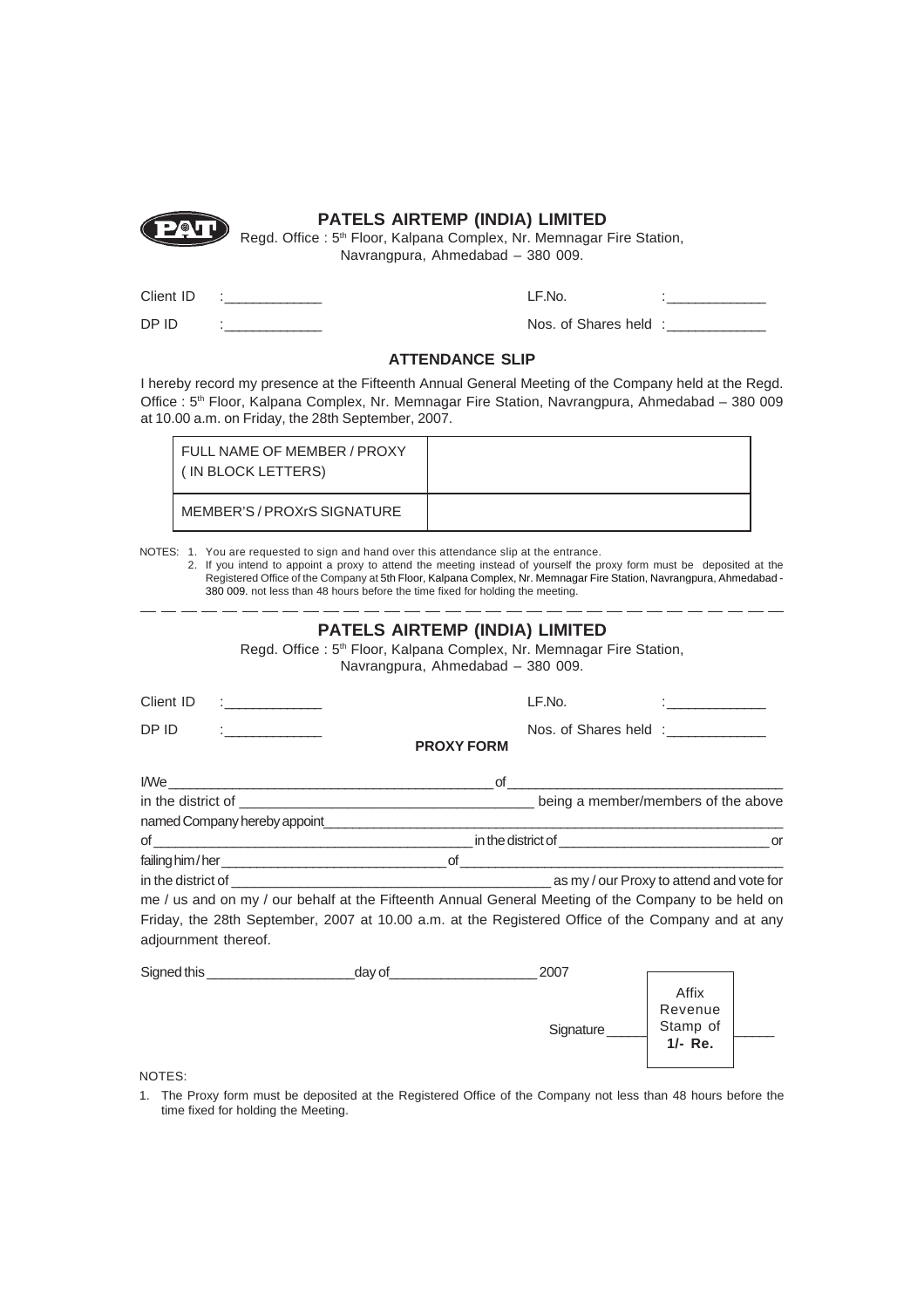## PATELS AIRTEMP (INDIA) LIMITED

Regd. Office : 5th Floor, Kalpana Complex, Nr. Memnagar Fire Station, Navrangpura, Ahmedabad – 380 009.

Client ID :____________ LF.No. :____________

DP ID :____________ Nos. of Shares held :____________

### ATTENDANCE SLIP

I hereby record my presence at the Fifteenth Annual General Meeting of the Company held at the Regd. Office : 5th Floor, Kalpana Complex, Nr. Memnagar Fire Station, Navrangpura, Ahmedabad – 380 009 at 10.00 a.m. on Friday, the 28th September, 2007.

| FULL NAME OF MEMBER / PROXY ( IN BLOCK LETTERS) | |
|---|---|
| MEMBER'S / PROXrS SIGNATURE | |

NOTES: 1. You are requested to sign and hand over this attendance slip at the entrance.

2. If you intend to appoint a proxy to attend the meeting instead of yourself the proxy form must be deposited at the Registered Office of the Company at 5th Floor, Kalpana Complex, Nr. Memnagar Fire Station, Navrangpura, Ahmedabad - 380 009. not less than 48 hours before the time fixed for holding the meeting.

---

## PATELS AIRTEMP (INDIA) LIMITED

Regd. Office : 5th Floor, Kalpana Complex, Nr. Memnagar Fire Station, Navrangpura, Ahmedabad – 380 009.

Client ID :____________ LF.No. :____________

DP ID :____________ Nos. of Shares held :____________

### PROXY FORM

I/We ____________________________________________ of ____________________________________

in the district of ____________________________________ being a member/members of the above named Company hereby appoint_______________________________________________________________

of ____________________________________________ in the district of ____________________________ or

failing him / her ______________________________ of ____________________________________________

in the district of ____________________________________________ as my / our Proxy to attend and vote for me / us and on my / our behalf at the Fifteenth Annual General Meeting of the Company to be held on Friday, the 28th September, 2007 at 10.00 a.m. at the Registered Office of the Company and at any adjournment thereof.

Signed this ___________________ day of ___________________ 2007

Signature _____ Affix Revenue Stamp of **1/- Re.** _____

NOTES:

1. The Proxy form must be deposited at the Registered Office of the Company not less than 48 hours before the time fixed for holding the Meeting.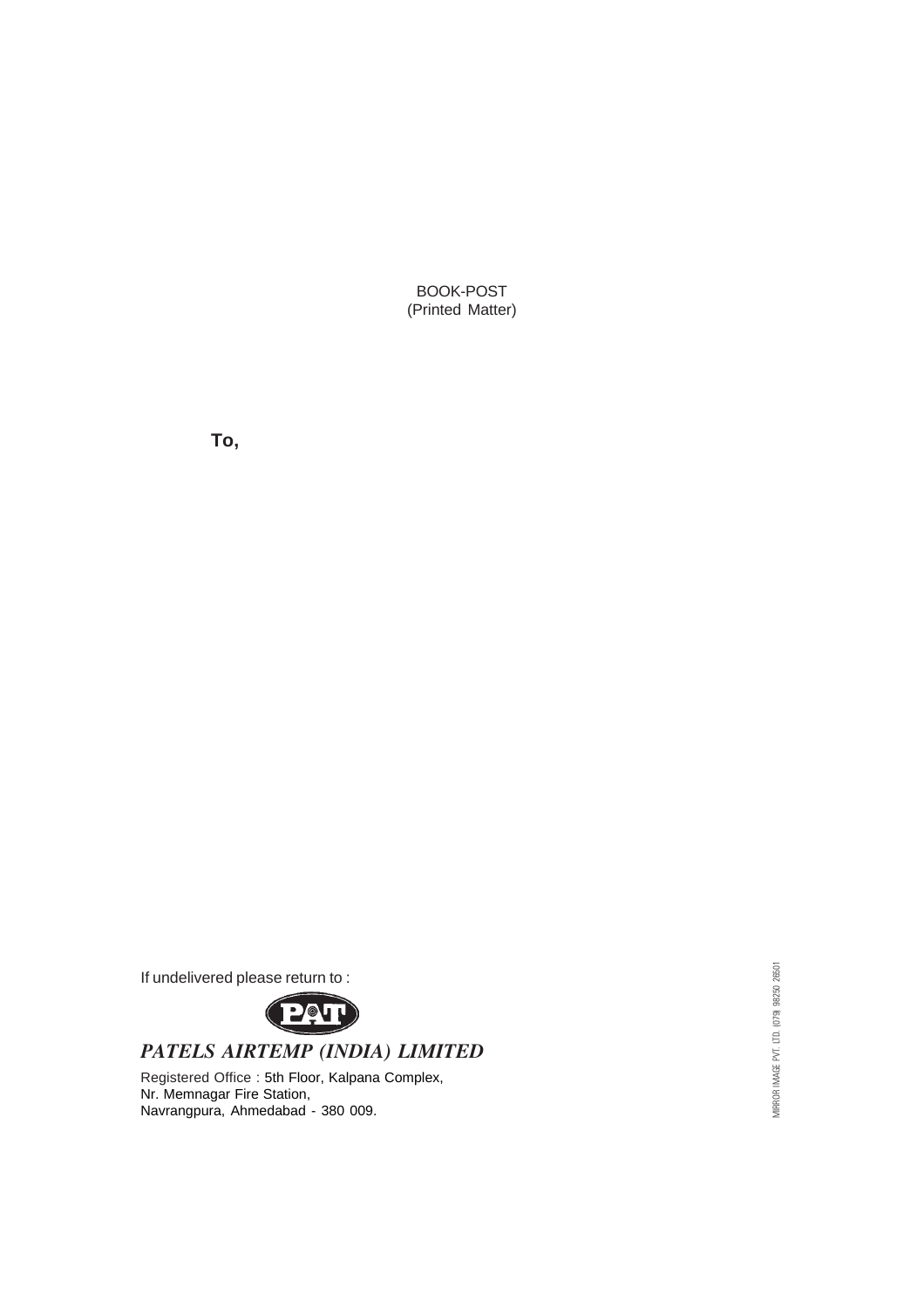BOOK-POST
(Printed Matter)

**To,**

If undelivered please return to :

PAT

*PATELS AIRTEMP (INDIA) LIMITED*

Registered Office : 5th Floor, Kalpana Complex,
Nr. Memnagar Fire Station,
Navrangpura, Ahmedabad - 380 009.

MIRROR IMAGE PVT. LTD. (079) 98250 26501